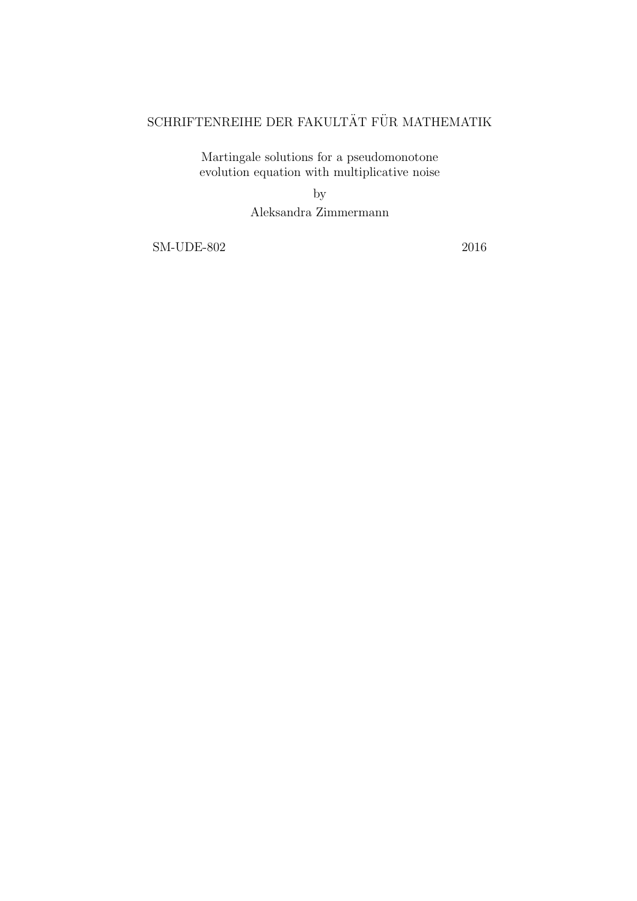SCHRIFTENREIHE DER FAKULTÄT FÜR MATHEMATIK

# Martingale solutions for a pseudomonotone evolution equation with multiplicative noise

by

Aleksandra Zimmermann

SM-UDE-802 2016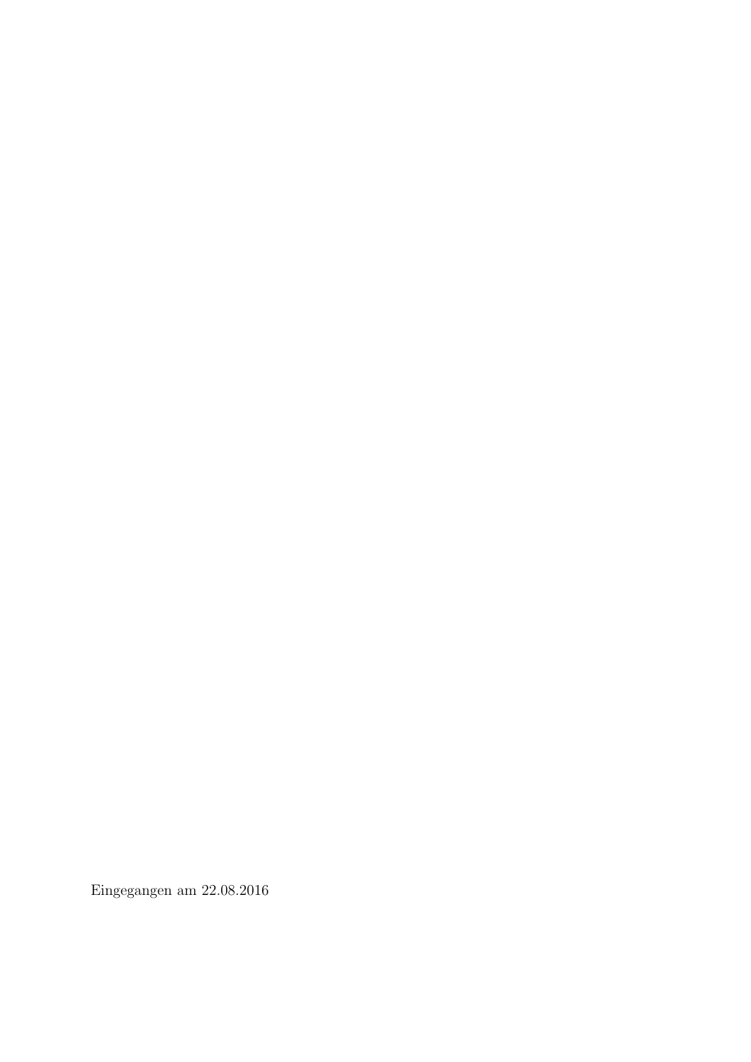Eingegangen am 22.08.2016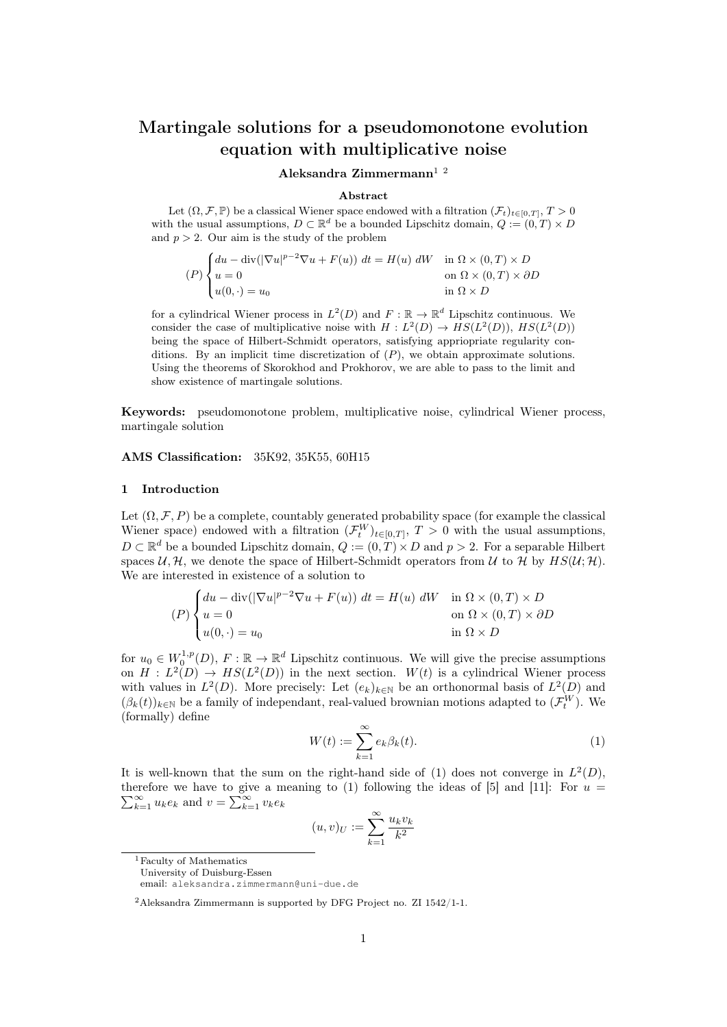# Martingale solutions for a pseudomonotone evolution equation with multiplicative noise

**Aleksandra Zimmermann**[1] [2]

**Abstract**

Let $(\Omega, \mathcal{F}, \mathbb{P})$ be a classical Wiener space endowed with a filtration $(\mathcal{F}_t)_{t\in[0,T]}$, $T > 0$ with the usual assumptions, $D \subset \mathbb{R}^d$ be a bounded Lipschitz domain, $Q := (0, T) \times D$ and $p > 2$. Our aim is the study of the problem

$$(P) \begin{cases} du - \operatorname{div}(|\nabla u|^{p-2}\nabla u + F(u))\ dt = H(u)\ dW & \text{in } \Omega \times (0,T) \times D \\ u = 0 & \text{on } \Omega \times (0,T) \times \partial D \\ u(0,\cdot) = u_0 & \text{in } \Omega \times D \end{cases}$$

for a cylindrical Wiener process in $L^2(D)$ and $F : \mathbb{R} \to \mathbb{R}^d$ Lipschitz continuous. We consider the case of multiplicative noise with $H : L^2(D) \to HS(L^2(D))$, $HS(L^2(D))$ being the space of Hilbert-Schmidt operators, satisfying appriopriate regularity conditions. By an implicit time discretization of $(P)$, we obtain approximate solutions. Using the theorems of Skorokhod and Prokhorov, we are able to pass to the limit and show existence of martingale solutions.

**Keywords:** pseudomonotone problem, multiplicative noise, cylindrical Wiener process, martingale solution

**AMS Classification:** 35K92, 35K55, 60H15

## 1 Introduction

Let $(\Omega, \mathcal{F}, P)$ be a complete, countably generated probability space (for example the classical Wiener space) endowed with a filtration $(\mathcal{F}^W_t)_{t\in[0,T]}$, $T > 0$ with the usual assumptions, $D \subset \mathbb{R}^d$ be a bounded Lipschitz domain, $Q := (0,T) \times D$ and $p > 2$. For a separable Hilbert spaces $\mathcal{U}, \mathcal{H}$, we denote the space of Hilbert-Schmidt operators from $\mathcal{U}$ to $\mathcal{H}$ by $HS(\mathcal{U}; \mathcal{H})$. We are interested in existence of a solution to

$$(P) \begin{cases} du - \operatorname{div}(|\nabla u|^{p-2}\nabla u + F(u))\ dt = H(u)\ dW & \text{in } \Omega \times (0,T) \times D \\ u = 0 & \text{on } \Omega \times (0,T) \times \partial D \\ u(0,\cdot) = u_0 & \text{in } \Omega \times D \end{cases}$$

for $u_0 \in W^{1,p}_0(D)$, $F : \mathbb{R} \to \mathbb{R}^d$ Lipschitz continuous. We will give the precise assumptions on $H : L^2(D) \to HS(L^2(D))$ in the next section. $W(t)$ is a cylindrical Wiener process with values in $L^2(D)$. More precisely: Let $(e_k)_{k\in\mathbb{N}}$ be an orthonormal basis of $L^2(D)$ and $(\beta_k(t))_{k\in\mathbb{N}}$ be a family of independant, real-valued brownian motions adapted to $(\mathcal{F}^W_t)$. We (formally) define

$$W(t) := \sum_{k=1}^{\infty} e_k \beta_k(t). \tag{1}$$

It is well-known that the sum on the right-hand side of (1) does not converge in $L^2(D)$, therefore we have to give a meaning to (1) following the ideas of [5] and [11]: For $u = \sum_{k=1}^{\infty} u_k e_k$ and $v = \sum_{k=1}^{\infty} v_k e_k$

$$(u, v)_U := \sum_{k=1}^{\infty} \frac{u_k v_k}{k^2}$$

---

[1] Faculty of Mathematics
University of Duisburg-Essen
email: aleksandra.zimmermann@uni-due.de

[2] Aleksandra Zimmermann is supported by DFG Project no. ZI 1542/1-1.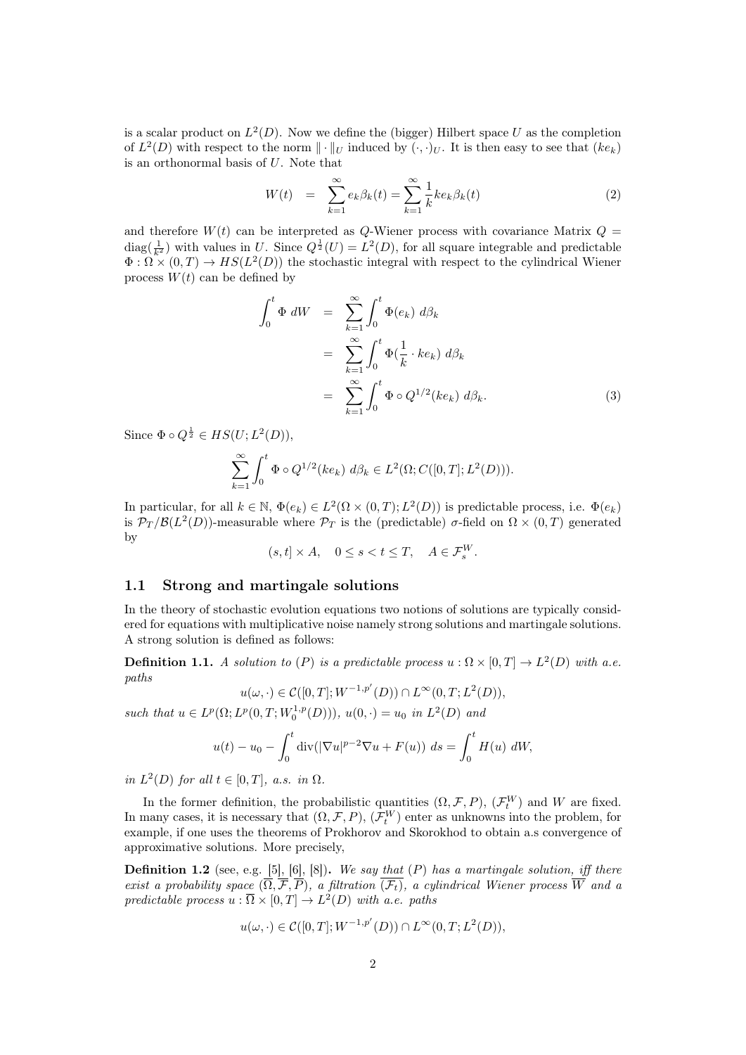is a scalar product on $L^2(D)$. Now we define the (bigger) Hilbert space $U$ as the completion of $L^2(D)$ with respect to the norm $\|\cdot\|_U$ induced by $(\cdot,\cdot)_U$. It is then easy to see that $(ke_k)$ is an orthonormal basis of $U$. Note that

$$
W(t) \quad = \quad \sum_{k=1}^{\infty} e_k \beta_k(t) = \sum_{k=1}^{\infty} \frac{1}{k} k e_k \beta_k(t) \tag{2}
$$

and therefore $W(t)$ can be interpreted as $Q$-Wiener process with covariance Matrix $Q = \operatorname{diag}(\frac{1}{k^2})$ with values in $U$. Since $Q^{\frac{1}{2}}(U) = L^2(D)$, for all square integrable and predictable $\Phi : \Omega \times (0,T) \to HS(L^2(D))$ the stochastic integral with respect to the cylindrical Wiener process $W(t)$ can be defined by

$$
\begin{aligned}
\int_0^t \Phi \; dW \quad &= \quad \sum_{k=1}^{\infty} \int_0^t \Phi(e_k) \; d\beta_k \\
&= \quad \sum_{k=1}^{\infty} \int_0^t \Phi(\frac{1}{k} \cdot k e_k) \; d\beta_k \\
&= \quad \sum_{k=1}^{\infty} \int_0^t \Phi \circ Q^{1/2}(k e_k) \; d\beta_k.
\end{aligned} \tag{3}
$$

Since $\Phi \circ Q^{\frac{1}{2}} \in HS(U; L^2(D))$,

$$
\sum_{k=1}^{\infty} \int_0^t \Phi \circ Q^{1/2}(k e_k) \; d\beta_k \in L^2(\Omega; C([0,T]; L^2(D))).
$$

In particular, for all $k \in \mathbb{N}$, $\Phi(e_k) \in L^2(\Omega \times (0,T); L^2(D))$ is predictable process, i.e. $\Phi(e_k)$ is $\mathcal{P}_T/\mathcal{B}(L^2(D))$-measurable where $\mathcal{P}_T$ is the (predictable) $\sigma$-field on $\Omega \times (0,T)$ generated by

$$
(s,t] \times A, \quad 0 \le s < t \le T, \quad A \in \mathcal{F}_s^W.
$$

## 1.1 Strong and martingale solutions

In the theory of stochastic evolution equations two notions of solutions are typically considered for equations with multiplicative noise namely strong solutions and martingale solutions. A strong solution is defined as follows:

**Definition 1.1.** *A solution to $(P)$ is a predictable process $u : \Omega \times [0,T] \to L^2(D)$ with a.e. paths*

$$
u(\omega, \cdot) \in \mathcal{C}([0,T]; W^{-1,p'}(D)) \cap L^\infty(0,T; L^2(D)),
$$

*such that $u \in L^p(\Omega; L^p(0,T; W_0^{1,p}(D)))$, $u(0,\cdot) = u_0$ in $L^2(D)$ and*

$$
u(t) - u_0 - \int_0^t \operatorname{div}(|\nabla u|^{p-2} \nabla u + F(u)) \; ds = \int_0^t H(u) \; dW,
$$

*in $L^2(D)$ for all $t \in [0,T]$, a.s. in $\Omega$.*

In the former definition, the probabilistic quantities $(\Omega, \mathcal{F}, P)$, $(\mathcal{F}_t^W)$ and $W$ are fixed. In many cases, it is necessary that $(\Omega, \mathcal{F}, P)$, $(\mathcal{F}_t^W)$ enter as unknowns into the problem, for example, if one uses the theorems of Prokhorov and Skorokhod to obtain a.s convergence of approximative solutions. More precisely,

**Definition 1.2** (see, e.g. [5], [6], [8])**.** *We say that $(P)$ has a martingale solution, iff there exist a probability space $(\overline{\Omega}, \overline{\mathcal{F}}, \overline{P})$, a filtration $\overline{(\mathcal{F}_t)}$, a cylindrical Wiener process $\overline{W}$ and a predictable process $u : \overline{\Omega} \times [0,T] \to L^2(D)$ with a.e. paths*

$$
u(\omega, \cdot) \in \mathcal{C}([0,T]; W^{-1,p'}(D)) \cap L^\infty(0,T; L^2(D)),
$$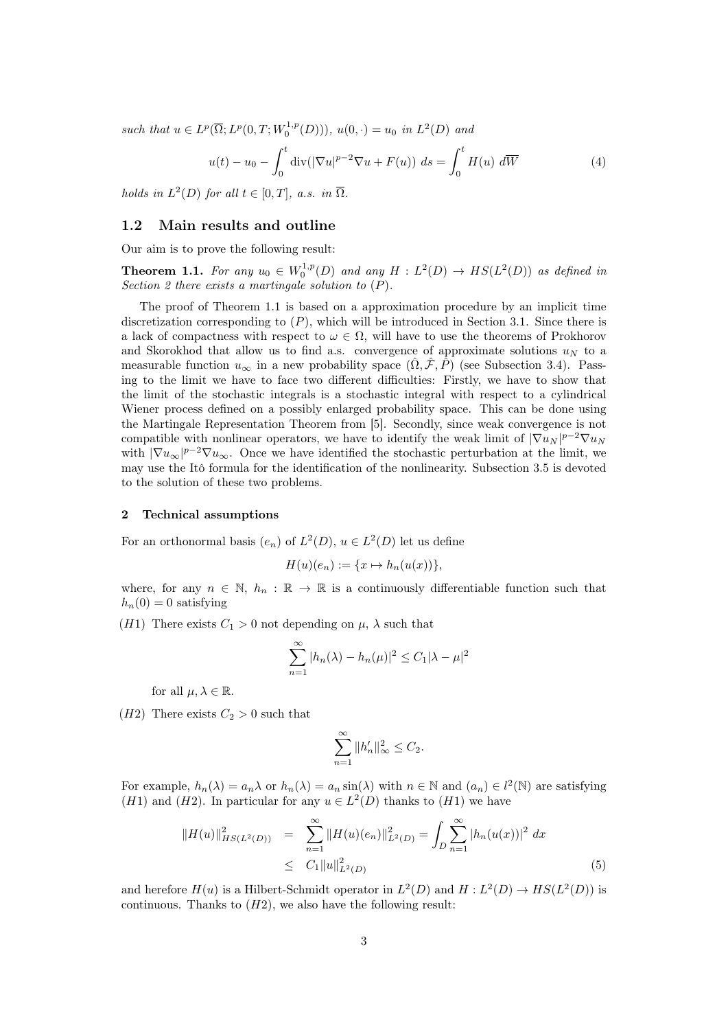*such that* $u \in L^p(\overline{\Omega}; L^p(0,T; W_0^{1,p}(D)))$, $u(0,\cdot) = u_0$ *in* $L^2(D)$ *and*

$$u(t) - u_0 - \int_0^t \operatorname{div}(|\nabla u|^{p-2}\nabla u + F(u))\, ds = \int_0^t H(u)\, d\overline{W} \tag{4}$$

*holds in* $L^2(D)$ *for all* $t \in [0,T]$*, a.s. in* $\overline{\Omega}$.

## 1.2 Main results and outline

Our aim is to prove the following result:

**Theorem 1.1.** *For any* $u_0 \in W_0^{1,p}(D)$ *and any* $H : L^2(D) \to HS(L^2(D))$ *as defined in Section 2 there exists a martingale solution to* $(P)$.

The proof of Theorem 1.1 is based on a approximation procedure by an implicit time discretization corresponding to $(P)$, which will be introduced in Section 3.1. Since there is a lack of compactness with respect to $\omega \in \Omega$, will have to use the theorems of Prokhorov and Skorokhod that allow us to find a.s. convergence of approximate solutions $u_N$ to a measurable function $u_\infty$ in a new probability space $(\hat{\Omega}, \hat{\mathcal{F}}, \hat{P})$ (see Subsection 3.4). Passing to the limit we have to face two different difficulties: Firstly, we have to show that the limit of the stochastic integrals is a stochastic integral with respect to a cylindrical Wiener process defined on a possibly enlarged probability space. This can be done using the Martingale Representation Theorem from [5]. Secondly, since weak convergence is not compatible with nonlinear operators, we have to identify the weak limit of $|\nabla u_N|^{p-2}\nabla u_N$ with $|\nabla u_\infty|^{p-2}\nabla u_\infty$. Once we have identified the stochastic perturbation at the limit, we may use the Itô formula for the identification of the nonlinearity. Subsection 3.5 is devoted to the solution of these two problems.

## 2 Technical assumptions

For an orthonormal basis $(e_n)$ of $L^2(D)$, $u \in L^2(D)$ let us define

$$H(u)(e_n) := \{x \mapsto h_n(u(x))\},$$

where, for any $n \in \mathbb{N}$, $h_n : \mathbb{R} \to \mathbb{R}$ is a continuously differentiable function such that $h_n(0) = 0$ satisfying

$(H1)$ There exists $C_1 > 0$ not depending on $\mu$, $\lambda$ such that

$$\sum_{n=1}^{\infty} |h_n(\lambda) - h_n(\mu)|^2 \le C_1 |\lambda - \mu|^2$$

for all $\mu, \lambda \in \mathbb{R}$.

$(H2)$ There exists $C_2 > 0$ such that

$$\sum_{n=1}^{\infty} \|h_n'\|_\infty^2 \le C_2.$$

For example, $h_n(\lambda) = a_n\lambda$ or $h_n(\lambda) = a_n \sin(\lambda)$ with $n \in \mathbb{N}$ and $(a_n) \in l^2(\mathbb{N})$ are satisfying $(H1)$ and $(H2)$. In particular for any $u \in L^2(D)$ thanks to $(H1)$ we have

$$\begin{aligned}
\|H(u)\|^2_{HS(L^2(D))} &= \sum_{n=1}^{\infty} \|H(u)(e_n)\|^2_{L^2(D)} = \int_D \sum_{n=1}^{\infty} |h_n(u(x))|^2\, dx \\
&\le C_1 \|u\|^2_{L^2(D)}
\end{aligned} \tag{5}$$

and herefore $H(u)$ is a Hilbert-Schmidt operator in $L^2(D)$ and $H : L^2(D) \to HS(L^2(D))$ is continuous. Thanks to $(H2)$, we also have the following result: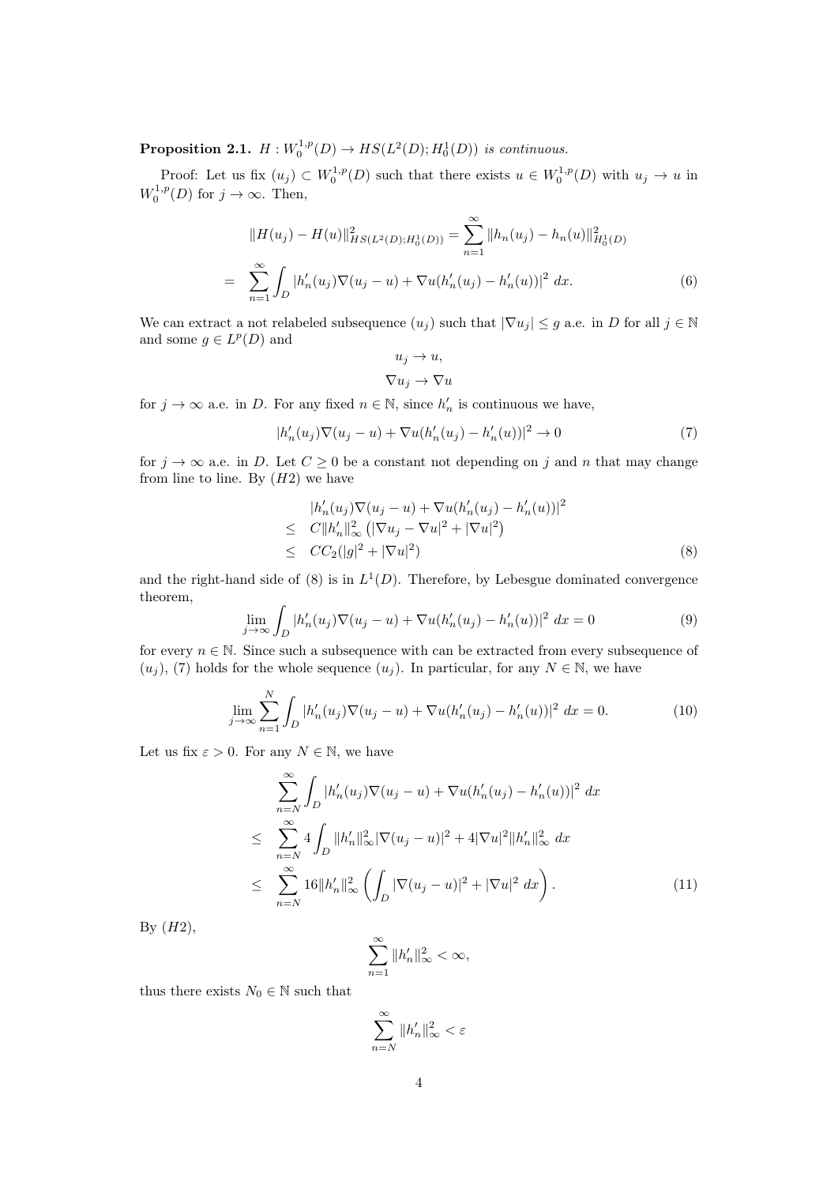**Proposition 2.1.** *$H : W_0^{1,p}(D) \to HS(L^2(D); H_0^1(D))$ is continuous.*

Proof: Let us fix $(u_j) \subset W_0^{1,p}(D)$ such that there exists $u \in W_0^{1,p}(D)$ with $u_j \to u$ in $W_0^{1,p}(D)$ for $j \to \infty$. Then,

$$
\begin{aligned}
\|H(u_j) - H(u)\|^2_{HS(L^2(D);H_0^1(D))} &= \sum_{n=1}^{\infty} \|h_n(u_j) - h_n(u)\|^2_{H_0^1(D)} \\
= \quad \sum_{n=1}^{\infty} \int_D |h_n'(u_j)\nabla(u_j - u) &+ \nabla u(h_n'(u_j) - h_n'(u))|^2 \, dx. \qquad (6)
\end{aligned}
$$

We can extract a not relabeled subsequence $(u_j)$ such that $|\nabla u_j| \leq g$ a.e. in $D$ for all $j \in \mathbb{N}$ and some $g \in L^p(D)$ and

$$
\begin{aligned}
u_j &\to u, \\
\nabla u_j &\to \nabla u
\end{aligned}
$$

for $j \to \infty$ a.e. in $D$. For any fixed $n \in \mathbb{N}$, since $h_n'$ is continuous we have,

$$
|h_n'(u_j)\nabla(u_j - u) + \nabla u(h_n'(u_j) - h_n'(u))|^2 \to 0 \qquad (7)
$$

for $j \to \infty$ a.e. in $D$. Let $C \geq 0$ be a constant not depending on $j$ and $n$ that may change from line to line. By $(H2)$ we have

$$
\begin{aligned}
&|h_n'(u_j)\nabla(u_j - u) + \nabla u(h_n'(u_j) - h_n'(u))|^2 \\
\leq \quad & C\|h_n'\|^2_\infty \left(|\nabla u_j - \nabla u|^2 + |\nabla u|^2\right) \\
\leq \quad & CC_2(|g|^2 + |\nabla u|^2) \qquad (8)
\end{aligned}
$$

and the right-hand side of (8) is in $L^1(D)$. Therefore, by Lebesgue dominated convergence theorem,

$$
\lim_{j\to\infty} \int_D |h_n'(u_j)\nabla(u_j - u) + \nabla u(h_n'(u_j) - h_n'(u))|^2 \, dx = 0 \qquad (9)
$$

for every $n \in \mathbb{N}$. Since such a subsequence with can be extracted from every subsequence of $(u_j)$, (7) holds for the whole sequence $(u_j)$. In particular, for any $N \in \mathbb{N}$, we have

$$
\lim_{j\to\infty} \sum_{n=1}^{N} \int_D |h_n'(u_j)\nabla(u_j - u) + \nabla u(h_n'(u_j) - h_n'(u))|^2 \, dx = 0. \qquad (10)
$$

Let us fix $\varepsilon > 0$. For any $N \in \mathbb{N}$, we have

$$
\begin{aligned}
&\sum_{n=N}^{\infty} \int_D |h_n'(u_j)\nabla(u_j - u) + \nabla u(h_n'(u_j) - h_n'(u))|^2 \, dx \\
\leq \quad & \sum_{n=N}^{\infty} 4 \int_D \|h_n'\|^2_\infty |\nabla(u_j - u)|^2 + 4|\nabla u|^2 \|h_n'\|^2_\infty \, dx \\
\leq \quad & \sum_{n=N}^{\infty} 16\|h_n'\|^2_\infty \left( \int_D |\nabla(u_j - u)|^2 + |\nabla u|^2 \, dx \right). \qquad (11)
\end{aligned}
$$

By $(H2)$,

$$
\sum_{n=1}^{\infty} \|h_n'\|^2_\infty < \infty,
$$

thus there exists $N_0 \in \mathbb{N}$ such that

$$
\sum_{n=N}^{\infty} \|h_n'\|^2_\infty < \varepsilon
$$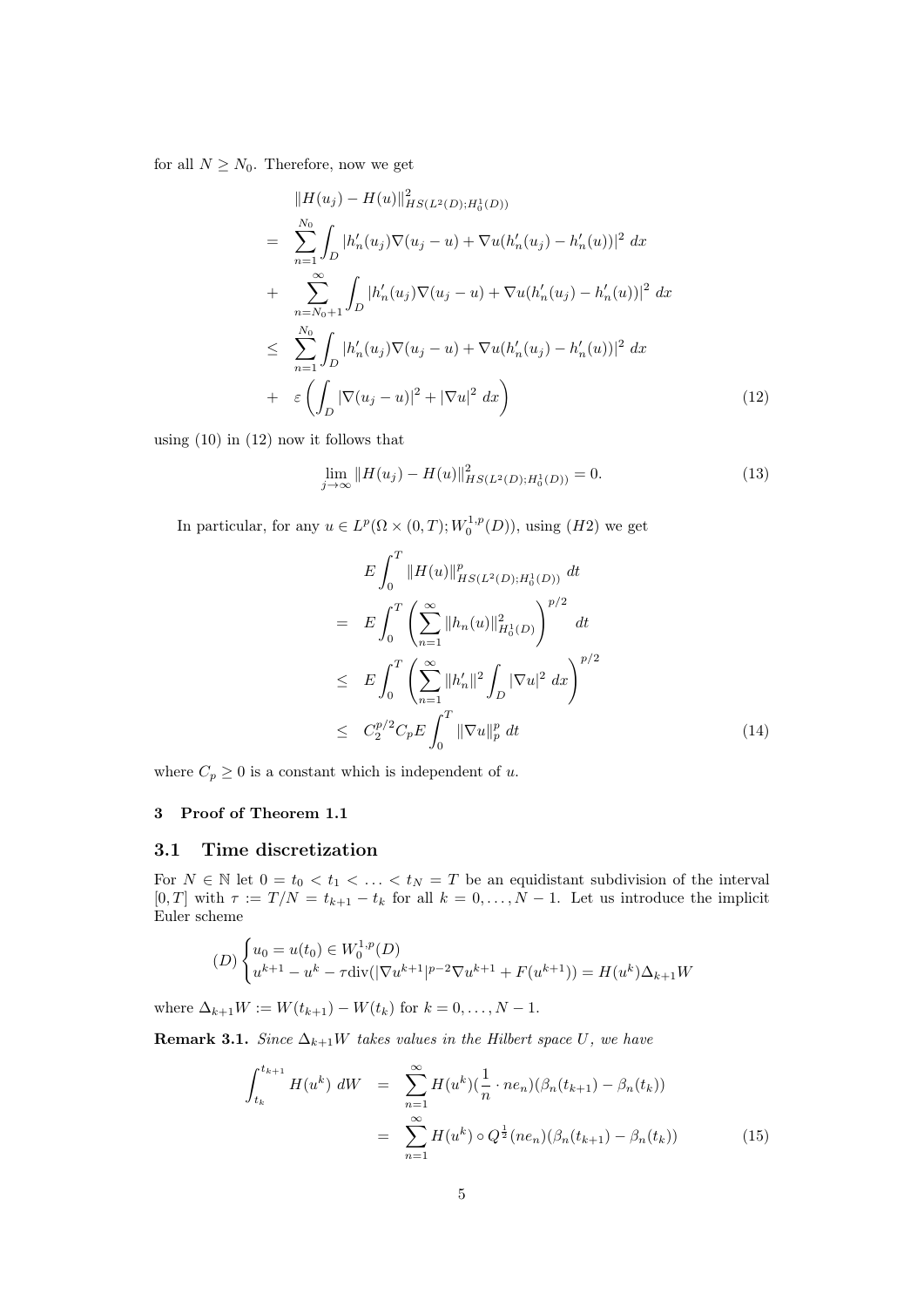for all $N \geq N_0$. Therefore, now we get

$$
\begin{aligned}
& \|H(u_j) - H(u)\|^2_{HS(L^2(D);H_0^1(D))} \\
= & \sum_{n=1}^{N_0} \int_D |h_n'(u_j)\nabla(u_j - u) + \nabla u(h_n'(u_j) - h_n'(u))|^2 \, dx \\
+ & \sum_{n=N_0+1}^{\infty} \int_D |h_n'(u_j)\nabla(u_j - u) + \nabla u(h_n'(u_j) - h_n'(u))|^2 \, dx \\
\leq & \sum_{n=1}^{N_0} \int_D |h_n'(u_j)\nabla(u_j - u) + \nabla u(h_n'(u_j) - h_n'(u))|^2 \, dx \\
+ & \varepsilon \left( \int_D |\nabla(u_j - u)|^2 + |\nabla u|^2 \, dx \right)
\end{aligned}
\tag{12}
$$

using (10) in (12) now it follows that

$$
\lim_{j \to \infty} \|H(u_j) - H(u)\|^2_{HS(L^2(D);H_0^1(D))} = 0. \tag{13}
$$

In particular, for any $u \in L^p(\Omega \times (0,T); W_0^{1,p}(D))$, using $(H2)$ we get

$$
\begin{aligned}
& E \int_0^T \|H(u)\|^p_{HS(L^2(D);H_0^1(D))} \, dt \\
= & E \int_0^T \left( \sum_{n=1}^{\infty} \|h_n(u)\|^2_{H_0^1(D)} \right)^{p/2} dt \\
\leq & E \int_0^T \left( \sum_{n=1}^{\infty} \|h_n'\|^2 \int_D |\nabla u|^2 \, dx \right)^{p/2} \\
\leq & C_2^{p/2} C_p E \int_0^T \|\nabla u\|_p^p \, dt
\end{aligned}
\tag{14}
$$

where $C_p \geq 0$ is a constant which is independent of $u$.

## 3 Proof of Theorem 1.1

### 3.1 Time discretization

For $N \in \mathbb{N}$ let $0 = t_0 < t_1 < \ldots < t_N = T$ be an equidistant subdivision of the interval $[0,T]$ with $\tau := T/N = t_{k+1} - t_k$ for all $k = 0, \ldots, N-1$. Let us introduce the implicit Euler scheme

$$
(D) \begin{cases} u_0 = u(t_0) \in W_0^{1,p}(D) \\ u^{k+1} - u^k - \tau \operatorname{div}(|\nabla u^{k+1}|^{p-2}\nabla u^{k+1} + F(u^{k+1})) = H(u^k)\Delta_{k+1}W \end{cases}
$$

where $\Delta_{k+1}W := W(t_{k+1}) - W(t_k)$ for $k = 0, \ldots, N-1$.

**Remark 3.1.** *Since $\Delta_{k+1}W$ takes values in the Hilbert space $U$, we have*

$$
\begin{aligned}
\int_{t_k}^{t_{k+1}} H(u^k) \, dW &= \sum_{n=1}^{\infty} H(u^k)(\frac{1}{n} \cdot ne_n)(\beta_n(t_{k+1}) - \beta_n(t_k)) \\
&= \sum_{n=1}^{\infty} H(u^k) \circ Q^{\frac{1}{2}}(ne_n)(\beta_n(t_{k+1}) - \beta_n(t_k))
\end{aligned}
\tag{15}
$$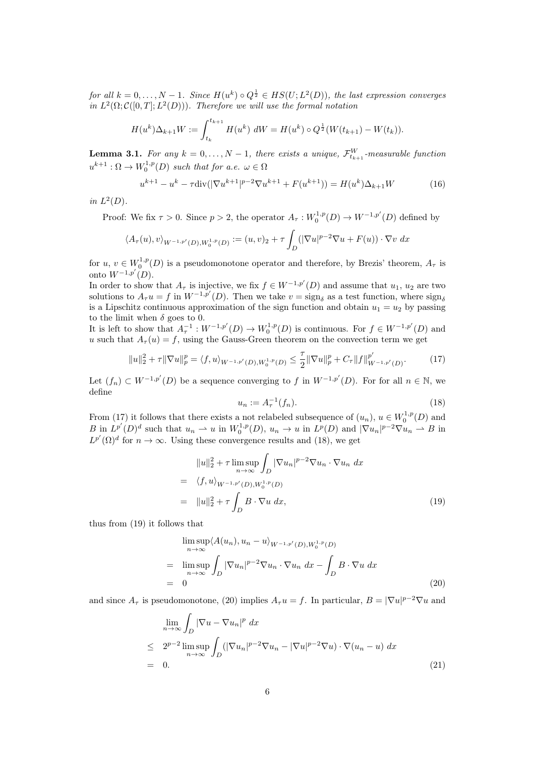*for all $k = 0, \dots, N-1$. Since $H(u^k) \circ Q^{\frac{1}{2}} \in HS(U; L^2(D))$, the last expression converges in $L^2(\Omega; \mathcal{C}([0,T]; L^2(D)))$. Therefore we will use the formal notation*

$$H(u^k)\Delta_{k+1}W := \int_{t_k}^{t_{k+1}} H(u^k)\ dW = H(u^k) \circ Q^{\frac{1}{2}}(W(t_{k+1}) - W(t_k)).$$

**Lemma 3.1.** *For any $k = 0, \dots, N-1$, there exists a unique, $\mathcal{F}^W_{t_{k+1}}$-measurable function $u^{k+1} : \Omega \to W_0^{1,p}(D)$ such that for a.e. $\omega \in \Omega$*

$$u^{k+1} - u^k - \tau \operatorname{div}(|\nabla u^{k+1}|^{p-2}\nabla u^{k+1} + F(u^{k+1})) = H(u^k)\Delta_{k+1}W \tag{16}$$

*in $L^2(D)$.*

Proof: We fix $\tau > 0$. Since $p > 2$, the operator $A_\tau : W_0^{1,p}(D) \to W^{-1,p'}(D)$ defined by

$$\langle A_\tau(u), v\rangle_{W^{-1,p'}(D), W_0^{1,p}(D)} := (u,v)_2 + \tau \int_D (|\nabla u|^{p-2}\nabla u + F(u)) \cdot \nabla v\ dx$$

for $u$, $v \in W_0^{1,p}(D)$ is a pseudomonotone operator and therefore, by Brezis' theorem, $A_\tau$ is onto $W^{-1,p'}(D)$.
In order to show that $A_\tau$ is injective, we fix $f \in W^{-1,p'}(D)$ and assume that $u_1$, $u_2$ are two solutions to $A_\tau u = f$ in $W^{-1,p'}(D)$. Then we take $v = \operatorname{sign}_\delta$ as a test function, where $\operatorname{sign}_\delta$ is a Lipschitz continuous approximation of the sign function and obtain $u_1 = u_2$ by passing to the limit when $\delta$ goes to 0.
It is left to show that $A_\tau^{-1} : W^{-1,p'}(D) \to W_0^{1,p}(D)$ is continuous. For $f \in W^{-1,p'}(D)$ and $u$ such that $A_\tau(u) = f$, using the Gauss-Green theorem on the convection term we get

$$\|u\|_2^2 + \tau\|\nabla u\|_p^p = \langle f, u\rangle_{W^{-1,p'}(D), W_0^{1,p}(D)} \leq \frac{\tau}{2}\|\nabla u\|_p^p + C_\tau \|f\|^{p'}_{W^{-1,p'}(D)}. \tag{17}$$

Let $(f_n) \subset W^{-1,p'}(D)$ be a sequence converging to $f$ in $W^{-1,p'}(D)$. For for all $n \in \mathbb{N}$, we define

$$u_n := A_\tau^{-1}(f_n). \tag{18}$$

From (17) it follows that there exists a not relabeled subsequence of $(u_n)$, $u \in W_0^{1,p}(D)$ and $B$ in $L^{p'}(D)^d$ such that $u_n \rightharpoonup u$ in $W_0^{1,p}(D)$, $u_n \to u$ in $L^p(D)$ and $|\nabla u_n|^{p-2}\nabla u_n \rightharpoonup B$ in $L^{p'}(\Omega)^d$ for $n \to \infty$. Using these convergence results and (18), we get

$$\begin{aligned}
& \|u\|_2^2 + \tau \limsup_{n\to\infty} \int_D |\nabla u_n|^{p-2}\nabla u_n \cdot \nabla u_n\ dx \\
= \quad & \langle f, u\rangle_{W^{-1,p'}(D), W_0^{1,p}(D)} \\
= \quad & \|u\|_2^2 + \tau \int_D B \cdot \nabla u\ dx,
\end{aligned} \tag{19}$$

thus from (19) it follows that

$$\begin{aligned}
& \limsup_{n\to\infty} \langle A(u_n), u_n - u\rangle_{W^{-1,p'}(D), W_0^{1,p}(D)} \\
= \quad & \limsup_{n\to\infty} \int_D |\nabla u_n|^{p-2}\nabla u_n \cdot \nabla u_n\ dx - \int_D B \cdot \nabla u\ dx \\
= \quad & 0
\end{aligned} \tag{20}$$

and since $A_\tau$ is pseudomonotone, (20) implies $A_\tau u = f$. In particular, $B = |\nabla u|^{p-2}\nabla u$ and

$$\begin{aligned}
& \lim_{n\to\infty} \int_D |\nabla u - \nabla u_n|^p\ dx \\
\leq \quad & 2^{p-2} \limsup_{n\to\infty} \int_D (|\nabla u_n|^{p-2}\nabla u_n - |\nabla u|^{p-2}\nabla u) \cdot \nabla(u_n - u)\ dx \\
= \quad & 0.
\end{aligned} \tag{21}$$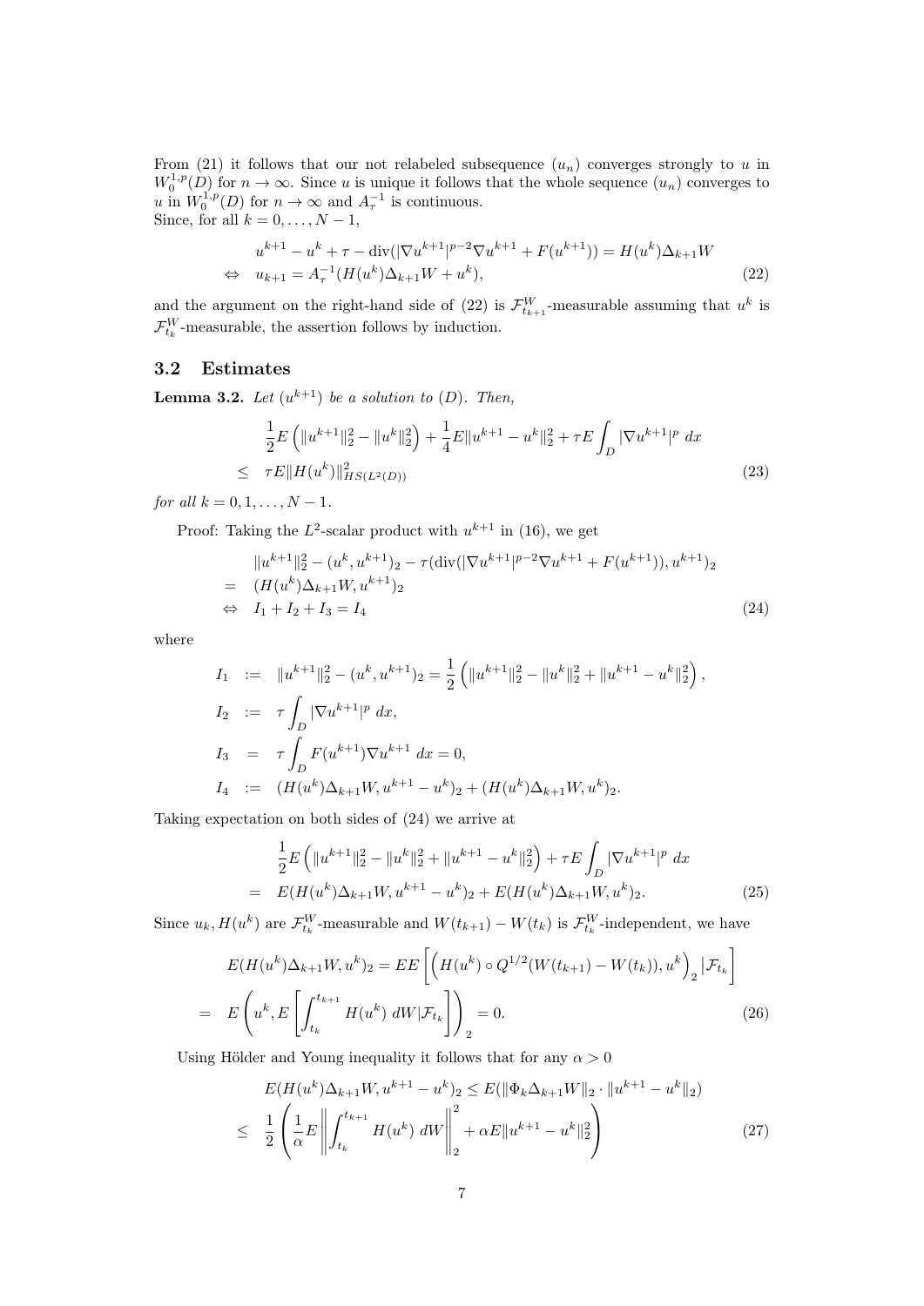From (21) it follows that our not relabeled subsequence $(u_n)$ converges strongly to $u$ in $W_0^{1,p}(D)$ for $n \to \infty$. Since $u$ is unique it follows that the whole sequence $(u_n)$ converges to $u$ in $W_0^{1,p}(D)$ for $n \to \infty$ and $A_\tau^{-1}$ is continuous.
Since, for all $k = 0, \dots, N-1$,

$$
\begin{aligned}
& u^{k+1} - u^k + \tau - \operatorname{div}(|\nabla u^{k+1}|^{p-2}\nabla u^{k+1} + F(u^{k+1})) = H(u^k)\Delta_{k+1}W \\
\Leftrightarrow \quad & u_{k+1} = A_\tau^{-1}(H(u^k)\Delta_{k+1}W + u^k), \qquad (22)
\end{aligned}
$$

and the argument on the right-hand side of (22) is $\mathcal{F}^W_{t_{k+1}}$-measurable assuming that $u^k$ is $\mathcal{F}^W_{t_k}$-measurable, the assertion follows by induction.

### 3.2 Estimates

**Lemma 3.2.** *Let $(u^{k+1})$ be a solution to (D). Then,*

$$
\begin{aligned}
& \frac{1}{2}E\left(\|u^{k+1}\|_2^2 - \|u^k\|_2^2\right) + \frac{1}{4}E\|u^{k+1} - u^k\|_2^2 + \tau E\int_D |\nabla u^{k+1}|^p \, dx \\
\leq \quad & \tau E\|H(u^k)\|^2_{HS(L^2(D))} \qquad (23)
\end{aligned}
$$

*for all $k = 0, 1, \dots, N-1$.*

Proof: Taking the $L^2$-scalar product with $u^{k+1}$ in (16), we get

$$
\begin{aligned}
& \|u^{k+1}\|_2^2 - (u^k, u^{k+1})_2 - \tau(\operatorname{div}(|\nabla u^{k+1}|^{p-2}\nabla u^{k+1} + F(u^{k+1})), u^{k+1})_2 \\
= \quad & (H(u^k)\Delta_{k+1}W, u^{k+1})_2 \\
\Leftrightarrow \quad & I_1 + I_2 + I_3 = I_4 \qquad (24)
\end{aligned}
$$

where

$$
\begin{aligned}
I_1 &:= \|u^{k+1}\|_2^2 - (u^k, u^{k+1})_2 = \frac{1}{2}\left(\|u^{k+1}\|_2^2 - \|u^k\|_2^2 + \|u^{k+1} - u^k\|_2^2\right), \\
I_2 &:= \tau\int_D |\nabla u^{k+1}|^p \, dx, \\
I_3 &= \tau\int_D F(u^{k+1})\nabla u^{k+1} \, dx = 0, \\
I_4 &:= (H(u^k)\Delta_{k+1}W, u^{k+1} - u^k)_2 + (H(u^k)\Delta_{k+1}W, u^k)_2.
\end{aligned}
$$

Taking expectation on both sides of (24) we arrive at

$$
\begin{aligned}
& \frac{1}{2}E\left(\|u^{k+1}\|_2^2 - \|u^k\|_2^2 + \|u^{k+1} - u^k\|_2^2\right) + \tau E\int_D |\nabla u^{k+1}|^p \, dx \\
= \quad & E(H(u^k)\Delta_{k+1}W, u^{k+1} - u^k)_2 + E(H(u^k)\Delta_{k+1}W, u^k)_2. \qquad (25)
\end{aligned}
$$

Since $u_k, H(u^k)$ are $\mathcal{F}^W_{t_k}$-measurable and $W(t_{k+1}) - W(t_k)$ is $\mathcal{F}^W_{t_k}$-independent, we have

$$
\begin{aligned}
& E(H(u^k)\Delta_{k+1}W, u^k)_2 = EE\left[\left(H(u^k) \circ Q^{1/2}(W(t_{k+1}) - W(t_k)), u^k\right)_2 \big| \mathcal{F}_{t_k}\right] \\
= \quad & E\left(u^k, E\left[\int_{t_k}^{t_{k+1}} H(u^k) \, dW \big| \mathcal{F}_{t_k}\right]\right)_2 = 0. \qquad (26)
\end{aligned}
$$

Using Hölder and Young inequality it follows that for any $\alpha > 0$

$$
\begin{aligned}
& E(H(u^k)\Delta_{k+1}W, u^{k+1} - u^k)_2 \leq E(\|\Phi_k\Delta_{k+1}W\|_2 \cdot \|u^{k+1} - u^k\|_2) \\
\leq \quad & \frac{1}{2}\left(\frac{1}{\alpha}E\left\|\int_{t_k}^{t_{k+1}} H(u^k) \, dW\right\|_2^2 + \alpha E\|u^{k+1} - u^k\|_2^2\right) \qquad (27)
\end{aligned}
$$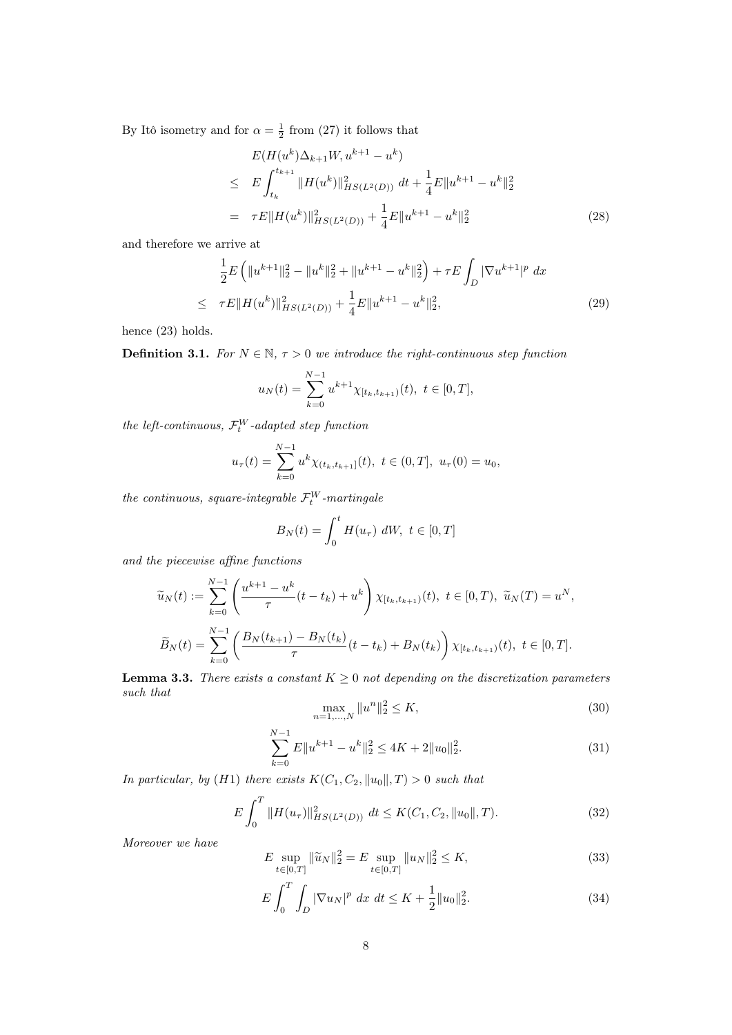By Itô isometry and for $\alpha = \frac{1}{2}$ from (27) it follows that

$$
\begin{aligned}
& E(H(u^k)\Delta_{k+1}W, u^{k+1} - u^k) \\
\leq \quad & E\int_{t_k}^{t_{k+1}} \|H(u^k)\|^2_{HS(L^2(D))}\, dt + \frac{1}{4}E\|u^{k+1} - u^k\|_2^2 \\
= \quad & \tau E\|H(u^k)\|^2_{HS(L^2(D))} + \frac{1}{4}E\|u^{k+1} - u^k\|_2^2
\end{aligned} \tag{28}
$$

and therefore we arrive at

$$
\begin{aligned}
& \frac{1}{2}E\left(\|u^{k+1}\|_2^2 - \|u^k\|_2^2 + \|u^{k+1} - u^k\|_2^2\right) + \tau E\int_D |\nabla u^{k+1}|^p\, dx \\
\leq \quad & \tau E\|H(u^k)\|^2_{HS(L^2(D))} + \frac{1}{4}E\|u^{k+1} - u^k\|_2^2,
\end{aligned} \tag{29}
$$

hence (23) holds.

**Definition 3.1.** *For $N \in \mathbb{N}$, $\tau > 0$ we introduce the right-continuous step function*

$$
u_N(t) = \sum_{k=0}^{N-1} u^{k+1}\chi_{[t_k, t_{k+1})}(t),\ t \in [0, T],
$$

*the left-continuous, $\mathcal{F}_t^W$-adapted step function*

$$
u_\tau(t) = \sum_{k=0}^{N-1} u^k\chi_{(t_k, t_{k+1}]}(t),\ t \in (0, T],\ u_\tau(0) = u_0,
$$

*the continuous, square-integrable $\mathcal{F}_t^W$-martingale*

$$
B_N(t) = \int_0^t H(u_\tau)\, dW,\ t \in [0, T]
$$

*and the piecewise affine functions*

$$
\widetilde{u}_N(t) := \sum_{k=0}^{N-1}\left(\frac{u^{k+1} - u^k}{\tau}(t - t_k) + u^k\right)\chi_{[t_k, t_{k+1})}(t),\ t \in [0, T),\ \widetilde{u}_N(T) = u^N,
$$

$$
\widetilde{B}_N(t) = \sum_{k=0}^{N-1}\left(\frac{B_N(t_{k+1}) - B_N(t_k)}{\tau}(t - t_k) + B_N(t_k)\right)\chi_{[t_k, t_{k+1})}(t),\ t \in [0, T].
$$

**Lemma 3.3.** *There exists a constant $K \geq 0$ not depending on the discretization parameters such that*

$$
\max_{n=1,\ldots,N} \|u^n\|_2^2 \leq K, \tag{30}
$$

$$
\sum_{k=0}^{N-1} E\|u^{k+1} - u^k\|_2^2 \leq 4K + 2\|u_0\|_2^2. \tag{31}
$$

*In particular, by $(H1)$ there exists $K(C_1, C_2, \|u_0\|, T) > 0$ such that*

$$
E\int_0^T \|H(u_\tau)\|^2_{HS(L^2(D))}\, dt \leq K(C_1, C_2, \|u_0\|, T). \tag{32}
$$

*Moreover we have*

$$
E\sup_{t\in[0,T]} \|\widetilde{u}_N\|_2^2 = E\sup_{t\in[0,T]} \|u_N\|_2^2 \leq K, \tag{33}
$$

$$
E\int_0^T\int_D |\nabla u_N|^p\, dx\, dt \leq K + \frac{1}{2}\|u_0\|_2^2. \tag{34}
$$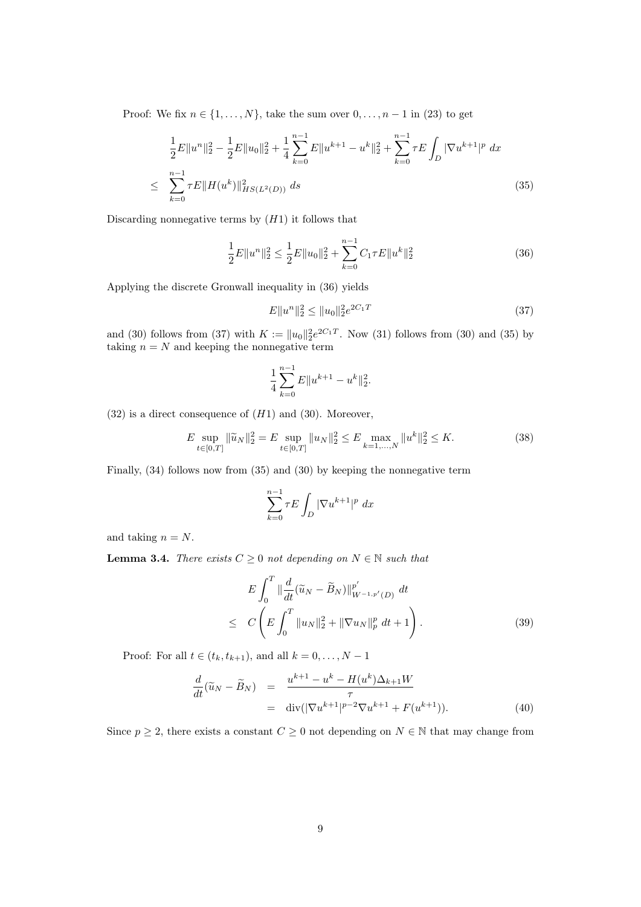Proof: We fix $n \in \{1, \dots, N\}$, take the sum over $0, \dots, n-1$ in (23) to get

$$
\begin{aligned}
&\frac{1}{2}E\|u^n\|_2^2 - \frac{1}{2}E\|u_0\|_2^2 + \frac{1}{4}\sum_{k=0}^{n-1} E\|u^{k+1} - u^k\|_2^2 + \sum_{k=0}^{n-1} \tau E \int_D |\nabla u^{k+1}|^p \, dx \\
\leq\;& \sum_{k=0}^{n-1} \tau E \|H(u^k)\|_{HS(L^2(D))}^2 \, ds
\end{aligned}
\tag{35}
$$

Discarding nonnegative terms by $(H1)$ it follows that

$$
\frac{1}{2}E\|u^n\|_2^2 \leq \frac{1}{2}E\|u_0\|_2^2 + \sum_{k=0}^{n-1} C_1 \tau E\|u^k\|_2^2 \tag{36}
$$

Applying the discrete Gronwall inequality in (36) yields

$$
E\|u^n\|_2^2 \leq \|u_0\|_2^2 e^{2C_1 T} \tag{37}
$$

and (30) follows from (37) with $K := \|u_0\|_2^2 e^{2C_1 T}$. Now (31) follows from (30) and (35) by taking $n = N$ and keeping the nonnegative term

$$
\frac{1}{4}\sum_{k=0}^{n-1} E\|u^{k+1} - u^k\|_2^2.
$$

(32) is a direct consequence of $(H1)$ and (30). Moreover,

$$
E \sup_{t \in [0,T]} \|\widetilde{u}_N\|_2^2 = E \sup_{t \in [0,T]} \|u_N\|_2^2 \leq E \max_{k=1,\dots,N} \|u^k\|_2^2 \leq K. \tag{38}
$$

Finally, (34) follows now from (35) and (30) by keeping the nonnegative term

$$
\sum_{k=0}^{n-1} \tau E \int_D |\nabla u^{k+1}|^p \, dx
$$

and taking $n = N$.

**Lemma 3.4.** *There exists $C \geq 0$ not depending on $N \in \mathbb{N}$ such that*

$$
\begin{aligned}
&E \int_0^T \|\frac{d}{dt}(\widetilde{u}_N - \widetilde{B}_N)\|_{W^{-1,p'}(D)}^{p'} \, dt \\
\leq\;& C\left( E \int_0^T \|u_N\|_2^2 + \|\nabla u_N\|_p^p \, dt + 1 \right).
\end{aligned}
\tag{39}
$$

Proof: For all $t \in (t_k, t_{k+1})$, and all $k = 0, \dots, N-1$

$$
\begin{aligned}
\frac{d}{dt}(\widetilde{u}_N - \widetilde{B}_N) &= \frac{u^{k+1} - u^k - H(u^k)\Delta_{k+1} W}{\tau} \\
&= \operatorname{div}(|\nabla u^{k+1}|^{p-2} \nabla u^{k+1} + F(u^{k+1})).
\end{aligned}
\tag{40}
$$

Since $p \geq 2$, there exists a constant $C \geq 0$ not depending on $N \in \mathbb{N}$ that may change from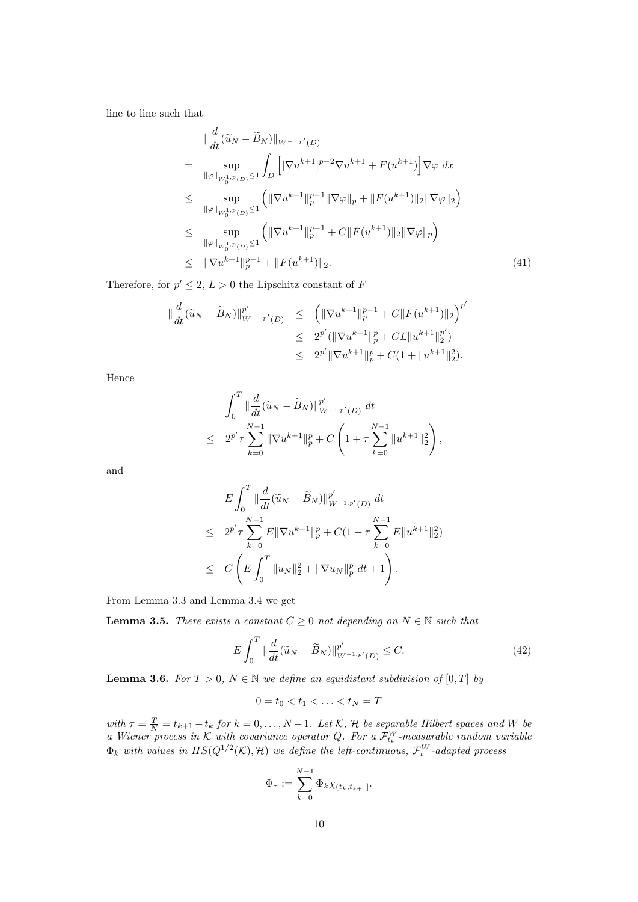line to line such that

$$
\begin{aligned}
& \|\frac{d}{dt}(\widetilde{u}_N - \widetilde{B}_N)\|_{W^{-1,p'}(D)} \\
= & \sup_{\|\varphi\|_{W_0^{1,p}(D)}\leq 1} \int_D \left[ |\nabla u^{k+1}|^{p-2}\nabla u^{k+1} + F(u^{k+1})\right] \nabla\varphi \, dx \\
\leq & \sup_{\|\varphi\|_{W_0^{1,p}(D)}\leq 1} \left( \|\nabla u^{k+1}\|_p^{p-1}\|\nabla\varphi\|_p + \|F(u^{k+1})\|_2\|\nabla\varphi\|_2\right) \\
\leq & \sup_{\|\varphi\|_{W_0^{1,p}(D)}\leq 1} \left( \|\nabla u^{k+1}\|_p^{p-1} + C\|F(u^{k+1})\|_2\|\nabla\varphi\|_p\right) \\
\leq & \|\nabla u^{k+1}\|_p^{p-1} + \|F(u^{k+1})\|_2.
\end{aligned} \tag{41}
$$

Therefore, for $p' \leq 2$, $L > 0$ the Lipschitz constant of $F$

$$
\begin{aligned}
\|\frac{d}{dt}(\widetilde{u}_N - \widetilde{B}_N)\|_{W^{-1,p'}(D)}^{p'} & \leq \left( \|\nabla u^{k+1}\|_p^{p-1} + C\|F(u^{k+1})\|_2\right)^{p'} \\
& \leq 2^{p'}(\|\nabla u^{k+1}\|_p^p + CL\|u^{k+1}\|_2^{p'}) \\
& \leq 2^{p'}\|\nabla u^{k+1}\|_p^p + C(1+\|u^{k+1}\|_2^2).
\end{aligned}
$$

Hence

$$
\begin{aligned}
& \int_0^T \|\frac{d}{dt}(\widetilde{u}_N - \widetilde{B}_N)\|_{W^{-1,p'}(D)}^{p'} \, dt \\
\leq & 2^{p'}\tau\sum_{k=0}^{N-1}\|\nabla u^{k+1}\|_p^p + C\left(1+\tau\sum_{k=0}^{N-1}\|u^{k+1}\|_2^2\right),
\end{aligned}
$$

and

$$
\begin{aligned}
& E\int_0^T \|\frac{d}{dt}(\widetilde{u}_N - \widetilde{B}_N)\|_{W^{-1,p'}(D)}^{p'} \, dt \\
\leq & 2^{p'}\tau\sum_{k=0}^{N-1}E\|\nabla u^{k+1}\|_p^p + C(1+\tau\sum_{k=0}^{N-1}E\|u^{k+1}\|_2^2) \\
\leq & C\left(E\int_0^T \|u_N\|_2^2 + \|\nabla u_N\|_p^p \, dt + 1\right).
\end{aligned}
$$

From Lemma 3.3 and Lemma 3.4 we get

**Lemma 3.5.** *There exists a constant $C \geq 0$ not depending on $N \in \mathbb{N}$ such that*

$$
E\int_0^T \|\frac{d}{dt}(\widetilde{u}_N - \widetilde{B}_N)\|_{W^{-1,p'}(D)}^{p'} \leq C. \tag{42}
$$

**Lemma 3.6.** *For $T > 0$, $N \in \mathbb{N}$ we define an equidistant subdivision of $[0,T]$ by*

$$
0 = t_0 < t_1 < \ldots < t_N = T
$$

*with $\tau = \frac{T}{N} = t_{k+1} - t_k$ for $k = 0,\ldots,N-1$. Let $\mathcal{K}$, $\mathcal{H}$ be separable Hilbert spaces and $W$ be a Wiener process in $\mathcal{K}$ with covariance operator $Q$. For a $\mathcal{F}_{t_k}^W$-measurable random variable $\Phi_k$ with values in $HS(Q^{1/2}(\mathcal{K}),\mathcal{H})$ we define the left-continuous, $\mathcal{F}_t^W$-adapted process*

$$
\Phi_\tau := \sum_{k=0}^{N-1}\Phi_k\chi_{(t_k,t_{k+1}]}.
$$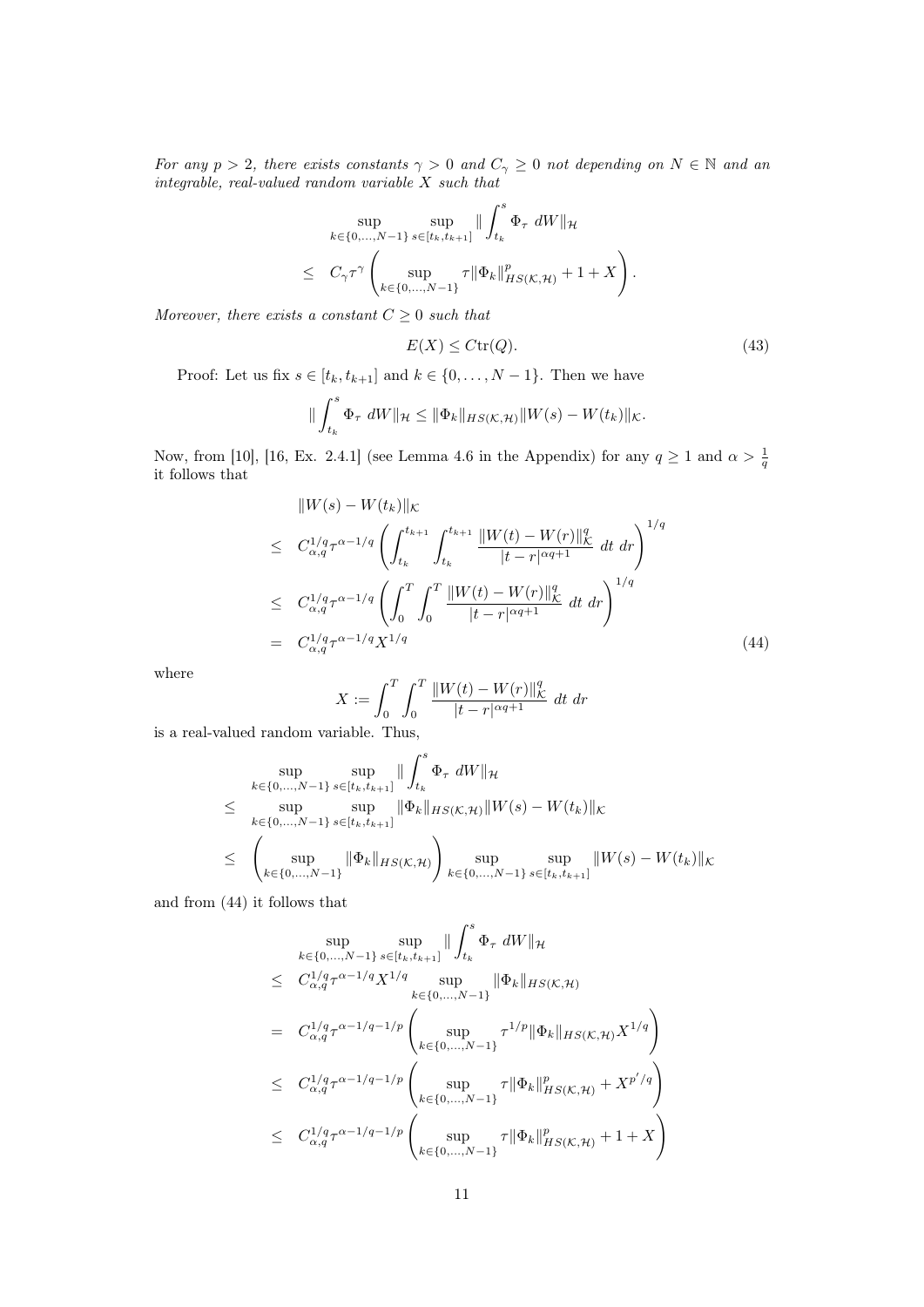*For any $p > 2$, there exists constants $\gamma > 0$ and $C_\gamma \geq 0$ not depending on $N \in \mathbb{N}$ and an integrable, real-valued random variable $X$ such that*

$$\begin{aligned}
&\sup_{k\in\{0,\ldots,N-1\}} \sup_{s\in[t_k,t_{k+1}]} \| \int_{t_k}^{s} \Phi_\tau \; dW\|_{\mathcal{H}} \\
\leq \quad & C_\gamma \tau^\gamma \left( \sup_{k\in\{0,\ldots,N-1\}} \tau \|\Phi_k\|^p_{HS(\mathcal{K},\mathcal{H})} + 1 + X \right).
\end{aligned}$$

*Moreover, there exists a constant $C \geq 0$ such that*

$$E(X) \leq C\mathrm{tr}(Q). \tag{43}$$

Proof: Let us fix $s \in [t_k, t_{k+1}]$ and $k \in \{0, \ldots, N-1\}$. Then we have

$$\| \int_{t_k}^{s} \Phi_\tau \; dW\|_{\mathcal{H}} \leq \|\Phi_k\|_{HS(\mathcal{K},\mathcal{H})} \|W(s) - W(t_k)\|_{\mathcal{K}}.$$

Now, from [10], [16, Ex. 2.4.1] (see Lemma 4.6 in the Appendix) for any $q \geq 1$ and $\alpha > \frac{1}{q}$ it follows that

$$\begin{aligned}
& \|W(s) - W(t_k)\|_{\mathcal{K}} \\
\leq \quad & C_{\alpha,q}^{1/q} \tau^{\alpha - 1/q} \left( \int_{t_k}^{t_{k+1}} \int_{t_k}^{t_{k+1}} \frac{\|W(t) - W(r)\|^q_{\mathcal{K}}}{|t-r|^{\alpha q + 1}} \; dt \; dr \right)^{1/q} \\
\leq \quad & C_{\alpha,q}^{1/q} \tau^{\alpha - 1/q} \left( \int_{0}^{T} \int_{0}^{T} \frac{\|W(t) - W(r)\|^q_{\mathcal{K}}}{|t-r|^{\alpha q + 1}} \; dt \; dr \right)^{1/q} \\
= \quad & C_{\alpha,q}^{1/q} \tau^{\alpha - 1/q} X^{1/q}
\end{aligned} \tag{44}$$

where

$$X := \int_{0}^{T} \int_{0}^{T} \frac{\|W(t) - W(r)\|^q_{\mathcal{K}}}{|t-r|^{\alpha q + 1}} \; dt \; dr$$

is a real-valued random variable. Thus,

$$\begin{aligned}
& \sup_{k\in\{0,\ldots,N-1\}} \sup_{s\in[t_k,t_{k+1}]} \| \int_{t_k}^{s} \Phi_\tau \; dW\|_{\mathcal{H}} \\
\leq \quad & \sup_{k\in\{0,\ldots,N-1\}} \sup_{s\in[t_k,t_{k+1}]} \|\Phi_k\|_{HS(\mathcal{K},\mathcal{H})} \|W(s) - W(t_k)\|_{\mathcal{K}} \\
\leq \quad & \left( \sup_{k\in\{0,\ldots,N-1\}} \|\Phi_k\|_{HS(\mathcal{K},\mathcal{H})} \right) \sup_{k\in\{0,\ldots,N-1\}} \sup_{s\in[t_k,t_{k+1}]} \|W(s) - W(t_k)\|_{\mathcal{K}}
\end{aligned}$$

and from (44) it follows that

$$\begin{aligned}
& \sup_{k\in\{0,\ldots,N-1\}} \sup_{s\in[t_k,t_{k+1}]} \| \int_{t_k}^{s} \Phi_\tau \; dW\|_{\mathcal{H}} \\
\leq \quad & C_{\alpha,q}^{1/q} \tau^{\alpha - 1/q} X^{1/q} \sup_{k\in\{0,\ldots,N-1\}} \|\Phi_k\|_{HS(\mathcal{K},\mathcal{H})} \\
= \quad & C_{\alpha,q}^{1/q} \tau^{\alpha - 1/q - 1/p} \left( \sup_{k\in\{0,\ldots,N-1\}} \tau^{1/p} \|\Phi_k\|_{HS(\mathcal{K},\mathcal{H})} X^{1/q} \right) \\
\leq \quad & C_{\alpha,q}^{1/q} \tau^{\alpha - 1/q - 1/p} \left( \sup_{k\in\{0,\ldots,N-1\}} \tau \|\Phi_k\|^p_{HS(\mathcal{K},\mathcal{H})} + X^{p'/q} \right) \\
\leq \quad & C_{\alpha,q}^{1/q} \tau^{\alpha - 1/q - 1/p} \left( \sup_{k\in\{0,\ldots,N-1\}} \tau \|\Phi_k\|^p_{HS(\mathcal{K},\mathcal{H})} + 1 + X \right)
\end{aligned}$$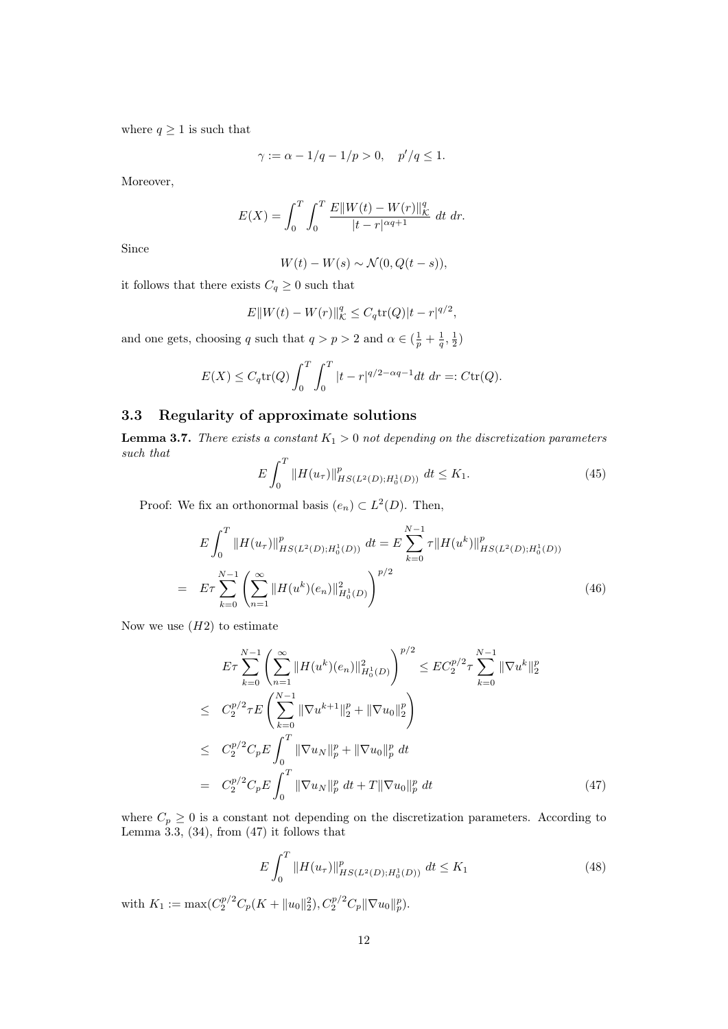where $q \geq 1$ is such that

$$\gamma := \alpha - 1/q - 1/p > 0, \quad p'/q \leq 1.$$

Moreover,

$$E(X) = \int_0^T \int_0^T \frac{E\|W(t) - W(r)\|_{\mathcal{K}}^q}{|t-r|^{\alpha q + 1}} \, dt \, dr.$$

Since

$$W(t) - W(s) \sim \mathcal{N}(0, Q(t-s)),$$

it follows that there exists $C_q \geq 0$ such that

$$E\|W(t) - W(r)\|_{\mathcal{K}}^q \leq C_q \mathrm{tr}(Q)|t-r|^{q/2},$$

and one gets, choosing $q$ such that $q > p > 2$ and $\alpha \in (\frac{1}{p} + \frac{1}{q}, \frac{1}{2})$

$$E(X) \leq C_q \mathrm{tr}(Q) \int_0^T \int_0^T |t-r|^{q/2 - \alpha q - 1} dt \, dr =: C\mathrm{tr}(Q).$$

## 3.3 Regularity of approximate solutions

**Lemma 3.7.** *There exists a constant $K_1 > 0$ not depending on the discretization parameters such that*

$$E \int_0^T \|H(u_\tau)\|_{HS(L^2(D); H_0^1(D))}^p \, dt \leq K_1. \tag{45}$$

Proof: We fix an orthonormal basis $(e_n) \subset L^2(D)$. Then,

$$\begin{aligned}
& E \int_0^T \|H(u_\tau)\|_{HS(L^2(D); H_0^1(D))}^p \, dt = E \sum_{k=0}^{N-1} \tau \|H(u^k)\|_{HS(L^2(D); H_0^1(D))}^p \\
= \quad & E\tau \sum_{k=0}^{N-1} \left( \sum_{n=1}^{\infty} \|H(u^k)(e_n)\|_{H_0^1(D)}^2 \right)^{p/2}
\end{aligned} \tag{46}$$

Now we use $(H2)$ to estimate

$$\begin{aligned}
& E\tau \sum_{k=0}^{N-1} \left( \sum_{n=1}^{\infty} \|H(u^k)(e_n)\|_{H_0^1(D)}^2 \right)^{p/2} \leq E C_2^{p/2} \tau \sum_{k=0}^{N-1} \|\nabla u^k\|_2^p \\
\leq \quad & C_2^{p/2} \tau E \left( \sum_{k=0}^{N-1} \|\nabla u^{k+1}\|_2^p + \|\nabla u_0\|_2^p \right) \\
\leq \quad & C_2^{p/2} C_p E \int_0^T \|\nabla u_N\|_p^p + \|\nabla u_0\|_p^p \, dt \\
= \quad & C_2^{p/2} C_p E \int_0^T \|\nabla u_N\|_p^p \, dt + T\|\nabla u_0\|_p^p \, dt
\end{aligned} \tag{47}$$

where $C_p \geq 0$ is a constant not depending on the discretization parameters. According to Lemma 3.3, (34), from (47) it follows that

$$E \int_0^T \|H(u_\tau)\|_{HS(L^2(D); H_0^1(D))}^p \, dt \leq K_1 \tag{48}$$

with $K_1 := \max(C_2^{p/2} C_p (K + \|u_0\|_2^2), C_2^{p/2} C_p \|\nabla u_0\|_p^p)$.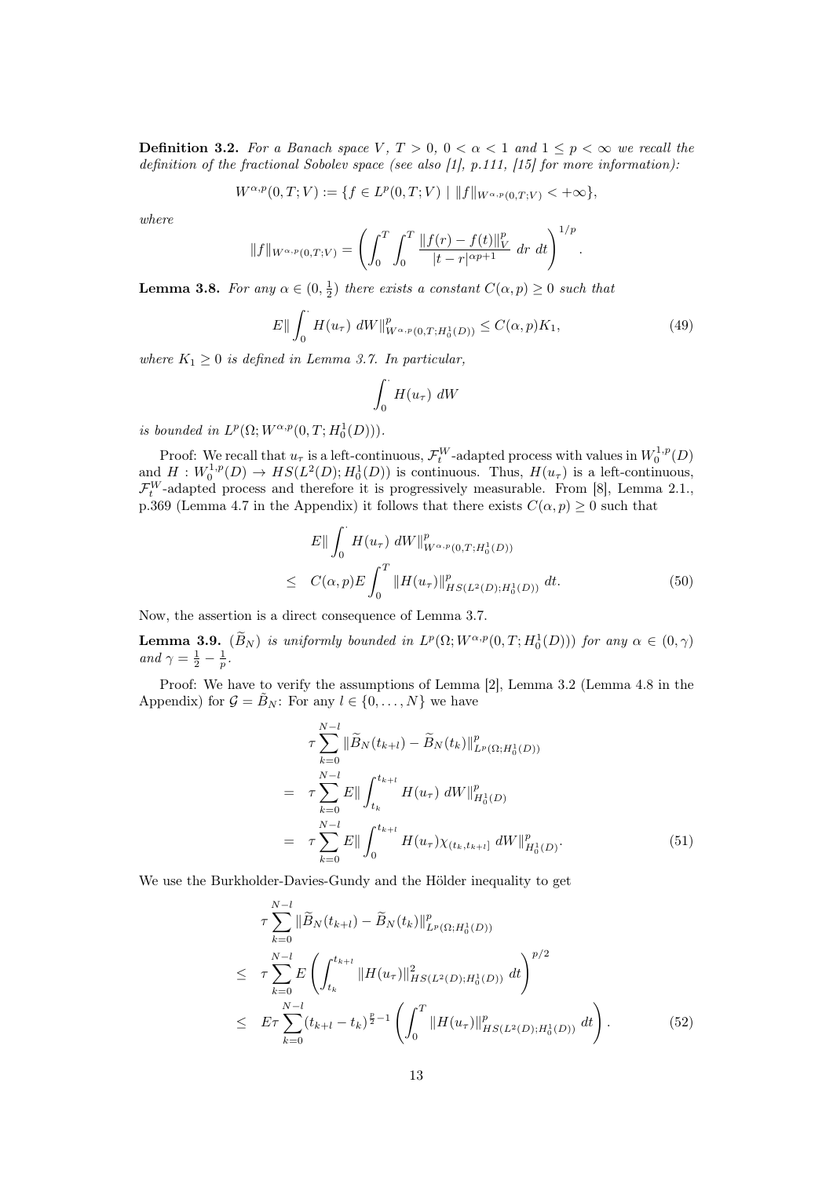**Definition 3.2.** *For a Banach space $V$, $T > 0$, $0 < \alpha < 1$ and $1 \le p < \infty$ we recall the definition of the fractional Sobolev space (see also [1], p.111, [15] for more information):*

$$W^{\alpha,p}(0,T;V) := \{f \in L^p(0,T;V) \mid \|f\|_{W^{\alpha,p}(0,T;V)} < +\infty\},$$

*where*

$$\|f\|_{W^{\alpha,p}(0,T;V)} = \left( \int_0^T \int_0^T \frac{\|f(r) - f(t)\|_V^p}{|t-r|^{\alpha p + 1}} \; dr \; dt \right)^{1/p}.$$

**Lemma 3.8.** *For any $\alpha \in (0, \frac{1}{2})$ there exists a constant $C(\alpha, p) \ge 0$ such that*

$$E\| \int_0^{\cdot} H(u_\tau) \; dW \|^p_{W^{\alpha,p}(0,T;H_0^1(D))} \le C(\alpha,p) K_1, \tag{49}$$

*where $K_1 \ge 0$ is defined in Lemma 3.7. In particular,*

$$\int_0^{\cdot} H(u_\tau) \; dW$$

*is bounded in $L^p(\Omega; W^{\alpha,p}(0,T;H_0^1(D)))$.*

Proof: We recall that $u_\tau$ is a left-continuous, $\mathcal{F}_t^W$-adapted process with values in $W_0^{1,p}(D)$ and $H : W_0^{1,p}(D) \to HS(L^2(D); H_0^1(D))$ is continuous. Thus, $H(u_\tau)$ is a left-continuous, $\mathcal{F}_t^W$-adapted process and therefore it is progressively measurable. From [8], Lemma 2.1., p.369 (Lemma 4.7 in the Appendix) it follows that there exists $C(\alpha, p) \ge 0$ such that

$$\begin{aligned}
& E\| \int_0^{\cdot} H(u_\tau) \; dW \|^p_{W^{\alpha,p}(0,T;H_0^1(D))} \\
\le \;& C(\alpha,p) E \int_0^T \|H(u_\tau)\|^p_{HS(L^2(D);H_0^1(D))} \; dt.
\end{aligned} \tag{50}$$

Now, the assertion is a direct consequence of Lemma 3.7.

**Lemma 3.9.** *$(\widetilde{B}_N)$ is uniformly bounded in $L^p(\Omega; W^{\alpha,p}(0,T;H_0^1(D)))$ for any $\alpha \in (0,\gamma)$ and $\gamma = \frac{1}{2} - \frac{1}{p}$.*

Proof: We have to verify the assumptions of Lemma [2], Lemma 3.2 (Lemma 4.8 in the Appendix) for $\mathcal{G} = \tilde{B}_N$: For any $l \in \{0, \ldots, N\}$ we have

$$\begin{aligned}
& \tau \sum_{k=0}^{N-l} \|\widetilde{B}_N(t_{k+l}) - \widetilde{B}_N(t_k)\|^p_{L^p(\Omega;H_0^1(D))} \\
= \;& \tau \sum_{k=0}^{N-l} E\| \int_{t_k}^{t_{k+l}} H(u_\tau) \; dW \|^p_{H_0^1(D)} \\
= \;& \tau \sum_{k=0}^{N-l} E\| \int_0^{t_{k+l}} H(u_\tau) \chi_{(t_k,t_{k+l}]} \; dW \|^p_{H_0^1(D)}.
\end{aligned} \tag{51}$$

We use the Burkholder-Davies-Gundy and the Hölder inequality to get

$$\begin{aligned}
& \tau \sum_{k=0}^{N-l} \|\widetilde{B}_N(t_{k+l}) - \widetilde{B}_N(t_k)\|^p_{L^p(\Omega;H_0^1(D))} \\
\le \;& \tau \sum_{k=0}^{N-l} E \left( \int_{t_k}^{t_{k+l}} \|H(u_\tau)\|^2_{HS(L^2(D);H_0^1(D))} \; dt \right)^{p/2} \\
\le \;& E\tau \sum_{k=0}^{N-l} (t_{k+l} - t_k)^{\frac{p}{2}-1} \left( \int_0^T \|H(u_\tau)\|^p_{HS(L^2(D);H_0^1(D))} \; dt \right).
\end{aligned} \tag{52}$$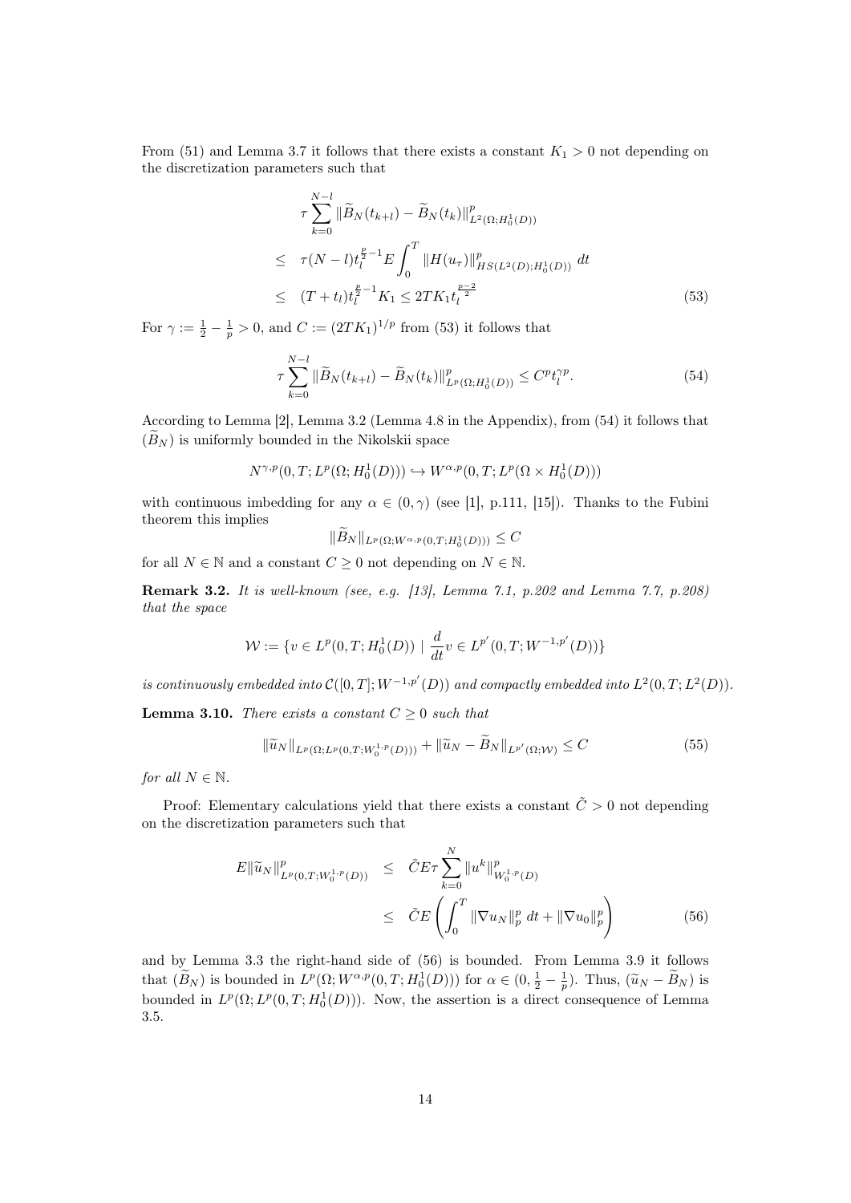From (51) and Lemma 3.7 it follows that there exists a constant $K_1 > 0$ not depending on the discretization parameters such that

$$
\begin{aligned}
& \tau \sum_{k=0}^{N-l} \|\widetilde{B}_N(t_{k+l}) - \widetilde{B}_N(t_k)\|^p_{L^2(\Omega;H_0^1(D))} \\
\leq \;& \tau(N-l)t_l^{\frac{p}{2}-1} E \int_0^T \|H(u_\tau)\|^p_{HS(L^2(D);H_0^1(D))} \, dt \\
\leq \;& (T+t_l)t_l^{\frac{p}{2}-1} K_1 \leq 2TK_1 t_l^{\frac{p-2}{2}}
\end{aligned}
\tag{53}
$$

For $\gamma := \frac{1}{2} - \frac{1}{p} > 0$, and $C := (2TK_1)^{1/p}$ from (53) it follows that

$$
\tau \sum_{k=0}^{N-l} \|\widetilde{B}_N(t_{k+l}) - \widetilde{B}_N(t_k)\|^p_{L^p(\Omega;H_0^1(D))} \leq C^p t_l^{\gamma p}. \tag{54}
$$

According to Lemma [2], Lemma 3.2 (Lemma 4.8 in the Appendix), from (54) it follows that $(\widetilde{B}_N)$ is uniformly bounded in the Nikolskii space

$$
N^{\gamma,p}(0,T; L^p(\Omega; H_0^1(D))) \hookrightarrow W^{\alpha,p}(0,T; L^p(\Omega \times H_0^1(D)))
$$

with continuous imbedding for any $\alpha \in (0, \gamma)$ (see [1], p.111, [15]). Thanks to the Fubini theorem this implies

$$
\|\widetilde{B}_N\|_{L^p(\Omega; W^{\alpha,p}(0,T;H_0^1(D)))} \leq C
$$

for all $N \in \mathbb{N}$ and a constant $C \geq 0$ not depending on $N \in \mathbb{N}$.

**Remark 3.2.** *It is well-known (see, e.g. [13], Lemma 7.1, p.202 and Lemma 7.7, p.208) that the space*

$$
\mathcal{W} := \{v \in L^p(0,T; H_0^1(D)) \mid \frac{d}{dt} v \in L^{p'}(0,T; W^{-1,p'}(D))\}
$$

*is continuously embedded into $\mathcal{C}([0,T]; W^{-1,p'}(D))$ and compactly embedded into $L^2(0,T; L^2(D))$.*

**Lemma 3.10.** *There exists a constant $C \geq 0$ such that*

$$
\|\widetilde{u}_N\|_{L^p(\Omega; L^p(0,T; W_0^{1,p}(D)))} + \|\widetilde{u}_N - \widetilde{B}_N\|_{L^{p'}(\Omega; \mathcal{W})} \leq C \tag{55}
$$

*for all $N \in \mathbb{N}$.*

Proof: Elementary calculations yield that there exists a constant $\tilde{C} > 0$ not depending on the discretization parameters such that

$$
\begin{aligned}
E\|\widetilde{u}_N\|^p_{L^p(0,T;W_0^{1,p}(D))} &\leq \tilde{C} E \tau \sum_{k=0}^N \|u^k\|^p_{W_0^{1,p}(D)} \\
&\leq \tilde{C} E \left( \int_0^T \|\nabla u_N\|_p^p \, dt + \|\nabla u_0\|_p^p \right)
\end{aligned}
\tag{56}
$$

and by Lemma 3.3 the right-hand side of (56) is bounded. From Lemma 3.9 it follows that $(\widetilde{B}_N)$ is bounded in $L^p(\Omega; W^{\alpha,p}(0,T; H_0^1(D)))$ for $\alpha \in (0, \frac{1}{2} - \frac{1}{p})$. Thus, $(\widetilde{u}_N - \widetilde{B}_N)$ is bounded in $L^p(\Omega; L^p(0,T; H_0^1(D)))$. Now, the assertion is a direct consequence of Lemma 3.5.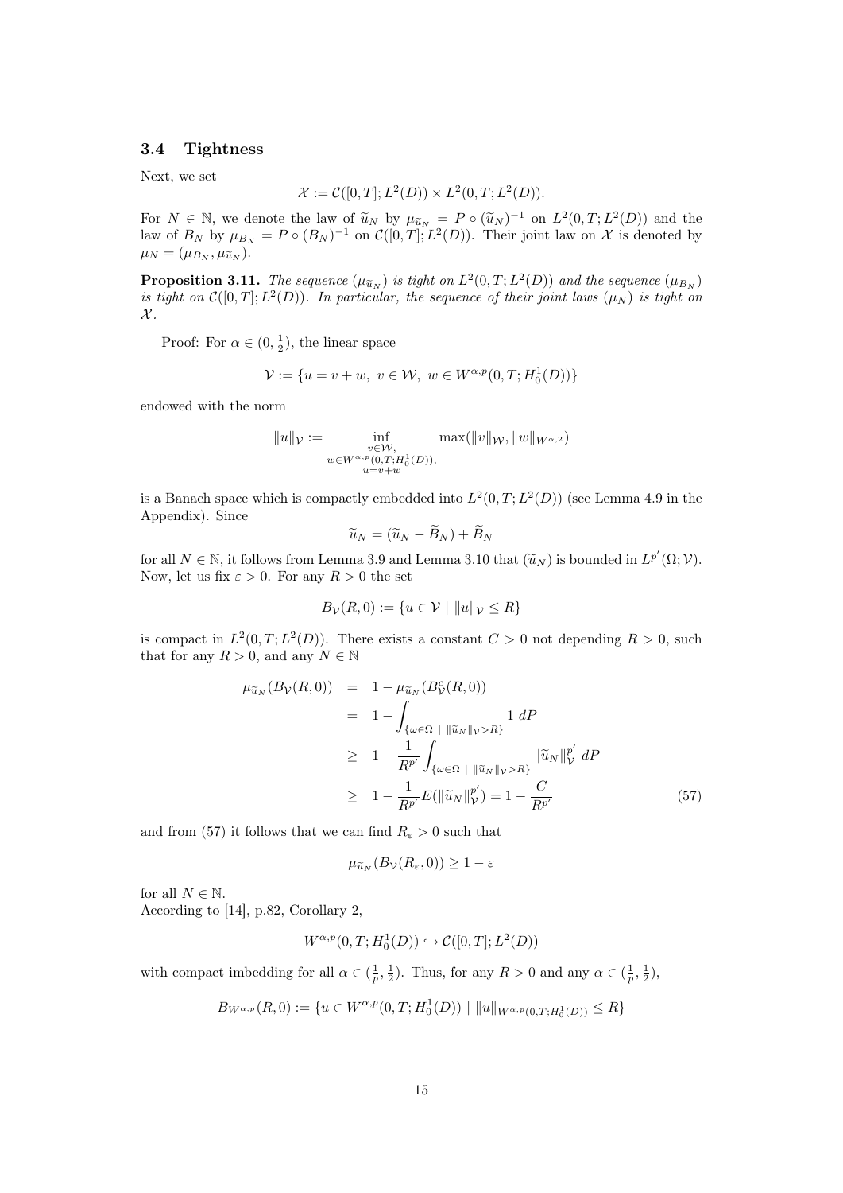### 3.4 Tightness

Next, we set

$$\mathcal{X} := \mathcal{C}([0,T]; L^2(D)) \times L^2(0,T; L^2(D)).$$

For $N \in \mathbb{N}$, we denote the law of $\widetilde{u}_N$ by $\mu_{\widetilde{u}_N} = P \circ (\widetilde{u}_N)^{-1}$ on $L^2(0,T;L^2(D))$ and the law of $B_N$ by $\mu_{B_N} = P \circ (B_N)^{-1}$ on $\mathcal{C}([0,T]; L^2(D))$. Their joint law on $\mathcal{X}$ is denoted by $\mu_N = (\mu_{B_N}, \mu_{\widetilde{u}_N})$.

**Proposition 3.11.** *The sequence $(\mu_{\widetilde{u}_N})$ is tight on $L^2(0,T;L^2(D))$ and the sequence $(\mu_{B_N})$ is tight on $\mathcal{C}([0,T];L^2(D))$. In particular, the sequence of their joint laws $(\mu_N)$ is tight on $\mathcal{X}$.*

Proof: For $\alpha \in (0, \frac{1}{2})$, the linear space

$$\mathcal{V} := \{u = v + w, \ v \in \mathcal{W}, \ w \in W^{\alpha,p}(0,T;H_0^1(D))\}$$

endowed with the norm

$$\|u\|_{\mathcal{V}} := \inf_{\substack{v\in\mathcal{W},\\ w\in W^{\alpha,p}(0,T;H_0^1(D)),\\ u=v+w}} \max(\|v\|_{\mathcal{W}}, \|w\|_{W^{\alpha,2}})$$

is a Banach space which is compactly embedded into $L^2(0,T;L^2(D))$ (see Lemma 4.9 in the Appendix). Since

$$\widetilde{u}_N = (\widetilde{u}_N - \widetilde{B}_N) + \widetilde{B}_N$$

for all $N \in \mathbb{N}$, it follows from Lemma 3.9 and Lemma 3.10 that $(\widetilde{u}_N)$ is bounded in $L^{p'}(\Omega; \mathcal{V})$. Now, let us fix $\varepsilon > 0$. For any $R > 0$ the set

$$B_{\mathcal{V}}(R,0) := \{u \in \mathcal{V} \mid \|u\|_{\mathcal{V}} \leq R\}$$

is compact in $L^2(0,T;L^2(D))$. There exists a constant $C > 0$ not depending $R > 0$, such that for any $R > 0$, and any $N \in \mathbb{N}$

$$\begin{aligned}
\mu_{\widetilde{u}_N}(B_{\mathcal{V}}(R,0)) &= 1 - \mu_{\widetilde{u}_N}(B_{\mathcal{V}}^c(R,0)) \\
&= 1 - \int_{\{\omega\in\Omega \ | \ \|\widetilde{u}_N\|_{\mathcal{V}}>R\}} 1 \, dP \\
&\geq 1 - \frac{1}{R^{p'}} \int_{\{\omega\in\Omega \ | \ \|\widetilde{u}_N\|_{\mathcal{V}}>R\}} \|\widetilde{u}_N\|_{\mathcal{V}}^{p'} \, dP \\
&\geq 1 - \frac{1}{R^{p'}} E(\|\widetilde{u}_N\|_{\mathcal{V}}^{p'}) = 1 - \frac{C}{R^{p'}}
\end{aligned} \tag{57}$$

and from (57) it follows that we can find $R_\varepsilon > 0$ such that

$$\mu_{\widetilde{u}_N}(B_{\mathcal{V}}(R_\varepsilon, 0)) \geq 1 - \varepsilon$$

for all $N \in \mathbb{N}$.
According to [14], p.82, Corollary 2,

$$W^{\alpha,p}(0,T;H_0^1(D)) \hookrightarrow \mathcal{C}([0,T];L^2(D))$$

with compact imbedding for all $\alpha \in (\frac{1}{p}, \frac{1}{2})$. Thus, for any $R > 0$ and any $\alpha \in (\frac{1}{p}, \frac{1}{2})$,

$$B_{W^{\alpha,p}}(R,0) := \{u \in W^{\alpha,p}(0,T;H_0^1(D)) \mid \|u\|_{W^{\alpha,p}(0,T;H_0^1(D))} \leq R\}$$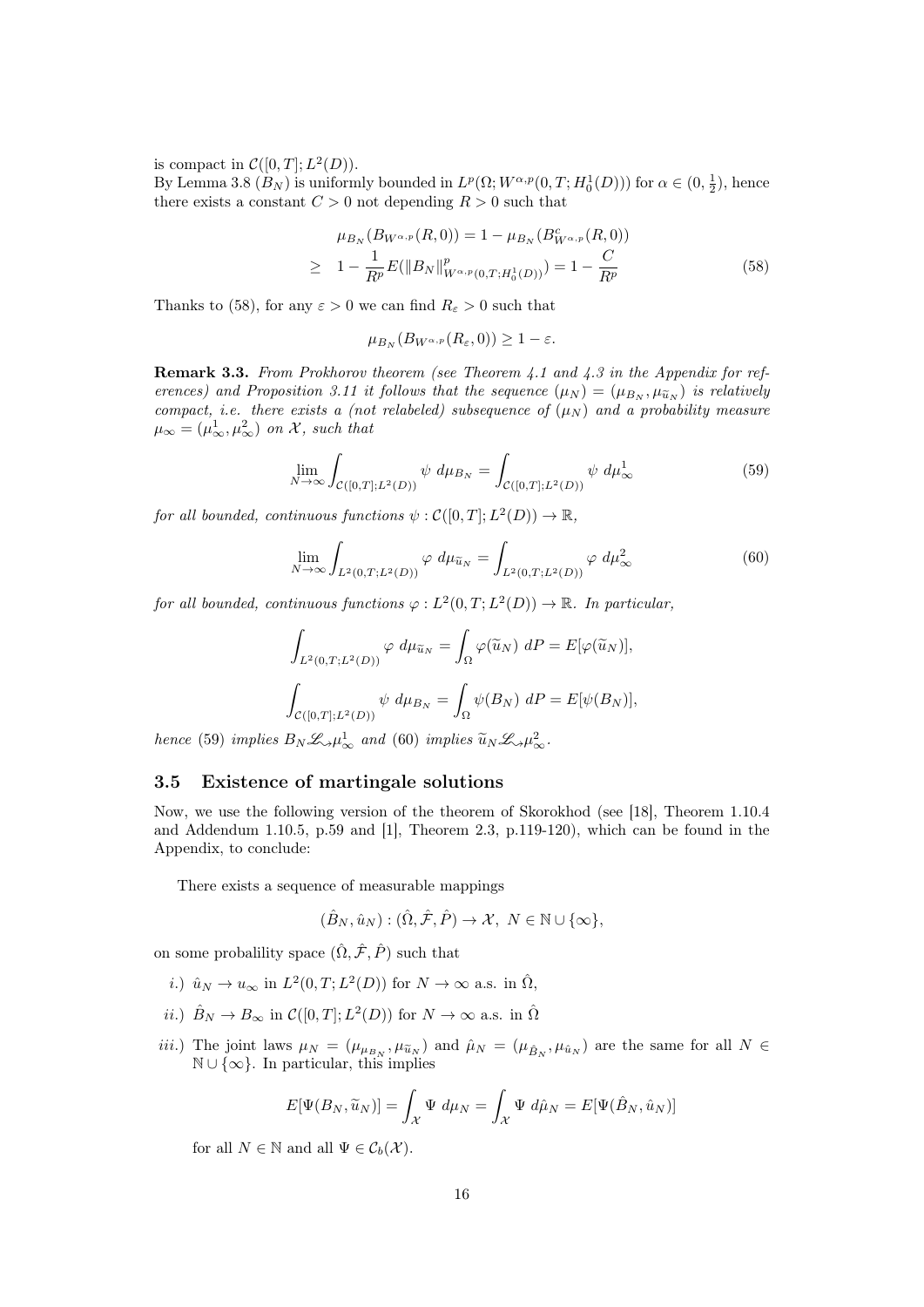is compact in $\mathcal{C}([0,T];L^2(D))$.
By Lemma 3.8 $(B_N)$ is uniformly bounded in $L^p(\Omega;W^{\alpha,p}(0,T;H_0^1(D)))$ for $\alpha\in(0,\frac{1}{2})$, hence there exists a constant $C>0$ not depending $R>0$ such that

$$
\begin{aligned}
&\mu_{B_N}(B_{W^{\alpha,p}}(R,0)) = 1-\mu_{B_N}(B^c_{W^{\alpha,p}}(R,0))\\
\geq\ & 1-\frac{1}{R^p}E(\|B_N\|^p_{W^{\alpha,p}(0,T;H_0^1(D))}) = 1-\frac{C}{R^p}
\end{aligned}
\tag{58}
$$

Thanks to (58), for any $\varepsilon>0$ we can find $R_\varepsilon>0$ such that

$$
\mu_{B_N}(B_{W^{\alpha,p}}(R_\varepsilon,0))\geq 1-\varepsilon.
$$

**Remark 3.3.** *From Prokhorov theorem (see Theorem 4.1 and 4.3 in the Appendix for references) and Proposition 3.11 it follows that the sequence $(\mu_N)=(\mu_{B_N},\mu_{\widetilde{u}_N})$ is relatively compact, i.e. there exists a (not relabeled) subsequence of $(\mu_N)$ and a probability measure $\mu_\infty=(\mu^1_\infty,\mu^2_\infty)$ on $\mathcal{X}$, such that*

$$
\lim_{N\to\infty}\int_{\mathcal{C}([0,T];L^2(D))}\psi\ d\mu_{B_N}=\int_{\mathcal{C}([0,T];L^2(D))}\psi\ d\mu^1_\infty
\tag{59}
$$

*for all bounded, continuous functions $\psi:\mathcal{C}([0,T];L^2(D))\to\mathbb{R}$,*

$$
\lim_{N\to\infty}\int_{L^2(0,T;L^2(D))}\varphi\ d\mu_{\widetilde{u}_N}=\int_{L^2(0,T;L^2(D))}\varphi\ d\mu^2_\infty
\tag{60}
$$

*for all bounded, continuous functions $\varphi:L^2(0,T;L^2(D))\to\mathbb{R}$. In particular,*

$$
\int_{L^2(0,T;L^2(D))}\varphi\ d\mu_{\widetilde{u}_N}=\int_\Omega\varphi(\widetilde{u}_N)\ dP=E[\varphi(\widetilde{u}_N)],
$$

$$
\int_{\mathcal{C}([0,T];L^2(D))}\psi\ d\mu_{B_N}=\int_\Omega\psi(B_N)\ dP=E[\psi(B_N)],
$$

*hence (59) implies $B_N\mathscr{L}\!\!\rightsquigarrow\mu^1_\infty$ and (60) implies $\widetilde{u}_N\mathscr{L}\!\!\rightsquigarrow\mu^2_\infty$.*

### 3.5 Existence of martingale solutions

Now, we use the following version of the theorem of Skorokhod (see [18], Theorem 1.10.4 and Addendum 1.10.5, p.59 and [1], Theorem 2.3, p.119-120), which can be found in the Appendix, to conclude:

There exists a sequence of measurable mappings

$$
(\hat{B}_N,\hat{u}_N):(\hat{\Omega},\hat{\mathcal{F}},\hat{P})\to\mathcal{X},\ N\in\mathbb{N}\cup\{\infty\},
$$

on some probalility space $(\hat{\Omega},\hat{\mathcal{F}},\hat{P})$ such that

*i.)* $\hat{u}_N\to u_\infty$ in $L^2(0,T;L^2(D))$ for $N\to\infty$ a.s. in $\hat{\Omega}$,

*ii.)* $\hat{B}_N\to B_\infty$ in $\mathcal{C}([0,T];L^2(D))$ for $N\to\infty$ a.s. in $\hat{\Omega}$

*iii.)* The joint laws $\mu_N=(\mu_{B_N},\mu_{\widetilde{u}_N})$ and $\hat{\mu}_N=(\mu_{\hat{B}_N},\mu_{\hat{u}_N})$ are the same for all $N\in\mathbb{N}\cup\{\infty\}$. In particular, this implies

$$
E[\Psi(B_N,\widetilde{u}_N)]=\int_{\mathcal{X}}\Psi\ d\mu_N=\int_{\mathcal{X}}\Psi\ d\hat{\mu}_N=E[\Psi(\hat{B}_N,\hat{u}_N)]
$$

for all $N\in\mathbb{N}$ and all $\Psi\in\mathcal{C}_b(\mathcal{X})$.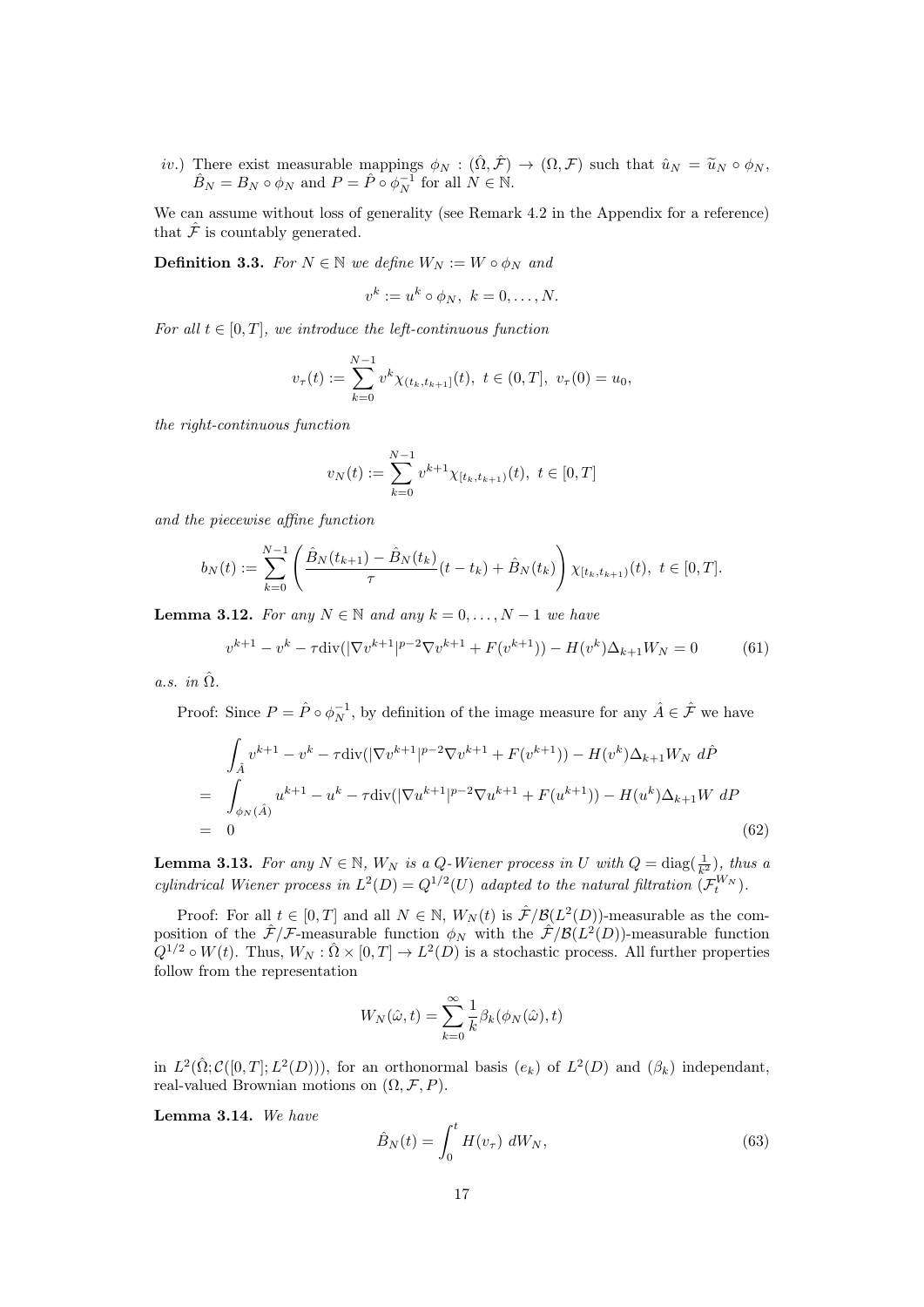*iv.)* There exist measurable mappings $\phi_N : (\hat{\Omega}, \hat{\mathcal{F}}) \to (\Omega, \mathcal{F})$ such that $\hat{u}_N = \widetilde{u}_N \circ \phi_N$, $\hat{B}_N = B_N \circ \phi_N$ and $P = \hat{P} \circ \phi_N^{-1}$ for all $N \in \mathbb{N}$.

We can assume without loss of generality (see Remark 4.2 in the Appendix for a reference) that $\hat{\mathcal{F}}$ is countably generated.

**Definition 3.3.** *For $N \in \mathbb{N}$ we define $W_N := W \circ \phi_N$ and*

$$v^k := u^k \circ \phi_N, \ k = 0, \ldots, N.$$

*For all $t \in [0, T]$, we introduce the left-continuous function*

$$v_\tau(t) := \sum_{k=0}^{N-1} v^k \chi_{(t_k, t_{k+1}]}(t), \ t \in (0, T], \ v_\tau(0) = u_0,$$

*the right-continuous function*

$$v_N(t) := \sum_{k=0}^{N-1} v^{k+1} \chi_{[t_k, t_{k+1})}(t), \ t \in [0, T]$$

*and the piecewise affine function*

$$b_N(t) := \sum_{k=0}^{N-1} \left( \frac{\hat{B}_N(t_{k+1}) - \hat{B}_N(t_k)}{\tau}(t - t_k) + \hat{B}_N(t_k) \right) \chi_{[t_k, t_{k+1})}(t), \ t \in [0, T].$$

**Lemma 3.12.** *For any $N \in \mathbb{N}$ and any $k = 0, \ldots, N-1$ we have*

$$v^{k+1} - v^k - \tau \operatorname{div}(|\nabla v^{k+1}|^{p-2} \nabla v^{k+1} + F(v^{k+1})) - H(v^k) \Delta_{k+1} W_N = 0 \tag{61}$$

*a.s. in $\hat{\Omega}$.*

Proof: Since $P = \hat{P} \circ \phi_N^{-1}$, by definition of the image measure for any $\hat{A} \in \hat{\mathcal{F}}$ we have

$$\begin{aligned}
& \int_{\hat{A}} v^{k+1} - v^k - \tau \operatorname{div}(|\nabla v^{k+1}|^{p-2} \nabla v^{k+1} + F(v^{k+1})) - H(v^k) \Delta_{k+1} W_N \, d\hat{P} \\
= & \int_{\phi_N(\hat{A})} u^{k+1} - u^k - \tau \operatorname{div}(|\nabla u^{k+1}|^{p-2} \nabla u^{k+1} + F(u^{k+1})) - H(u^k) \Delta_{k+1} W \, dP \\
= & \ 0
\end{aligned} \tag{62}$$

**Lemma 3.13.** *For any $N \in \mathbb{N}$, $W_N$ is a $Q$-Wiener process in $U$ with $Q = \operatorname{diag}(\frac{1}{k^2})$, thus a cylindrical Wiener process in $L^2(D) = Q^{1/2}(U)$ adapted to the natural filtration $(\mathcal{F}_t^{W_N})$.*

Proof: For all $t \in [0, T]$ and all $N \in \mathbb{N}$, $W_N(t)$ is $\hat{\mathcal{F}}/\mathcal{B}(L^2(D))$-measurable as the composition of the $\hat{\mathcal{F}}/\mathcal{F}$-measurable function $\phi_N$ with the $\hat{\mathcal{F}}/\mathcal{B}(L^2(D))$-measurable function $Q^{1/2} \circ W(t)$. Thus, $W_N : \hat{\Omega} \times [0, T] \to L^2(D)$ is a stochastic process. All further properties follow from the representation

$$W_N(\hat{\omega}, t) = \sum_{k=0}^{\infty} \frac{1}{k} \beta_k(\phi_N(\hat{\omega}), t)$$

in $L^2(\hat{\Omega}; \mathcal{C}([0, T]; L^2(D)))$, for an orthonormal basis $(e_k)$ of $L^2(D)$ and $(\beta_k)$ independant, real-valued Brownian motions on $(\Omega, \mathcal{F}, P)$.

**Lemma 3.14.** *We have*

$$\hat{B}_N(t) = \int_0^t H(v_\tau) \, dW_N, \tag{63}$$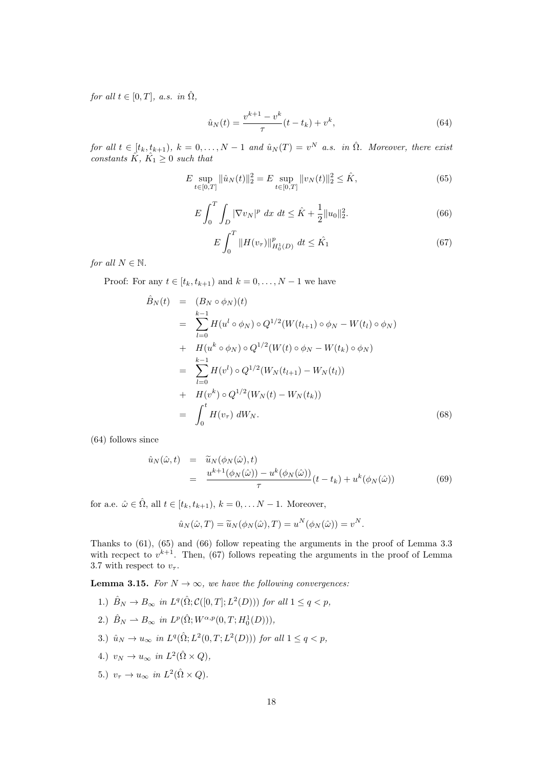*for all $t \in [0,T]$, a.s. in $\hat{\Omega}$,*

$$\hat{u}_N(t) = \frac{v^{k+1} - v^k}{\tau}(t - t_k) + v^k, \tag{64}$$

*for all $t \in [t_k, t_{k+1})$, $k = 0, \ldots, N-1$ and $\hat{u}_N(T) = v^N$ a.s. in $\hat{\Omega}$. Moreover, there exist constants $\hat{K}$, $\hat{K_1} \geq 0$ such that*

$$E \sup_{t\in[0,T]} \|\hat{u}_N(t)\|_2^2 = E \sup_{t\in[0,T]} \|v_N(t)\|_2^2 \leq \hat{K}, \tag{65}$$

$$E\int_0^T \int_D |\nabla v_N|^p \ dx \ dt \leq \hat{K} + \frac{1}{2}\|u_0\|_2^2. \tag{66}$$

$$E\int_0^T \|H(v_\tau)\|^p_{H_0^1(D)} \ dt \leq \hat{K_1} \tag{67}$$

*for all $N \in \mathbb{N}$.*

Proof: For any $t \in [t_k, t_{k+1})$ and $k = 0, \ldots, N-1$ we have

$$\begin{aligned}
\hat{B}_N(t) &= (B_N \circ \phi_N)(t) \\
&= \sum_{l=0}^{k-1} H(u^l \circ \phi_N) \circ Q^{1/2}(W(t_{l+1}) \circ \phi_N - W(t_l) \circ \phi_N) \\
&+ \ H(u^k \circ \phi_N) \circ Q^{1/2}(W(t) \circ \phi_N - W(t_k) \circ \phi_N) \\
&= \sum_{l=0}^{k-1} H(v^l) \circ Q^{1/2}(W_N(t_{l+1}) - W_N(t_l)) \\
&+ \ H(v^k) \circ Q^{1/2}(W_N(t) - W_N(t_k)) \\
&= \int_0^t H(v_\tau) \ dW_N.
\end{aligned} \tag{68}$$

(64) follows since

$$\begin{aligned}
\hat{u}_N(\hat{\omega}, t) &= \widetilde{u}_N(\phi_N(\hat{\omega}), t) \\
&= \frac{u^{k+1}(\phi_N(\hat{\omega})) - u^k(\phi_N(\hat{\omega}))}{\tau}(t - t_k) + u^k(\phi_N(\hat{\omega}))
\end{aligned} \tag{69}$$

for a.e. $\hat{\omega} \in \hat{\Omega}$, all $t \in [t_k, t_{k+1})$, $k = 0, \ldots N-1$. Moreover,

$$\hat{u}_N(\hat{\omega}, T) = \widetilde{u}_N(\phi_N(\hat{\omega}), T) = u^N(\phi_N(\hat{\omega})) = v^N.$$

Thanks to (61), (65) and (66) follow repeating the arguments in the proof of Lemma 3.3 with recpect to $v^{k+1}$. Then, (67) follows repeating the arguments in the proof of Lemma 3.7 with respect to $v_\tau$.

**Lemma 3.15.** *For $N \to \infty$, we have the following convergences:*

1.) $\hat{B}_N \to B_\infty$ *in $L^q(\hat{\Omega}; \mathcal{C}([0,T]; L^2(D)))$ for all $1 \leq q < p$,*

2.) $\hat{B}_N \rightharpoonup B_\infty$ *in $L^p(\hat{\Omega}; W^{\alpha,p}(0,T; H_0^1(D)))$,*

3.) $\hat{u}_N \to u_\infty$ *in $L^q(\hat{\Omega}; L^2(0,T; L^2(D)))$ for all $1 \leq q < p$,*

4.) $v_N \to u_\infty$ *in $L^2(\hat{\Omega} \times Q)$,*

5.) $v_\tau \to u_\infty$ *in $L^2(\hat{\Omega} \times Q)$.*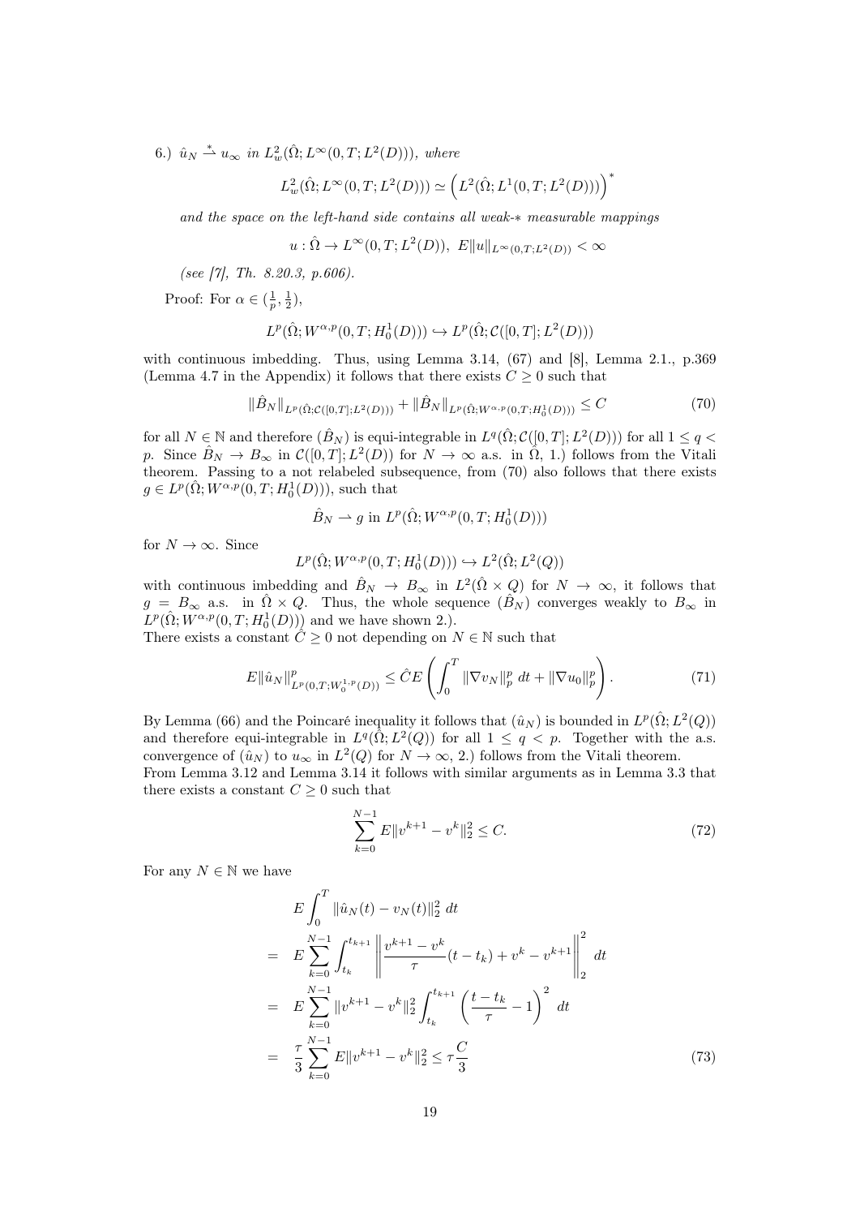*6.) $\hat{u}_N \overset{*}{\rightharpoonup} u_\infty$ in $L^2_w(\hat{\Omega}; L^\infty(0,T;L^2(D)))$, where*

$$L^2_w(\hat{\Omega}; L^\infty(0,T;L^2(D))) \simeq \left(L^2(\hat{\Omega}; L^1(0,T;L^2(D)))\right)^*$$

*and the space on the left-hand side contains all weak-$*$ measurable mappings*

$$u : \hat{\Omega} \to L^\infty(0,T;L^2(D)),\ E\|u\|_{L^\infty(0,T;L^2(D))} < \infty$$

*(see [7], Th. 8.20.3, p.606).*

Proof: For $\alpha \in (\frac{1}{p}, \frac{1}{2})$,

$$L^p(\hat{\Omega}; W^{\alpha,p}(0,T;H^1_0(D))) \hookrightarrow L^p(\hat{\Omega}; \mathcal{C}([0,T];L^2(D)))$$

with continuous imbedding. Thus, using Lemma 3.14, (67) and [8], Lemma 2.1., p.369 (Lemma 4.7 in the Appendix) it follows that there exists $C \geq 0$ such that

$$\|\hat{B}_N\|_{L^p(\hat{\Omega};\mathcal{C}([0,T];L^2(D)))} + \|\hat{B}_N\|_{L^p(\hat{\Omega};W^{\alpha,p}(0,T;H^1_0(D)))} \leq C \tag{70}$$

for all $N \in \mathbb{N}$ and therefore $(\hat{B}_N)$ is equi-integrable in $L^q(\hat{\Omega}; \mathcal{C}([0,T];L^2(D)))$ for all $1 \leq q < p$. Since $\hat{B}_N \to B_\infty$ in $\mathcal{C}([0,T];L^2(D))$ for $N \to \infty$ a.s. in $\hat{\Omega}$, 1.) follows from the Vitali theorem. Passing to a not relabeled subsequence, from (70) also follows that there exists $g \in L^p(\hat{\Omega}; W^{\alpha,p}(0,T;H^1_0(D)))$, such that

$$\hat{B}_N \rightharpoonup g \text{ in } L^p(\hat{\Omega}; W^{\alpha,p}(0,T;H^1_0(D)))$$

for $N \to \infty$. Since

$$L^p(\hat{\Omega}; W^{\alpha,p}(0,T;H^1_0(D))) \hookrightarrow L^2(\hat{\Omega}; L^2(Q))$$

with continuous imbedding and $\hat{B}_N \to B_\infty$ in $L^2(\hat{\Omega} \times Q)$ for $N \to \infty$, it follows that $g = B_\infty$ a.s. in $\hat{\Omega} \times Q$. Thus, the whole sequence $(\hat{B}_N)$ converges weakly to $B_\infty$ in $L^p(\hat{\Omega}; W^{\alpha,p}(0,T;H^1_0(D)))$ and we have shown 2.).
There exists a constant $\hat{C} \geq 0$ not depending on $N \in \mathbb{N}$ such that

$$E\|\hat{u}_N\|^p_{L^p(0,T;W^{1,p}_0(D))} \leq \hat{C} E\left(\int_0^T \|\nabla v_N\|^p_p \, dt + \|\nabla u_0\|^p_p\right). \tag{71}$$

By Lemma (66) and the Poincaré inequality it follows that $(\hat{u}_N)$ is bounded in $L^p(\hat{\Omega}; L^2(Q))$ and therefore equi-integrable in $L^q(\hat{\Omega}; L^2(Q))$ for all $1 \leq q < p$. Together with the a.s. convergence of $(\hat{u}_N)$ to $u_\infty$ in $L^2(Q)$ for $N \to \infty$, 2.) follows from the Vitali theorem.
From Lemma 3.12 and Lemma 3.14 it follows with similar arguments as in Lemma 3.3 that there exists a constant $C \geq 0$ such that

$$\sum_{k=0}^{N-1} E\|v^{k+1} - v^k\|_2^2 \leq C. \tag{72}$$

For any $N \in \mathbb{N}$ we have

$$\begin{aligned}
& E\int_0^T \|\hat{u}_N(t) - v_N(t)\|_2^2 \, dt \\
= \;& E\sum_{k=0}^{N-1} \int_{t_k}^{t_{k+1}} \left\| \frac{v^{k+1} - v^k}{\tau}(t - t_k) + v^k - v^{k+1} \right\|_2^2 dt \\
= \;& E\sum_{k=0}^{N-1} \|v^{k+1} - v^k\|_2^2 \int_{t_k}^{t_{k+1}} \left(\frac{t - t_k}{\tau} - 1\right)^2 dt \\
= \;& \frac{\tau}{3} \sum_{k=0}^{N-1} E\|v^{k+1} - v^k\|_2^2 \leq \tau \frac{C}{3}
\end{aligned} \tag{73}$$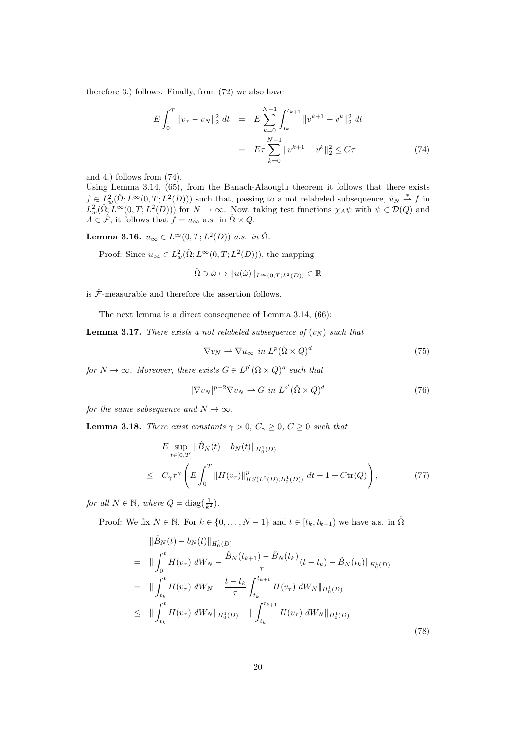therefore 3.) follows. Finally, from (72) we also have

$$
\begin{aligned}
E\int_0^T \|v_\tau - v_N\|_2^2\,dt &= E\sum_{k=0}^{N-1}\int_{t_k}^{t_{k+1}} \|v^{k+1}-v^k\|_2^2\,dt \\
&= E\tau\sum_{k=0}^{N-1}\|v^{k+1}-v^k\|_2^2 \le C\tau
\end{aligned}
\tag{74}
$$

and 4.) follows from (74).
Using Lemma 3.14, (65), from the Banach-Alaouglu theorem it follows that there exists $f \in L^2_w(\hat{\Omega}; L^\infty(0,T;L^2(D)))$ such that, passing to a not relabeled subsequence, $\hat{u}_N \overset{*}{\rightharpoonup} f$ in $L^2_w(\hat{\Omega}; L^\infty(0,T;L^2(D)))$ for $N \to \infty$. Now, taking test functions $\chi_A\psi$ with $\psi \in \mathcal{D}(Q)$ and $A \in \hat{\mathcal{F}}$, it follows that $f = u_\infty$ a.s. in $\hat{\Omega}\times Q$.

**Lemma 3.16.** *$u_\infty \in L^\infty(0,T;L^2(D))$ a.s. in $\hat{\Omega}$.*

Proof: Since $u_\infty \in L^2_w(\hat{\Omega}; L^\infty(0,T;L^2(D)))$, the mapping

$$
\hat{\Omega} \ni \hat{\omega} \mapsto \|u(\hat{\omega})\|_{L^\infty(0,T;L^2(D))} \in \mathbb{R}
$$

is $\hat{\mathcal{F}}$-measurable and therefore the assertion follows.

The next lemma is a direct consequence of Lemma 3.14, (66):

**Lemma 3.17.** *There exists a not relabeled subsequence of $(v_N)$ such that*

$$
\nabla v_N \rightharpoonup \nabla u_\infty \ \text{ in } L^p(\hat{\Omega}\times Q)^d \tag{75}
$$

*for $N \to \infty$. Moreover, there exists $G \in L^{p'}(\hat{\Omega}\times Q)^d$ such that*

$$
|\nabla v_N|^{p-2}\nabla v_N \rightharpoonup G \ \text{ in } L^{p'}(\hat{\Omega}\times Q)^d \tag{76}
$$

*for the same subsequence and $N \to \infty$.*

**Lemma 3.18.** *There exist constants $\gamma > 0$, $C_\gamma \ge 0$, $C \ge 0$ such that*

$$
\begin{aligned}
&E\sup_{t\in[0,T]} \|\hat{B}_N(t) - b_N(t)\|_{H^1_0(D)} \\
\le\ & C_\gamma \tau^\gamma \left( E\int_0^T \|H(v_\tau)\|^p_{HS(L^2(D);H^1_0(D))}\,dt + 1 + C\operatorname{tr}(Q)\right),
\end{aligned}
\tag{77}
$$

*for all $N \in \mathbb{N}$, where $Q = \operatorname{diag}(\frac{1}{k^2})$.*

Proof: We fix $N \in \mathbb{N}$. For $k \in \{0,\dots,N-1\}$ and $t \in [t_k, t_{k+1})$ we have a.s. in $\hat{\Omega}$

$$
\begin{aligned}
&\|\hat{B}_N(t) - b_N(t)\|_{H^1_0(D)} \\
=\ & \|\int_0^t H(v_\tau)\,dW_N - \frac{\hat{B}_N(t_{k+1}) - \hat{B}_N(t_k)}{\tau}(t-t_k) - \hat{B}_N(t_k)\|_{H^1_0(D)} \\
=\ & \|\int_{t_k}^t H(v_\tau)\,dW_N - \frac{t-t_k}{\tau}\int_{t_k}^{t_{k+1}} H(v_\tau)\,dW_N\|_{H^1_0(D)} \\
\le\ & \|\int_{t_k}^t H(v_\tau)\,dW_N\|_{H^1_0(D)} + \|\int_{t_k}^{t_{k+1}} H(v_\tau)\,dW_N\|_{H^1_0(D)}
\end{aligned}
\tag{78}
$$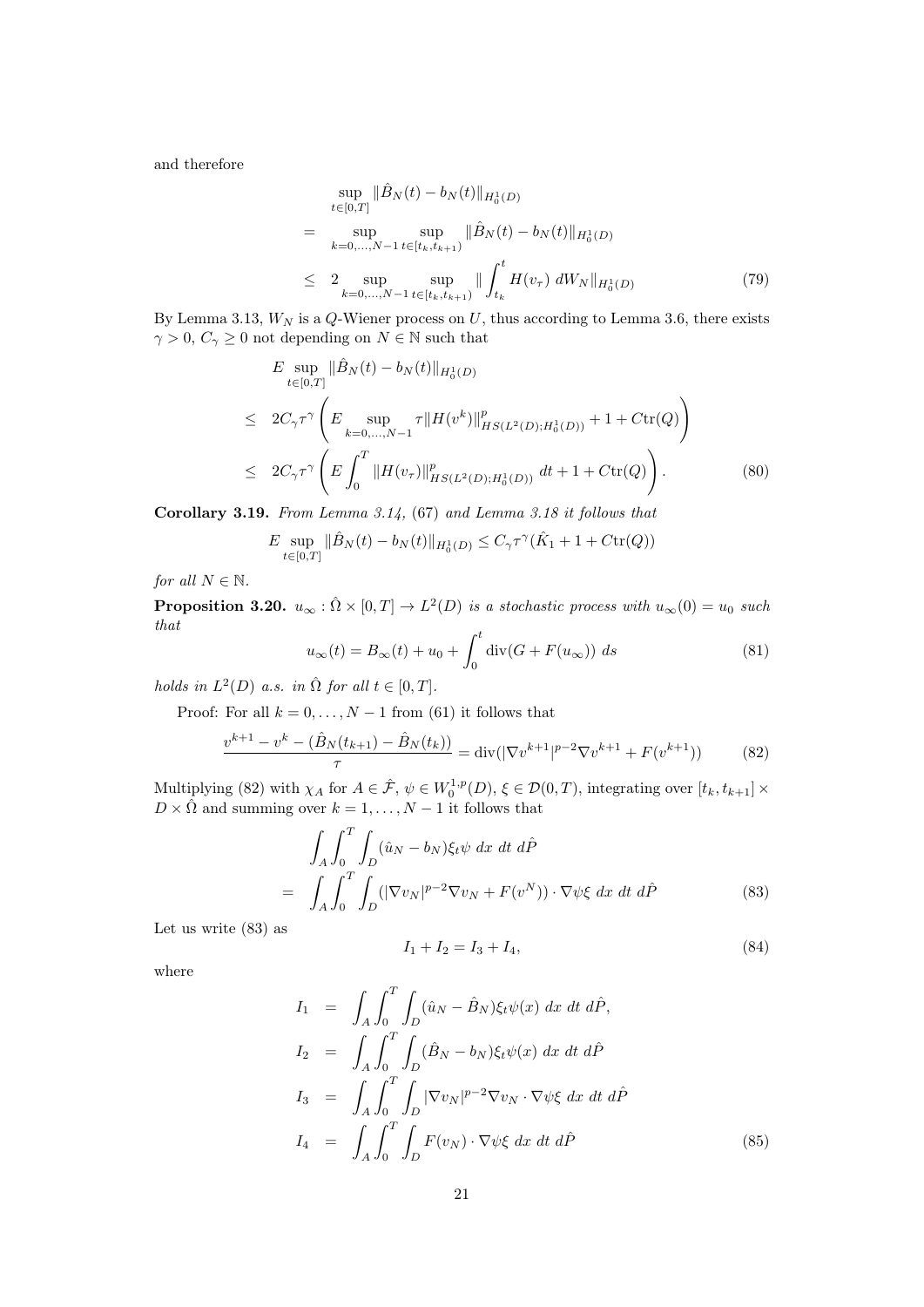and therefore

$$
\begin{aligned}
& \sup_{t\in[0,T]} \|\hat{B}_N(t) - b_N(t)\|_{H_0^1(D)} \\
= & \sup_{k=0,\ldots,N-1} \sup_{t\in[t_k,t_{k+1})} \|\hat{B}_N(t) - b_N(t)\|_{H_0^1(D)} \\
\leq & \; 2 \sup_{k=0,\ldots,N-1} \sup_{t\in[t_k,t_{k+1})} \| \int_{t_k}^t H(v_\tau)\; dW_N\|_{H_0^1(D)}
\end{aligned}
\tag{79}
$$

By Lemma 3.13, $W_N$ is a $Q$-Wiener process on $U$, thus according to Lemma 3.6, there exists $\gamma > 0$, $C_\gamma \geq 0$ not depending on $N \in \mathbb{N}$ such that

$$
\begin{aligned}
& E \sup_{t\in[0,T]} \|\hat{B}_N(t) - b_N(t)\|_{H_0^1(D)} \\
\leq & \; 2C_\gamma \tau^\gamma \left( E \sup_{k=0,\ldots,N-1} \tau \|H(v^k)\|^p_{HS(L^2(D);H_0^1(D))} + 1 + C\mathrm{tr}(Q) \right) \\
\leq & \; 2C_\gamma \tau^\gamma \left( E \int_0^T \|H(v_\tau)\|^p_{HS(L^2(D);H_0^1(D))}\; dt + 1 + C\mathrm{tr}(Q) \right).
\end{aligned}
\tag{80}
$$

**Corollary 3.19.** *From Lemma 3.14, (67) and Lemma 3.18 it follows that*

$$
E \sup_{t\in[0,T]} \|\hat{B}_N(t) - b_N(t)\|_{H_0^1(D)} \leq C_\gamma \tau^\gamma (\hat{K}_1 + 1 + C\mathrm{tr}(Q))
$$

*for all $N \in \mathbb{N}$.*

**Proposition 3.20.** *$u_\infty : \hat{\Omega} \times [0,T] \to L^2(D)$ is a stochastic process with $u_\infty(0) = u_0$ such that*

$$
u_\infty(t) = B_\infty(t) + u_0 + \int_0^t \mathrm{div}(G + F(u_\infty))\; ds \tag{81}
$$

*holds in $L^2(D)$ a.s. in $\hat{\Omega}$ for all $t \in [0,T]$.*

Proof: For all $k = 0,\ldots,N-1$ from (61) it follows that

$$
\frac{v^{k+1} - v^k - (\hat{B}_N(t_{k+1}) - \hat{B}_N(t_k))}{\tau} = \mathrm{div}(|\nabla v^{k+1}|^{p-2}\nabla v^{k+1} + F(v^{k+1})) \tag{82}
$$

Multiplying (82) with $\chi_A$ for $A \in \hat{\mathcal{F}}$, $\psi \in W_0^{1,p}(D)$, $\xi \in \mathcal{D}(0,T)$, integrating over $[t_k, t_{k+1}] \times D \times \hat{\Omega}$ and summing over $k = 1,\ldots,N-1$ it follows that

$$
\begin{aligned}
& \int_A \int_0^T \int_D (\hat{u}_N - b_N)\xi_t \psi\; dx\; dt\; d\hat{P} \\
= & \int_A \int_0^T \int_D (|\nabla v_N|^{p-2}\nabla v_N + F(v^N)) \cdot \nabla\psi \xi\; dx\; dt\; d\hat{P}
\end{aligned}
\tag{83}
$$

Let us write (83) as

$$
I_1 + I_2 = I_3 + I_4, \tag{84}
$$

where

$$
\begin{aligned}
I_1 &= \int_A \int_0^T \int_D (\hat{u}_N - \hat{B}_N)\xi_t \psi(x)\; dx\; dt\; d\hat{P}, \\
I_2 &= \int_A \int_0^T \int_D (\hat{B}_N - b_N)\xi_t \psi(x)\; dx\; dt\; d\hat{P} \\
I_3 &= \int_A \int_0^T \int_D |\nabla v_N|^{p-2}\nabla v_N \cdot \nabla\psi \xi\; dx\; dt\; d\hat{P} \\
I_4 &= \int_A \int_0^T \int_D F(v_N) \cdot \nabla\psi \xi\; dx\; dt\; d\hat{P}
\end{aligned}
\tag{85}
$$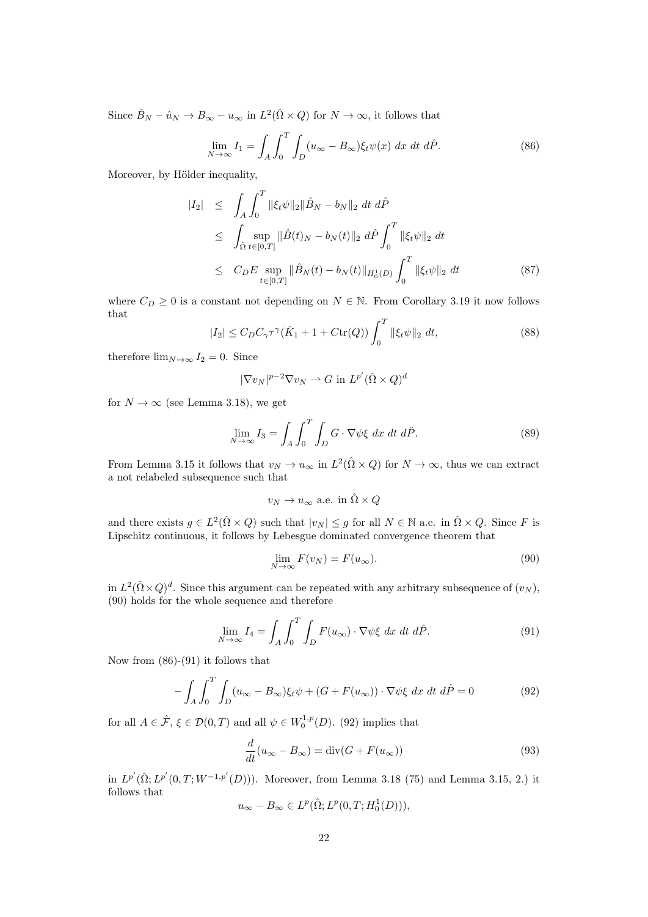Since $\hat{B}_N - \hat{u}_N \to B_\infty - u_\infty$ in $L^2(\hat{\Omega}\times Q)$ for $N\to\infty$, it follows that

$$\lim_{N\to\infty} I_1 = \int_A \int_0^T \int_D (u_\infty - B_\infty)\xi_t \psi(x)\, dx\, dt\, d\hat{P}. \tag{86}$$

Moreover, by Hölder inequality,

$$\begin{aligned}
|I_2| &\leq \int_A \int_0^T \|\xi_t \psi\|_2 \|\hat{B}_N - b_N\|_2 \, dt\, d\hat{P} \\
&\leq \int_{\hat{\Omega}} \sup_{t\in[0,T]} \|\hat{B}(t)_N - b_N(t)\|_2 \, d\hat{P} \int_0^T \|\xi_t\psi\|_2 \, dt \\
&\leq C_D E \sup_{t\in[0,T]} \|\hat{B}_N(t) - b_N(t)\|_{H_0^1(D)} \int_0^T \|\xi_t \psi\|_2 \, dt
\end{aligned} \tag{87}$$

where $C_D \geq 0$ is a constant not depending on $N\in\mathbb{N}$. From Corollary 3.19 it now follows that

$$|I_2| \leq C_D C_\gamma \tau^\gamma (\hat{K}_1 + 1 + C\mathrm{tr}(Q)) \int_0^T \|\xi_t\psi\|_2 \, dt, \tag{88}$$

therefore $\lim_{N\to\infty} I_2 = 0$. Since

$$|\nabla v_N|^{p-2}\nabla v_N \rightharpoonup G \text{ in } L^{p'}(\hat{\Omega}\times Q)^d$$

for $N\to\infty$ (see Lemma 3.18), we get

$$\lim_{N\to\infty} I_3 = \int_A \int_0^T \int_D G\cdot \nabla\psi \xi \, dx\, dt\, d\hat{P}. \tag{89}$$

From Lemma 3.15 it follows that $v_N \to u_\infty$ in $L^2(\hat{\Omega}\times Q)$ for $N\to\infty$, thus we can extract a not relabeled subsequence such that

$$v_N \to u_\infty \text{ a.e. in } \hat{\Omega}\times Q$$

and there exists $g\in L^2(\hat{\Omega}\times Q)$ such that $|v_N|\leq g$ for all $N\in\mathbb{N}$ a.e. in $\hat{\Omega}\times Q$. Since $F$ is Lipschitz continuous, it follows by Lebesgue dominated convergence theorem that

$$\lim_{N\to\infty} F(v_N) = F(u_\infty). \tag{90}$$

in $L^2(\hat{\Omega}\times Q)^d$. Since this argument can be repeated with any arbitrary subsequence of $(v_N)$, (90) holds for the whole sequence and therefore

$$\lim_{N\to\infty} I_4 = \int_A \int_0^T \int_D F(u_\infty)\cdot\nabla\psi\xi \, dx\, dt\, d\hat{P}. \tag{91}$$

Now from (86)-(91) it follows that

$$-\int_A \int_0^T \int_D (u_\infty - B_\infty)\xi_t\psi + (G + F(u_\infty))\cdot\nabla\psi\xi \, dx\, dt\, d\hat{P} = 0 \tag{92}$$

for all $A\in\hat{\mathcal{F}}$, $\xi\in\mathcal{D}(0,T)$ and all $\psi\in W_0^{1,p}(D)$. (92) implies that

$$\frac{d}{dt}(u_\infty - B_\infty) = \mathrm{div}(G + F(u_\infty)) \tag{93}$$

in $L^{p'}(\hat{\Omega}; L^{p'}(0,T; W^{-1,p'}(D)))$. Moreover, from Lemma 3.18 (75) and Lemma 3.15, 2.) it follows that

$$u_\infty - B_\infty \in L^p(\hat{\Omega}; L^p(0,T; H_0^1(D))),$$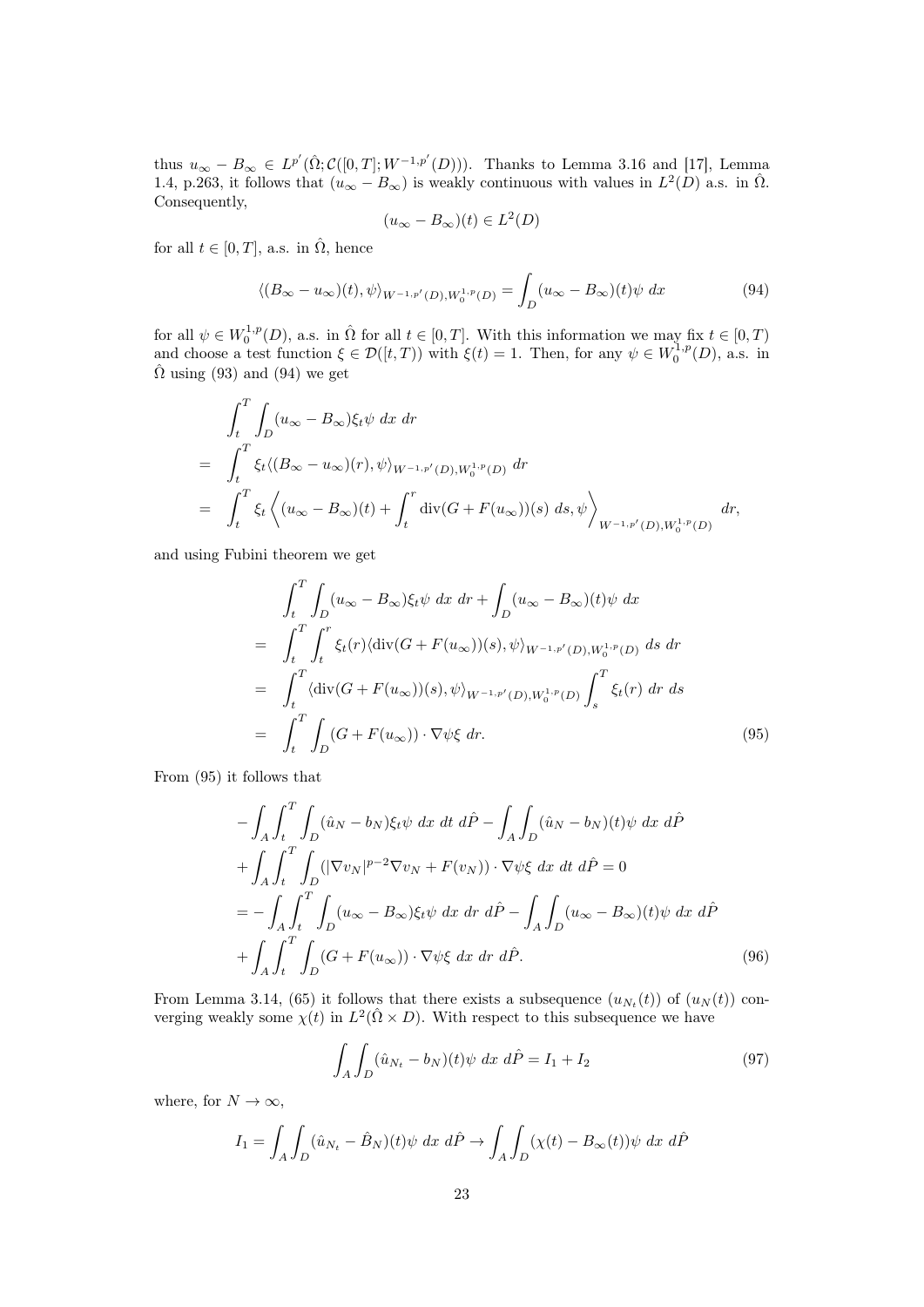thus $u_\infty - B_\infty \in L^{p'}(\hat{\Omega}; \mathcal{C}([0,T]; W^{-1,p'}(D)))$. Thanks to Lemma 3.16 and [17], Lemma 1.4, p.263, it follows that $(u_\infty - B_\infty)$ is weakly continuous with values in $L^2(D)$ a.s. in $\hat{\Omega}$. Consequently,

$$(u_\infty - B_\infty)(t) \in L^2(D)$$

for all $t \in [0,T]$, a.s. in $\hat{\Omega}$, hence

$$\langle (B_\infty - u_\infty)(t), \psi\rangle_{W^{-1,p'}(D), W_0^{1,p}(D)} = \int_D (u_\infty - B_\infty)(t)\psi \; dx \tag{94}$$

for all $\psi \in W_0^{1,p}(D)$, a.s. in $\hat{\Omega}$ for all $t \in [0,T]$. With this information we may fix $t \in [0,T)$ and choose a test function $\xi \in \mathcal{D}([t,T))$ with $\xi(t) = 1$. Then, for any $\psi \in W_0^{1,p}(D)$, a.s. in $\hat{\Omega}$ using (93) and (94) we get

$$\begin{aligned}
&\int_t^T \int_D (u_\infty - B_\infty)\xi_t \psi \; dx \; dr \\
=\;& \int_t^T \xi_t \langle (B_\infty - u_\infty)(r), \psi\rangle_{W^{-1,p'}(D), W_0^{1,p}(D)} \; dr \\
=\;& \int_t^T \xi_t \left\langle (u_\infty - B_\infty)(t) + \int_t^r \operatorname{div}(G + F(u_\infty))(s) \; ds, \psi \right\rangle_{W^{-1,p'}(D), W_0^{1,p}(D)} dr,
\end{aligned}$$

and using Fubini theorem we get

$$\begin{aligned}
&\int_t^T \int_D (u_\infty - B_\infty)\xi_t \psi \; dx \; dr + \int_D (u_\infty - B_\infty)(t)\psi \; dx \\
=\;& \int_t^T \int_t^r \xi_t(r) \langle \operatorname{div}(G + F(u_\infty))(s), \psi\rangle_{W^{-1,p'}(D), W_0^{1,p}(D)} \; ds \; dr \\
=\;& \int_t^T \langle \operatorname{div}(G + F(u_\infty))(s), \psi\rangle_{W^{-1,p'}(D), W_0^{1,p}(D)} \int_s^T \xi_t(r) \; dr \; ds \\
=\;& \int_t^T \int_D (G + F(u_\infty)) \cdot \nabla\psi\xi \; dr. 
\end{aligned} \tag{95}$$

From (95) it follows that

$$\begin{aligned}
&-\int_A \int_t^T \int_D (\hat{u}_N - b_N)\xi_t \psi \; dx \; dt \; d\hat{P} - \int_A \int_D (\hat{u}_N - b_N)(t)\psi \; dx \; d\hat{P} \\
&+ \int_A \int_t^T \int_D (|\nabla v_N|^{p-2}\nabla v_N + F(v_N)) \cdot \nabla\psi\xi \; dx \; dt \; d\hat{P} = 0 \\
&= -\int_A \int_t^T \int_D (u_\infty - B_\infty)\xi_t \psi \; dx \; dr \; d\hat{P} - \int_A \int_D (u_\infty - B_\infty)(t)\psi \; dx \; d\hat{P} \\
&+ \int_A \int_t^T \int_D (G + F(u_\infty)) \cdot \nabla\psi\xi \; dx \; dr \; d\hat{P}.
\end{aligned} \tag{96}$$

From Lemma 3.14, (65) it follows that there exists a subsequence $(u_{N_t}(t))$ of $(u_N(t))$ converging weakly some $\chi(t)$ in $L^2(\hat{\Omega} \times D)$. With respect to this subsequence we have

$$\int_A \int_D (\hat{u}_{N_t} - b_N)(t)\psi \; dx \; d\hat{P} = I_1 + I_2 \tag{97}$$

where, for $N \to \infty$,

$$I_1 = \int_A \int_D (\hat{u}_{N_t} - \hat{B}_N)(t)\psi \; dx \; d\hat{P} \to \int_A \int_D (\chi(t) - B_\infty(t))\psi \; dx \; d\hat{P}$$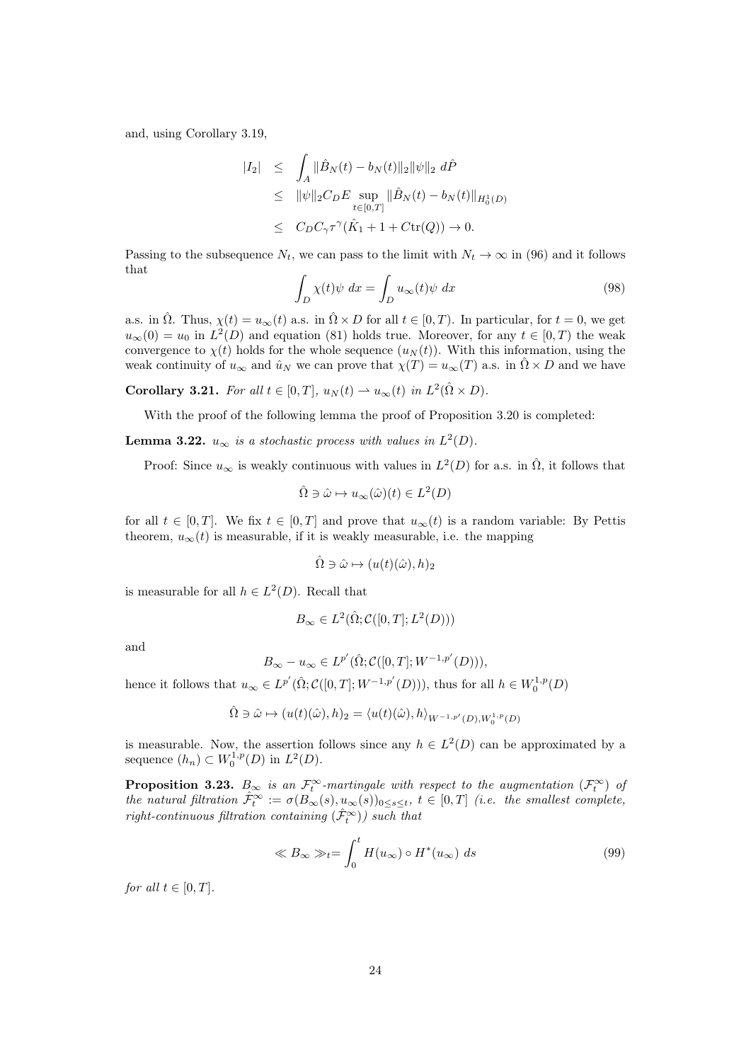and, using Corollary 3.19,

$$
\begin{aligned}
|I_2| &\leq \int_A \|\hat{B}_N(t) - b_N(t)\|_2 \|\psi\|_2 \, d\hat{P} \\
&\leq \|\psi\|_2 C_D E \sup_{t\in[0,T]} \|\hat{B}_N(t) - b_N(t)\|_{H_0^1(D)} \\
&\leq C_D C_\gamma \tau^\gamma (\hat{K}_1 + 1 + C\mathrm{tr}(Q)) \to 0.
\end{aligned}
$$

Passing to the subsequence $N_t$, we can pass to the limit with $N_t \to \infty$ in (96) and it follows that

$$
\int_D \chi(t)\psi \, dx = \int_D u_\infty(t)\psi \, dx \tag{98}
$$

a.s. in $\hat{\Omega}$. Thus, $\chi(t) = u_\infty(t)$ a.s. in $\hat{\Omega} \times D$ for all $t \in [0, T)$. In particular, for $t = 0$, we get $u_\infty(0) = u_0$ in $L^2(D)$ and equation (81) holds true. Moreover, for any $t \in [0, T)$ the weak convergence to $\chi(t)$ holds for the whole sequence $(u_N(t))$. With this information, using the weak continuity of $u_\infty$ and $\hat{u}_N$ we can prove that $\chi(T) = u_\infty(T)$ a.s. in $\hat{\Omega} \times D$ and we have

**Corollary 3.21.** *For all $t \in [0, T]$, $u_N(t) \rightharpoonup u_\infty(t)$ in $L^2(\hat{\Omega} \times D)$.*

With the proof of the following lemma the proof of Proposition 3.20 is completed:

**Lemma 3.22.** *$u_\infty$ is a stochastic process with values in $L^2(D)$.*

Proof: Since $u_\infty$ is weakly continuous with values in $L^2(D)$ for a.s. in $\hat{\Omega}$, it follows that

$$
\hat{\Omega} \ni \hat{\omega} \mapsto u_\infty(\hat{\omega})(t) \in L^2(D)
$$

for all $t \in [0, T]$. We fix $t \in [0, T]$ and prove that $u_\infty(t)$ is a random variable: By Pettis theorem, $u_\infty(t)$ is measurable, if it is weakly measurable, i.e. the mapping

$$
\hat{\Omega} \ni \hat{\omega} \mapsto (u(t)(\hat{\omega}), h)_2
$$

is measurable for all $h \in L^2(D)$. Recall that

$$
B_\infty \in L^2(\hat{\Omega}; \mathcal{C}([0, T]; L^2(D)))
$$

and

$$
B_\infty - u_\infty \in L^{p'}(\hat{\Omega}; \mathcal{C}([0, T]; W^{-1,p'}(D))),
$$

hence it follows that $u_\infty \in L^{p'}(\hat{\Omega}; \mathcal{C}([0, T]; W^{-1,p'}(D)))$, thus for all $h \in W_0^{1,p}(D)$

$$
\hat{\Omega} \ni \hat{\omega} \mapsto (u(t)(\hat{\omega}), h)_2 = \langle u(t)(\hat{\omega}), h \rangle_{W^{-1,p'}(D), W_0^{1,p}(D)}
$$

is measurable. Now, the assertion follows since any $h \in L^2(D)$ can be approximated by a sequence $(h_n) \subset W_0^{1,p}(D)$ in $L^2(D)$.

**Proposition 3.23.** *$B_\infty$ is an $\mathcal{F}_t^\infty$-martingale with respect to the augmentation $(\mathcal{F}_t^\infty)$ of the natural filtration $\hat{\mathcal{F}}_t^\infty := \sigma(B_\infty(s), u_\infty(s))_{0 \leq s \leq t}$, $t \in [0, T]$ (i.e. the smallest complete, right-continuous filtration containing $(\hat{\mathcal{F}}_t^\infty)$) such that*

$$
\ll B_\infty \gg_t = \int_0^t H(u_\infty) \circ H^*(u_\infty) \, ds \tag{99}
$$

*for all $t \in [0, T]$.*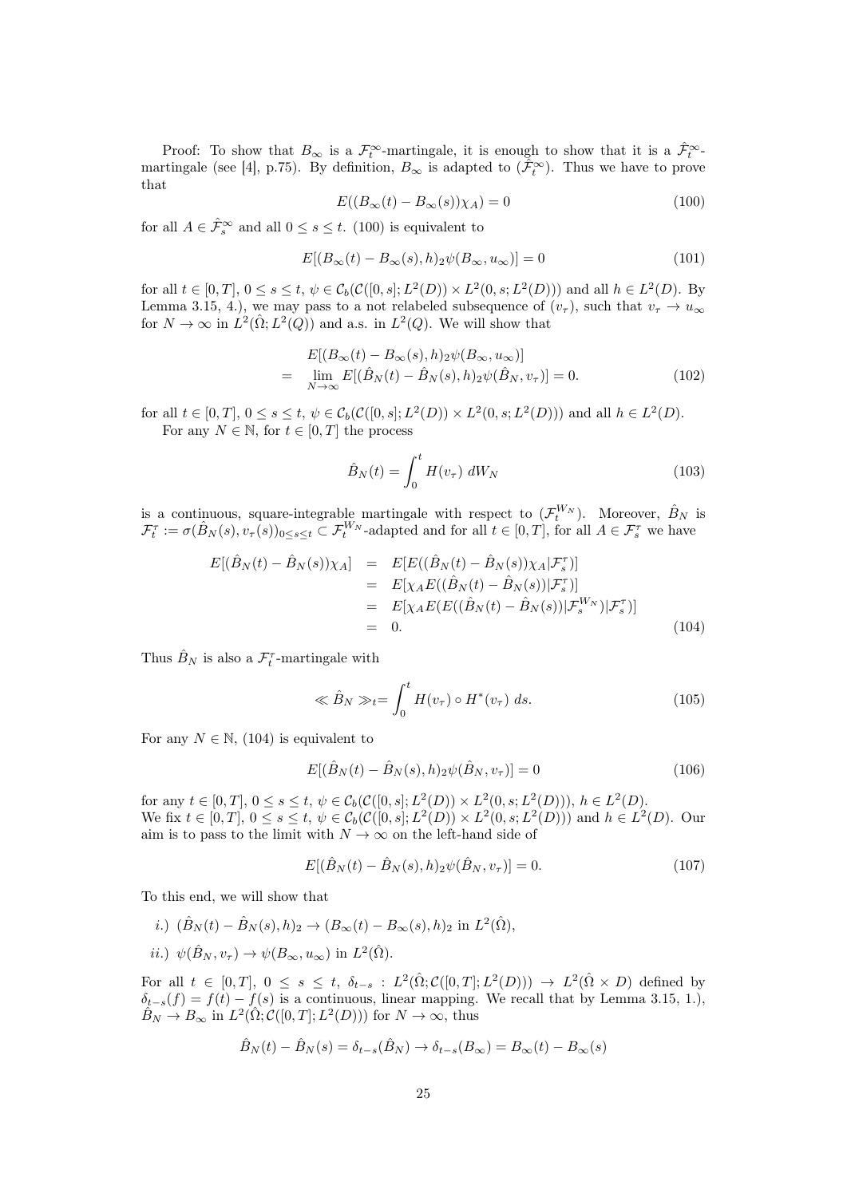Proof: To show that $B_\infty$ is a $\mathcal{F}_t^\infty$-martingale, it is enough to show that it is a $\hat{\mathcal{F}}_t^\infty$-martingale (see [4], p.75). By definition, $B_\infty$ is adapted to $(\hat{\mathcal{F}}_t^\infty)$. Thus we have to prove that

$$E((B_\infty(t) - B_\infty(s))\chi_A) = 0 \tag{100}$$

for all $A \in \hat{\mathcal{F}}_s^\infty$ and all $0 \le s \le t$. (100) is equivalent to

$$E[(B_\infty(t) - B_\infty(s), h)_2 \psi(B_\infty, u_\infty)] = 0 \tag{101}$$

for all $t \in [0,T]$, $0 \le s \le t$, $\psi \in \mathcal{C}_b(\mathcal{C}([0,s]; L^2(D)) \times L^2(0,s; L^2(D)))$ and all $h \in L^2(D)$. By Lemma 3.15, 4.), we may pass to a not relabeled subsequence of $(v_\tau)$, such that $v_\tau \to u_\infty$ for $N \to \infty$ in $L^2(\hat{\Omega}; L^2(Q))$ and a.s. in $L^2(Q)$. We will show that

$$\begin{aligned} & E[(B_\infty(t) - B_\infty(s), h)_2 \psi(B_\infty, u_\infty)] \\ = \; & \lim_{N \to \infty} E[(\hat{B}_N(t) - \hat{B}_N(s), h)_2 \psi(\hat{B}_N, v_\tau)] = 0. \end{aligned} \tag{102}$$

for all $t \in [0,T]$, $0 \le s \le t$, $\psi \in \mathcal{C}_b(\mathcal{C}([0,s]; L^2(D)) \times L^2(0,s; L^2(D)))$ and all $h \in L^2(D)$.

For any $N \in \mathbb{N}$, for $t \in [0,T]$ the process

$$\hat{B}_N(t) = \int_0^t H(v_\tau) \, dW_N \tag{103}$$

is a continuous, square-integrable martingale with respect to $(\mathcal{F}_t^{W_N})$. Moreover, $\hat{B}_N$ is $\mathcal{F}_t^\tau := \sigma(\hat{B}_N(s), v_\tau(s))_{0 \le s \le t} \subset \mathcal{F}_t^{W_N}$-adapted and for all $t \in [0,T]$, for all $A \in \mathcal{F}_s^\tau$ we have

$$\begin{aligned} E[(\hat{B}_N(t) - \hat{B}_N(s))\chi_A] &= E[E((\hat{B}_N(t) - \hat{B}_N(s))\chi_A | \mathcal{F}_s^\tau)] \\ &= E[\chi_A E((\hat{B}_N(t) - \hat{B}_N(s)) | \mathcal{F}_s^\tau)] \\ &= E[\chi_A E(E((\hat{B}_N(t) - \hat{B}_N(s)) | \mathcal{F}_s^{W_N}) | \mathcal{F}_s^\tau)] \\ &= 0. \end{aligned} \tag{104}$$

Thus $\hat{B}_N$ is also a $\mathcal{F}_t^\tau$-martingale with

$$\ll \hat{B}_N \gg_t = \int_0^t H(v_\tau) \circ H^*(v_\tau) \, ds. \tag{105}$$

For any $N \in \mathbb{N}$, (104) is equivalent to

$$E[(\hat{B}_N(t) - \hat{B}_N(s), h)_2 \psi(\hat{B}_N, v_\tau)] = 0 \tag{106}$$

for any $t \in [0,T]$, $0 \le s \le t$, $\psi \in \mathcal{C}_b(\mathcal{C}([0,s]; L^2(D)) \times L^2(0,s; L^2(D)))$, $h \in L^2(D)$.
We fix $t \in [0,T]$, $0 \le s \le t$, $\psi \in \mathcal{C}_b(\mathcal{C}([0,s]; L^2(D)) \times L^2(0,s; L^2(D)))$ and $h \in L^2(D)$. Our aim is to pass to the limit with $N \to \infty$ on the left-hand side of

$$E[(\hat{B}_N(t) - \hat{B}_N(s), h)_2 \psi(\hat{B}_N, v_\tau)] = 0. \tag{107}$$

To this end, we will show that

*i.)* $(\hat{B}_N(t) - \hat{B}_N(s), h)_2 \to (B_\infty(t) - B_\infty(s), h)_2$ in $L^2(\hat{\Omega})$,

*ii.)* $\psi(\hat{B}_N, v_\tau) \to \psi(B_\infty, u_\infty)$ in $L^2(\hat{\Omega})$.

For all $t \in [0,T]$, $0 \le s \le t$, $\delta_{t-s} : L^2(\hat{\Omega}; \mathcal{C}([0,T]; L^2(D))) \to L^2(\hat{\Omega} \times D)$ defined by $\delta_{t-s}(f) = f(t) - f(s)$ is a continuous, linear mapping. We recall that by Lemma 3.15, 1.), $\hat{B}_N \to B_\infty$ in $L^2(\hat{\Omega}; \mathcal{C}([0,T]; L^2(D)))$ for $N \to \infty$, thus

$$\hat{B}_N(t) - \hat{B}_N(s) = \delta_{t-s}(\hat{B}_N) \to \delta_{t-s}(B_\infty) = B_\infty(t) - B_\infty(s)$$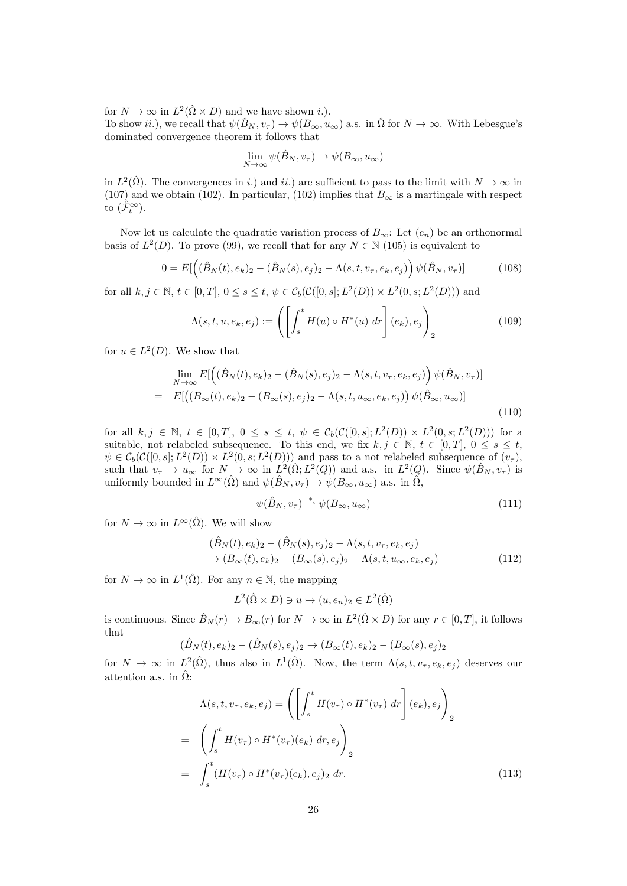for $N \to \infty$ in $L^2(\hat{\Omega} \times D)$ and we have shown *i.*).

To show *ii.*), we recall that $\psi(\hat{B}_N, v_\tau) \to \psi(B_\infty, u_\infty)$ a.s. in $\hat{\Omega}$ for $N \to \infty$. With Lebesgue's dominated convergence theorem it follows that

$$\lim_{N\to\infty} \psi(\hat{B}_N, v_\tau) \to \psi(B_\infty, u_\infty)$$

in $L^2(\hat{\Omega})$. The convergences in *i.*) and *ii.*) are sufficient to pass to the limit with $N \to \infty$ in (107) and we obtain (102). In particular, (102) implies that $B_\infty$ is a martingale with respect to $(\hat{\mathcal{F}}_t^\infty)$.

Now let us calculate the quadratic variation process of $B_\infty$: Let $(e_n)$ be an orthonormal basis of $L^2(D)$. To prove (99), we recall that for any $N \in \mathbb{N}$ (105) is equivalent to

$$0 = E[\Big((\hat{B}_N(t), e_k)_2 - (\hat{B}_N(s), e_j)_2 - \Lambda(s, t, v_\tau, e_k, e_j)\Big)\, \psi(\hat{B}_N, v_\tau)] \tag{108}$$

for all $k, j \in \mathbb{N}$, $t \in [0,T]$, $0 \le s \le t$, $\psi \in \mathcal{C}_b(\mathcal{C}([0,s]; L^2(D)) \times L^2(0,s; L^2(D)))$ and

$$\Lambda(s, t, u, e_k, e_j) := \left(\left[\int_s^t H(u) \circ H^*(u)\; dr\right](e_k), e_j\right)_2 \tag{109}$$

for $u \in L^2(D)$. We show that

$$\begin{aligned}
&\lim_{N\to\infty} E[\Big((\hat{B}_N(t), e_k)_2 - (\hat{B}_N(s), e_j)_2 - \Lambda(s, t, v_\tau, e_k, e_j)\Big)\, \psi(\hat{B}_N, v_\tau)] \\
=\;& E[\big((B_\infty(t), e_k)_2 - (B_\infty(s), e_j)_2 - \Lambda(s, t, u_\infty, e_k, e_j)\big)\, \psi(\hat{B}_\infty, u_\infty)]
\end{aligned} \tag{110}$$

for all $k, j \in \mathbb{N}$, $t \in [0,T]$, $0 \le s \le t$, $\psi \in \mathcal{C}_b(\mathcal{C}([0,s]; L^2(D)) \times L^2(0,s; L^2(D)))$ for a suitable, not relabeled subsequence. To this end, we fix $k, j \in \mathbb{N}$, $t \in [0,T]$, $0 \le s \le t$, $\psi \in \mathcal{C}_b(\mathcal{C}([0,s]; L^2(D)) \times L^2(0,s; L^2(D)))$ and pass to a not relabeled subsequence of $(v_\tau)$, such that $v_\tau \to u_\infty$ for $N \to \infty$ in $L^2(\hat{\Omega}; L^2(Q))$ and a.s. in $L^2(Q)$. Since $\psi(\hat{B}_N, v_\tau)$ is uniformly bounded in $L^\infty(\hat{\Omega})$ and $\psi(\hat{B}_N, v_\tau) \to \psi(B_\infty, u_\infty)$ a.s. in $\hat{\Omega}$,

$$\psi(\hat{B}_N, v_\tau) \overset{*}{\rightharpoonup} \psi(B_\infty, u_\infty) \tag{111}$$

for $N \to \infty$ in $L^\infty(\hat{\Omega})$. We will show

$$\begin{aligned}
&(\hat{B}_N(t), e_k)_2 - (\hat{B}_N(s), e_j)_2 - \Lambda(s, t, v_\tau, e_k, e_j) \\
&\to (B_\infty(t), e_k)_2 - (B_\infty(s), e_j)_2 - \Lambda(s, t, u_\infty, e_k, e_j)
\end{aligned} \tag{112}$$

for $N \to \infty$ in $L^1(\hat{\Omega})$. For any $n \in \mathbb{N}$, the mapping

$$L^2(\hat{\Omega} \times D) \ni u \mapsto (u, e_n)_2 \in L^2(\hat{\Omega})$$

is continuous. Since $\hat{B}_N(r) \to B_\infty(r)$ for $N \to \infty$ in $L^2(\hat{\Omega} \times D)$ for any $r \in [0,T]$, it follows that

$$(\hat{B}_N(t), e_k)_2 - (\hat{B}_N(s), e_j)_2 \to (B_\infty(t), e_k)_2 - (B_\infty(s), e_j)_2$$

for $N \to \infty$ in $L^2(\hat{\Omega})$, thus also in $L^1(\hat{\Omega})$. Now, the term $\Lambda(s, t, v_\tau, e_k, e_j)$ deserves our attention a.s. in $\hat{\Omega}$:

$$\begin{aligned}
\Lambda(s, t, v_\tau, e_k, e_j) &= \left(\left[\int_s^t H(v_\tau) \circ H^*(v_\tau)\; dr\right](e_k), e_j\right)_2 \\
&= \left(\int_s^t H(v_\tau) \circ H^*(v_\tau)(e_k)\; dr, e_j\right)_2 \\
&= \int_s^t (H(v_\tau) \circ H^*(v_\tau)(e_k), e_j)_2\; dr.
\end{aligned} \tag{113}$$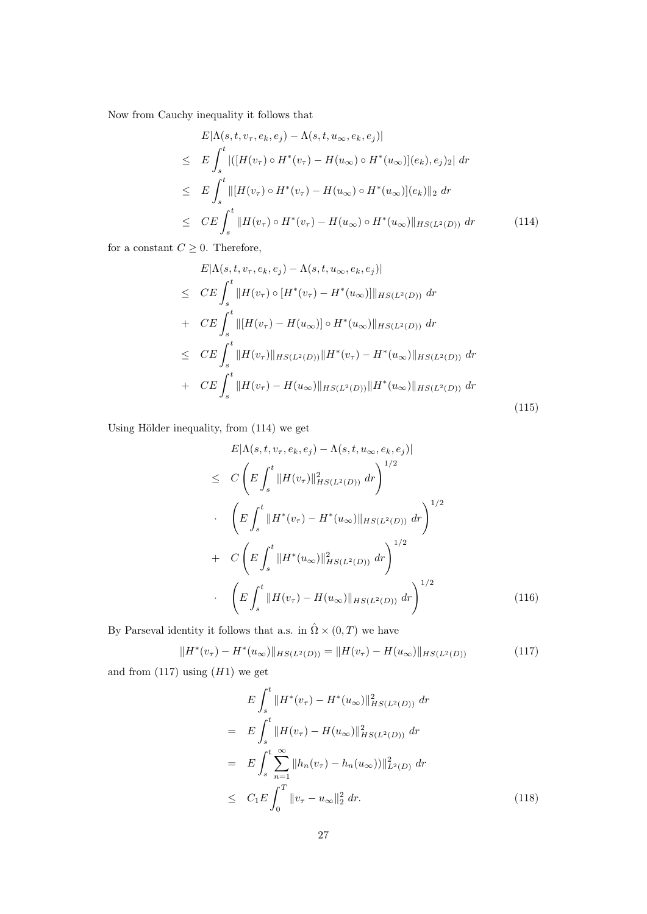Now from Cauchy inequality it follows that

$$
\begin{aligned}
& E|\Lambda(s,t,v_\tau,e_k,e_j) - \Lambda(s,t,u_\infty,e_k,e_j)| \\
\leq \quad & E\int_s^t |([H(v_\tau)\circ H^*(v_\tau) - H(u_\infty)\circ H^*(u_\infty)](e_k), e_j)_2| \; dr \\
\leq \quad & E\int_s^t \|[H(v_\tau)\circ H^*(v_\tau) - H(u_\infty)\circ H^*(u_\infty)](e_k)\|_2 \; dr \\
\leq \quad & CE\int_s^t \|H(v_\tau)\circ H^*(v_\tau) - H(u_\infty)\circ H^*(u_\infty)\|_{HS(L^2(D))} \; dr
\end{aligned} \tag{114}
$$

for a constant $C \geq 0$. Therefore,

$$
\begin{aligned}
& E|\Lambda(s,t,v_\tau,e_k,e_j) - \Lambda(s,t,u_\infty,e_k,e_j)| \\
\leq \quad & CE\int_s^t \|H(v_\tau)\circ [H^*(v_\tau) - H^*(u_\infty)]\|_{HS(L^2(D))} \; dr \\
+ \quad & CE\int_s^t \|[H(v_\tau) - H(u_\infty)]\circ H^*(u_\infty)\|_{HS(L^2(D))} \; dr \\
\leq \quad & CE\int_s^t \|H(v_\tau)\|_{HS(L^2(D))}\|H^*(v_\tau) - H^*(u_\infty)\|_{HS(L^2(D))} \; dr \\
+ \quad & CE\int_s^t \|H(v_\tau) - H(u_\infty)\|_{HS(L^2(D))}\|H^*(u_\infty)\|_{HS(L^2(D))} \; dr
\end{aligned} \tag{115}
$$

Using Hölder inequality, from (114) we get

$$
\begin{aligned}
& E|\Lambda(s,t,v_\tau,e_k,e_j) - \Lambda(s,t,u_\infty,e_k,e_j)| \\
\leq \quad & C\left(E\int_s^t \|H(v_\tau)\|^2_{HS(L^2(D))} \; dr\right)^{1/2} \\
\cdot \quad & \left(E\int_s^t \|H^*(v_\tau) - H^*(u_\infty)\|_{HS(L^2(D))} \; dr\right)^{1/2} \\
+ \quad & C\left(E\int_s^t \|H^*(u_\infty)\|^2_{HS(L^2(D))} \; dr\right)^{1/2} \\
\cdot \quad & \left(E\int_s^t \|H(v_\tau) - H(u_\infty)\|_{HS(L^2(D))} \; dr\right)^{1/2}
\end{aligned} \tag{116}
$$

By Parseval identity it follows that a.s. in $\hat{\Omega}\times(0,T)$ we have

$$
\|H^*(v_\tau) - H^*(u_\infty)\|_{HS(L^2(D))} = \|H(v_\tau) - H(u_\infty)\|_{HS(L^2(D))} \tag{117}
$$

and from (117) using $(H1)$ we get

$$
\begin{aligned}
& E\int_s^t \|H^*(v_\tau) - H^*(u_\infty)\|^2_{HS(L^2(D))} \; dr \\
= \quad & E\int_s^t \|H(v_\tau) - H(u_\infty)\|^2_{HS(L^2(D))} \; dr \\
= \quad & E\int_s^t \sum_{n=1}^{\infty} \|h_n(v_\tau) - h_n(u_\infty)\|^2_{L^2(D)} \; dr \\
\leq \quad & C_1 E\int_0^T \|v_\tau - u_\infty\|_2^2 \; dr.
\end{aligned} \tag{118}
$$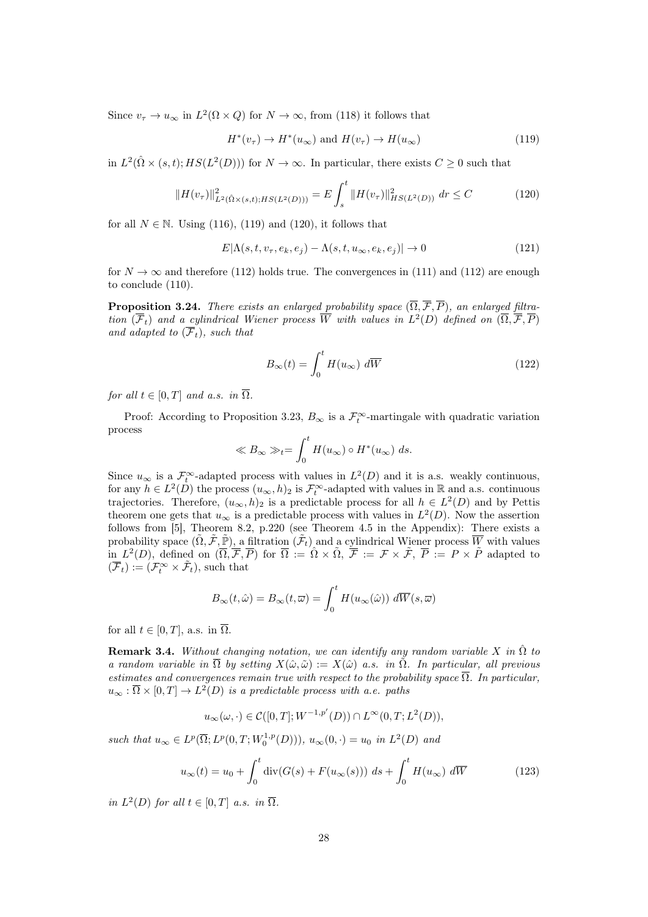Since $v_\tau \to u_\infty$ in $L^2(\Omega \times Q)$ for $N \to \infty$, from (118) it follows that

$$H^*(v_\tau) \to H^*(u_\infty) \text{ and } H(v_\tau) \to H(u_\infty) \tag{119}$$

in $L^2(\hat{\Omega} \times (s,t); HS(L^2(D)))$ for $N \to \infty$. In particular, there exists $C \geq 0$ such that

$$\|H(v_\tau)\|^2_{L^2(\hat{\Omega}\times(s,t);HS(L^2(D)))} = E\int_s^t \|H(v_\tau)\|^2_{HS(L^2(D))}\, dr \leq C \tag{120}$$

for all $N \in \mathbb{N}$. Using (116), (119) and (120), it follows that

$$E|\Lambda(s,t,v_\tau,e_k,e_j) - \Lambda(s,t,u_\infty,e_k,e_j)| \to 0 \tag{121}$$

for $N \to \infty$ and therefore (112) holds true. The convergences in (111) and (112) are enough to conclude (110).

**Proposition 3.24.** *There exists an enlarged probability space $(\overline{\Omega}, \overline{\mathcal{F}}, \overline{P})$, an enlarged filtration $(\overline{\mathcal{F}}_t)$ and a cylindrical Wiener process $\overline{W}$ with values in $L^2(D)$ defined on $(\overline{\Omega}, \overline{\mathcal{F}}, \overline{P})$ and adapted to $(\overline{\mathcal{F}}_t)$, such that*

$$B_\infty(t) = \int_0^t H(u_\infty)\, d\overline{W} \tag{122}$$

*for all $t \in [0,T]$ and a.s. in $\overline{\Omega}$.*

Proof: According to Proposition 3.23, $B_\infty$ is a $\mathcal{F}_t^\infty$-martingale with quadratic variation process

$$\ll B_\infty \gg_t = \int_0^t H(u_\infty) \circ H^*(u_\infty)\, ds.$$

Since $u_\infty$ is a $\mathcal{F}_t^\infty$-adapted process with values in $L^2(D)$ and it is a.s. weakly continuous, for any $h \in L^2(D)$ the process $(u_\infty, h)_2$ is $\mathcal{F}_t^\infty$-adapted with values in $\mathbb{R}$ and a.s. continuous trajectories. Therefore, $(u_\infty, h)_2$ is a predictable process for all $h \in L^2(D)$ and by Pettis theorem one gets that $u_\infty$ is a predictable process with values in $L^2(D)$. Now the assertion follows from [5], Theorem 8.2, p.220 (see Theorem 4.5 in the Appendix): There exists a probability space $(\tilde{\Omega}, \tilde{\mathcal{F}}, \tilde{\mathbb{P}})$, a filtration $(\tilde{\mathcal{F}}_t)$ and a cylindrical Wiener process $\overline{W}$ with values in $L^2(D)$, defined on $(\overline{\Omega}, \overline{\mathcal{F}}, \overline{P})$ for $\overline{\Omega} := \hat{\Omega} \times \tilde{\Omega}$, $\overline{\mathcal{F}} := \mathcal{F} \times \tilde{\mathcal{F}}$, $\overline{P} := P \times \tilde{P}$ adapted to $(\overline{\mathcal{F}}_t) := (\mathcal{F}_t^\infty \times \tilde{\mathcal{F}}_t)$, such that

$$B_\infty(t, \hat{\omega}) = B_\infty(t, \overline{\omega}) = \int_0^t H(u_\infty(\hat{\omega}))\, d\overline{W}(s, \overline{\omega})$$

for all $t \in [0,T]$, a.s. in $\overline{\Omega}$.

**Remark 3.4.** *Without changing notation, we can identify any random variable $X$ in $\hat{\Omega}$ to a random variable in $\overline{\Omega}$ by setting $X(\hat{\omega}, \tilde{\omega}) := X(\hat{\omega})$ a.s. in $\tilde{\Omega}$. In particular, all previous estimates and convergences remain true with respect to the probability space $\overline{\Omega}$. In particular, $u_\infty : \overline{\Omega} \times [0,T] \to L^2(D)$ is a predictable process with a.e. paths*

$$u_\infty(\omega, \cdot) \in \mathcal{C}([0,T]; W^{-1,p'}(D)) \cap L^\infty(0,T; L^2(D)),$$

*such that $u_\infty \in L^p(\overline{\Omega}; L^p(0,T; W_0^{1,p}(D)))$, $u_\infty(0,\cdot) = u_0$ in $L^2(D)$ and*

$$u_\infty(t) = u_0 + \int_0^t \operatorname{div}(G(s) + F(u_\infty(s)))\, ds + \int_0^t H(u_\infty)\, d\overline{W} \tag{123}$$

*in $L^2(D)$ for all $t \in [0,T]$ a.s. in $\overline{\Omega}$.*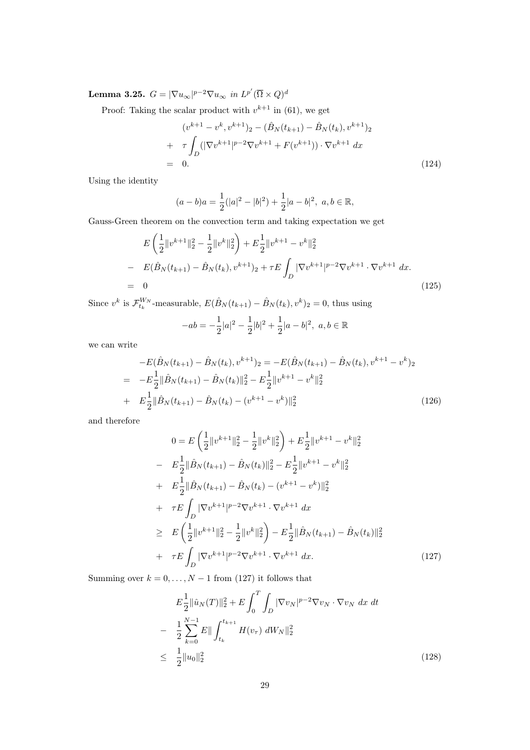**Lemma 3.25.** $G = |\nabla u_\infty|^{p-2}\nabla u_\infty$ *in* $L^{p'}(\overline{\Omega} \times Q)^d$

Proof: Taking the scalar product with $v^{k+1}$ in (61), we get

$$
\begin{aligned}
& (v^{k+1} - v^k, v^{k+1})_2 - (\hat{B}_N(t_{k+1}) - \hat{B}_N(t_k), v^{k+1})_2 \\
+ \quad & \tau \int_D (|\nabla v^{k+1}|^{p-2}\nabla v^{k+1} + F(v^{k+1})) \cdot \nabla v^{k+1} \, dx \\
= \quad & 0.
\end{aligned} \tag{124}
$$

Using the identity

$$
(a-b)a = \frac{1}{2}(|a|^2 - |b|^2) + \frac{1}{2}|a-b|^2, \; a, b \in \mathbb{R},
$$

Gauss-Green theorem on the convection term and taking expectation we get

$$
\begin{aligned}
& E\left(\frac{1}{2}\|v^{k+1}\|_2^2 - \frac{1}{2}\|v^k\|_2^2\right) + E\frac{1}{2}\|v^{k+1} - v^k\|_2^2 \\
- \quad & E(\hat{B}_N(t_{k+1}) - \hat{B}_N(t_k), v^{k+1})_2 + \tau E \int_D |\nabla v^{k+1}|^{p-2}\nabla v^{k+1} \cdot \nabla v^{k+1} \, dx. \\
= \quad & 0
\end{aligned} \tag{125}
$$

Since $v^k$ is $\mathcal{F}_{t_k}^{W_N}$-measurable, $E(\hat{B}_N(t_{k+1}) - \hat{B}_N(t_k), v^k)_2 = 0$, thus using

$$
-ab = -\frac{1}{2}|a|^2 - \frac{1}{2}|b|^2 + \frac{1}{2}|a-b|^2, \; a, b \in \mathbb{R}
$$

we can write

$$
\begin{aligned}
& -E(\hat{B}_N(t_{k+1}) - \hat{B}_N(t_k), v^{k+1})_2 = -E(\hat{B}_N(t_{k+1}) - \hat{B}_N(t_k), v^{k+1} - v^k)_2 \\
= \quad & -E\frac{1}{2}\|\hat{B}_N(t_{k+1}) - \hat{B}_N(t_k)\|_2^2 - E\frac{1}{2}\|v^{k+1} - v^k\|_2^2 \\
+ \quad & E\frac{1}{2}\|\hat{B}_N(t_{k+1}) - \hat{B}_N(t_k) - (v^{k+1} - v^k)\|_2^2
\end{aligned} \tag{126}
$$

and therefore

$$
\begin{aligned}
& 0 = E\left(\frac{1}{2}\|v^{k+1}\|_2^2 - \frac{1}{2}\|v^k\|_2^2\right) + E\frac{1}{2}\|v^{k+1} - v^k\|_2^2 \\
- \quad & E\frac{1}{2}\|\hat{B}_N(t_{k+1}) - \hat{B}_N(t_k)\|_2^2 - E\frac{1}{2}\|v^{k+1} - v^k\|_2^2 \\
+ \quad & E\frac{1}{2}\|\hat{B}_N(t_{k+1}) - \hat{B}_N(t_k) - (v^{k+1} - v^k)\|_2^2 \\
+ \quad & \tau E \int_D |\nabla v^{k+1}|^{p-2}\nabla v^{k+1} \cdot \nabla v^{k+1} \, dx \\
\geq \quad & E\left(\frac{1}{2}\|v^{k+1}\|_2^2 - \frac{1}{2}\|v^k\|_2^2\right) - E\frac{1}{2}\|\hat{B}_N(t_{k+1}) - \hat{B}_N(t_k)\|_2^2 \\
+ \quad & \tau E \int_D |\nabla v^{k+1}|^{p-2}\nabla v^{k+1} \cdot \nabla v^{k+1} \, dx.
\end{aligned} \tag{127}
$$

Summing over $k = 0, \ldots, N-1$ from (127) it follows that

$$
\begin{aligned}
& E\frac{1}{2}\|\hat{u}_N(T)\|_2^2 + E\int_0^T \int_D |\nabla v_N|^{p-2}\nabla v_N \cdot \nabla v_N \, dx \, dt \\
- \quad & \frac{1}{2}\sum_{k=0}^{N-1} E\|\int_{t_k}^{t_{k+1}} H(v_\tau) \, dW_N\|_2^2 \\
\leq \quad & \frac{1}{2}\|u_0\|_2^2
\end{aligned} \tag{128}
$$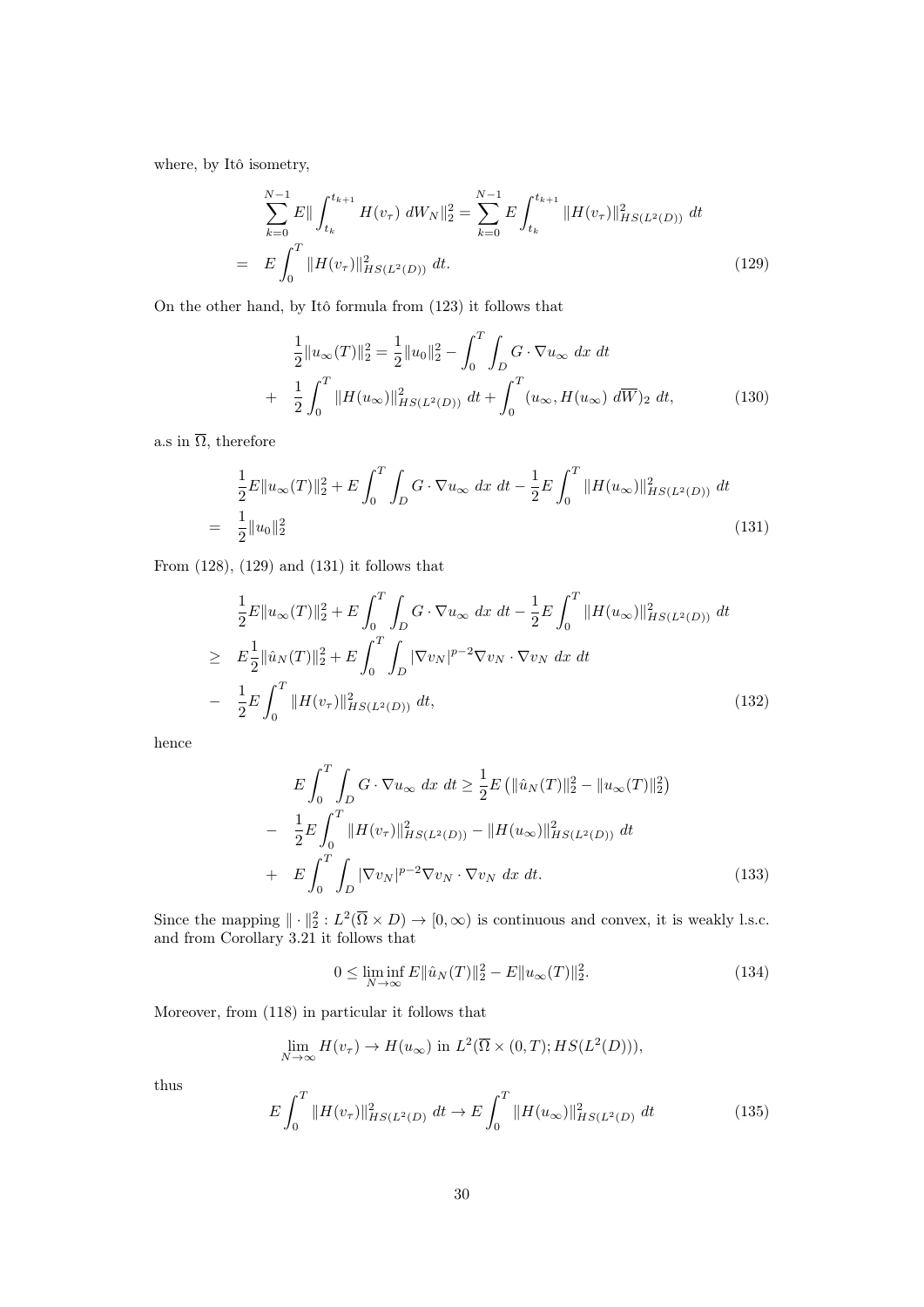where, by Itô isometry,

$$
\begin{aligned}
&\sum_{k=0}^{N-1} E\|\int_{t_k}^{t_{k+1}} H(v_\tau)\ dW_N\|_2^2 = \sum_{k=0}^{N-1} E\int_{t_k}^{t_{k+1}} \|H(v_\tau)\|_{HS(L^2(D))}^2\ dt \\
= \quad & E\int_0^T \|H(v_\tau)\|_{HS(L^2(D))}^2\ dt. \qquad (129)
\end{aligned}
$$

On the other hand, by Itô formula from (123) it follows that

$$
\begin{aligned}
&\frac{1}{2}\|u_\infty(T)\|_2^2 = \frac{1}{2}\|u_0\|_2^2 - \int_0^T\int_D G\cdot\nabla u_\infty\ dx\ dt \\
+ \quad & \frac{1}{2}\int_0^T \|H(u_\infty)\|_{HS(L^2(D))}^2\ dt + \int_0^T (u_\infty, H(u_\infty)\ d\overline{W})_2\ dt, \qquad (130)
\end{aligned}
$$

a.s in $\overline{\Omega}$, therefore

$$
\begin{aligned}
&\frac{1}{2}E\|u_\infty(T)\|_2^2 + E\int_0^T\int_D G\cdot\nabla u_\infty\ dx\ dt - \frac{1}{2}E\int_0^T \|H(u_\infty)\|_{HS(L^2(D))}^2\ dt \\
= \quad & \frac{1}{2}\|u_0\|_2^2 \qquad (131)
\end{aligned}
$$

From (128), (129) and (131) it follows that

$$
\begin{aligned}
&\frac{1}{2}E\|u_\infty(T)\|_2^2 + E\int_0^T\int_D G\cdot\nabla u_\infty\ dx\ dt - \frac{1}{2}E\int_0^T \|H(u_\infty)\|_{HS(L^2(D))}^2\ dt \\
\geq \quad & E\frac{1}{2}\|\hat{u}_N(T)\|_2^2 + E\int_0^T\int_D |\nabla v_N|^{p-2}\nabla v_N\cdot\nabla v_N\ dx\ dt \\
- \quad & \frac{1}{2}E\int_0^T \|H(v_\tau)\|_{HS(L^2(D))}^2\ dt, \qquad (132)
\end{aligned}
$$

hence

$$
\begin{aligned}
&E\int_0^T\int_D G\cdot\nabla u_\infty\ dx\ dt \geq \frac{1}{2}E\left(\|\hat{u}_N(T)\|_2^2 - \|u_\infty(T)\|_2^2\right) \\
- \quad & \frac{1}{2}E\int_0^T \|H(v_\tau)\|_{HS(L^2(D))}^2 - \|H(u_\infty)\|_{HS(L^2(D))}^2\ dt \\
+ \quad & E\int_0^T\int_D |\nabla v_N|^{p-2}\nabla v_N\cdot\nabla v_N\ dx\ dt. \qquad (133)
\end{aligned}
$$

Since the mapping $\|\cdot\|_2^2 : L^2(\overline{\Omega}\times D)\to[0,\infty)$ is continuous and convex, it is weakly l.s.c. and from Corollary 3.21 it follows that

$$
0 \leq \liminf_{N\to\infty} E\|\hat{u}_N(T)\|_2^2 - E\|u_\infty(T)\|_2^2. \qquad (134)
$$

Moreover, from (118) in particular it follows that

$$
\lim_{N\to\infty} H(v_\tau) \to H(u_\infty) \text{ in } L^2(\overline{\Omega}\times(0,T); HS(L^2(D))),
$$

thus

$$
E\int_0^T \|H(v_\tau)\|_{HS(L^2(D)}^2\ dt \to E\int_0^T \|H(u_\infty)\|_{HS(L^2(D)}^2\ dt \qquad (135)
$$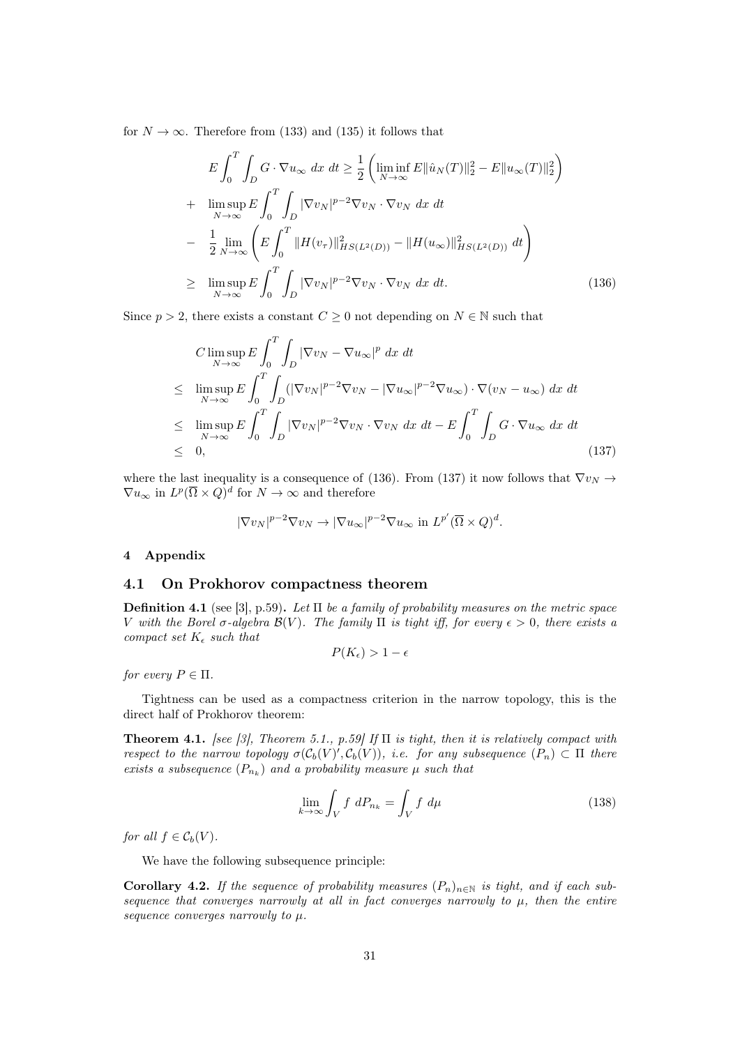for $N \to \infty$. Therefore from (133) and (135) it follows that

$$
\begin{aligned}
& E\int_0^T \int_D G \cdot \nabla u_\infty \, dx \, dt \geq \frac{1}{2}\left(\liminf_{N\to\infty} E\|\hat{u}_N(T)\|_2^2 - E\|u_\infty(T)\|_2^2\right) \\
+ & \limsup_{N\to\infty} E\int_0^T \int_D |\nabla v_N|^{p-2}\nabla v_N \cdot \nabla v_N \, dx \, dt \\
- & \frac{1}{2}\lim_{N\to\infty}\left(E\int_0^T \|H(v_\tau)\|^2_{HS(L^2(D))} - \|H(u_\infty)\|^2_{HS(L^2(D))} \, dt\right) \\
\geq & \limsup_{N\to\infty} E\int_0^T \int_D |\nabla v_N|^{p-2}\nabla v_N \cdot \nabla v_N \, dx \, dt. \qquad (136)
\end{aligned}
$$

Since $p > 2$, there exists a constant $C \geq 0$ not depending on $N \in \mathbb{N}$ such that

$$
\begin{aligned}
& C \limsup_{N\to\infty} E\int_0^T \int_D |\nabla v_N - \nabla u_\infty|^p \, dx \, dt \\
\leq & \limsup_{N\to\infty} E\int_0^T \int_D (|\nabla v_N|^{p-2}\nabla v_N - |\nabla u_\infty|^{p-2}\nabla u_\infty) \cdot \nabla(v_N - u_\infty) \, dx \, dt \\
\leq & \limsup_{N\to\infty} E\int_0^T \int_D |\nabla v_N|^{p-2}\nabla v_N \cdot \nabla v_N \, dx \, dt - E\int_0^T \int_D G \cdot \nabla u_\infty \, dx \, dt \\
\leq & \; 0, \qquad (137)
\end{aligned}
$$

where the last inequality is a consequence of (136). From (137) it now follows that $\nabla v_N \to \nabla u_\infty$ in $L^p(\overline{\Omega} \times Q)^d$ for $N \to \infty$ and therefore

$$
|\nabla v_N|^{p-2}\nabla v_N \to |\nabla u_\infty|^{p-2}\nabla u_\infty \text{ in } L^{p'}(\overline{\Omega} \times Q)^d.
$$

## 4 Appendix

### 4.1 On Prokhorov compactness theorem

**Definition 4.1** (see [3], p.59)**.** *Let $\Pi$ be a family of probability measures on the metric space $V$ with the Borel $\sigma$-algebra $\mathcal{B}(V)$. The family $\Pi$ is tight iff, for every $\epsilon > 0$, there exists a compact set $K_\epsilon$ such that*

$$
P(K_\epsilon) > 1 - \epsilon
$$

*for every $P \in \Pi$.*

Tightness can be used as a compactness criterion in the narrow topology, this is the direct half of Prokhorov theorem:

**Theorem 4.1.** *[see [3], Theorem 5.1., p.59] If $\Pi$ is tight, then it is relatively compact with respect to the narrow topology $\sigma(\mathcal{C}_b(V)', \mathcal{C}_b(V))$, i.e. for any subsequence $(P_n) \subset \Pi$ there exists a subsequence $(P_{n_k})$ and a probability measure $\mu$ such that*

$$
\lim_{k\to\infty} \int_V f \, dP_{n_k} = \int_V f \, d\mu \qquad (138)
$$

*for all $f \in \mathcal{C}_b(V)$.*

We have the following subsequence principle:

**Corollary 4.2.** *If the sequence of probability measures $(P_n)_{n\in\mathbb{N}}$ is tight, and if each subsequence that converges narrowly at all in fact converges narrowly to $\mu$, then the entire sequence converges narrowly to $\mu$.*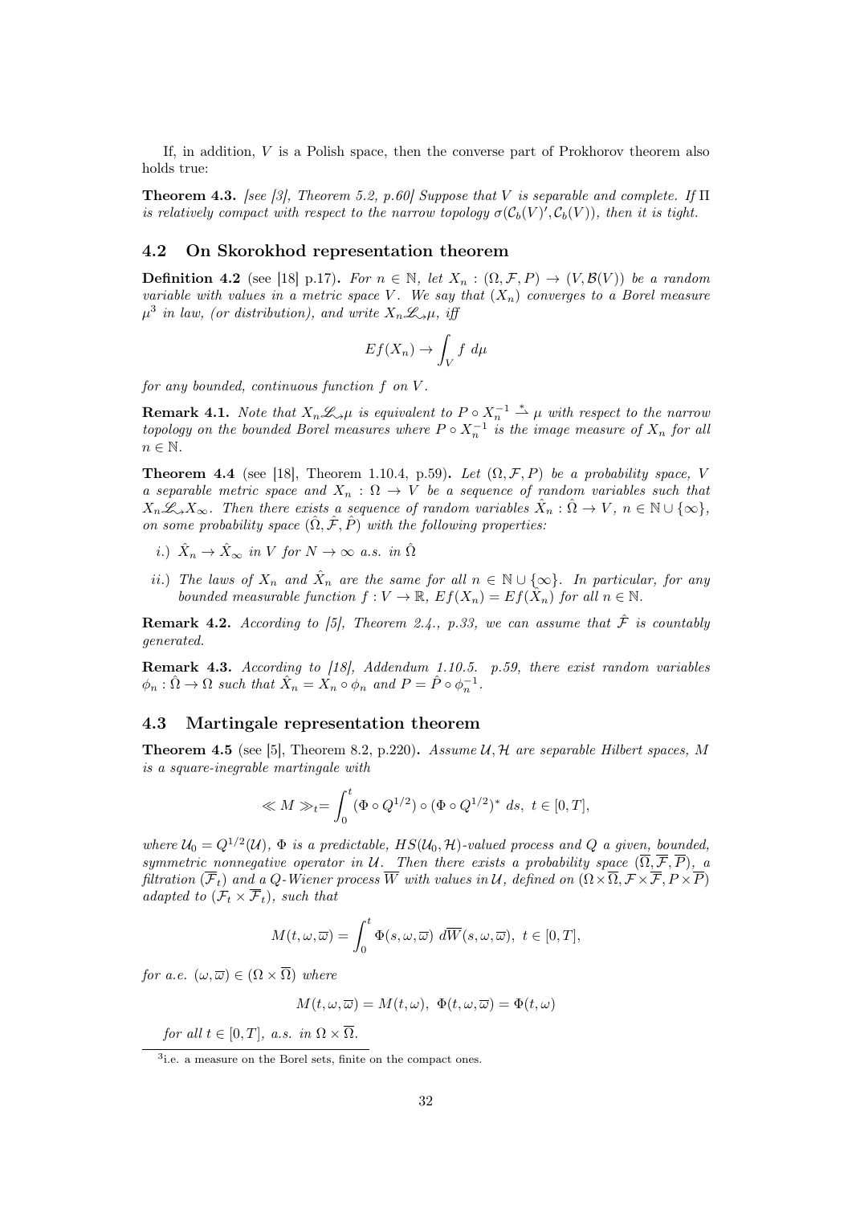If, in addition, $V$ is a Polish space, then the converse part of Prokhorov theorem also holds true:

**Theorem 4.3.** *[see [3], Theorem 5.2, p.60] Suppose that $V$ is separable and complete. If $\Pi$ is relatively compact with respect to the narrow topology $\sigma(\mathcal{C}_b(V)', \mathcal{C}_b(V))$, then it is tight.*

## 4.2 On Skorokhod representation theorem

**Definition 4.2** (see [18] p.17)**.** *For $n \in \mathbb{N}$, let $X_n : (\Omega, \mathcal{F}, P) \to (V, \mathcal{B}(V))$ be a random variable with values in a metric space $V$. We say that $(X_n)$ converges to a Borel measure $\mu$[3] in law, (or distribution), and write $X_n \mathscr{L}\!\!\rightsquigarrow \mu$, iff*

$$Ef(X_n) \to \int_V f \ d\mu$$

*for any bounded, continuous function $f$ on $V$.*

**Remark 4.1.** *Note that $X_n \mathscr{L}\!\!\rightsquigarrow \mu$ is equivalent to $P \circ X_n^{-1} \overset{*}{\rightharpoonup} \mu$ with respect to the narrow topology on the bounded Borel measures where $P \circ X_n^{-1}$ is the image measure of $X_n$ for all $n \in \mathbb{N}$.*

**Theorem 4.4** (see [18], Theorem 1.10.4, p.59)**.** *Let $(\Omega, \mathcal{F}, P)$ be a probability space, $V$ a separable metric space and $X_n : \Omega \to V$ be a sequence of random variables such that $X_n \mathscr{L}\!\!\rightsquigarrow X_\infty$. Then there exists a sequence of random variables $\hat{X}_n : \hat{\Omega} \to V$, $n \in \mathbb{N} \cup \{\infty\}$, on some probability space $(\hat{\Omega}, \hat{\mathcal{F}}, \hat{P})$ with the following properties:*

*i.) $\hat{X}_n \to \hat{X}_\infty$ in $V$ for $N \to \infty$ a.s. in $\hat{\Omega}$*

*ii.) The laws of $X_n$ and $\hat{X}_n$ are the same for all $n \in \mathbb{N} \cup \{\infty\}$. In particular, for any bounded measurable function $f : V \to \mathbb{R}$, $Ef(X_n) = Ef(\hat{X}_n)$ for all $n \in \mathbb{N}$.*

**Remark 4.2.** *According to [5], Theorem 2.4., p.33, we can assume that $\hat{\mathcal{F}}$ is countably generated.*

**Remark 4.3.** *According to [18], Addendum 1.10.5. p.59, there exist random variables $\phi_n : \hat{\Omega} \to \Omega$ such that $\hat{X}_n = X_n \circ \phi_n$ and $P = \hat{P} \circ \phi_n^{-1}$.*

## 4.3 Martingale representation theorem

**Theorem 4.5** (see [5], Theorem 8.2, p.220)**.** *Assume $\mathcal{U}, \mathcal{H}$ are separable Hilbert spaces, $M$ is a square-inegrable martingale with*

$$\ll M \gg_t = \int_0^t (\Phi \circ Q^{1/2}) \circ (\Phi \circ Q^{1/2})^* \ ds, \ t \in [0, T],$$

*where $\mathcal{U}_0 = Q^{1/2}(\mathcal{U})$, $\Phi$ is a predictable, $HS(\mathcal{U}_0, \mathcal{H})$-valued process and $Q$ a given, bounded, symmetric nonnegative operator in $\mathcal{U}$. Then there exists a probability space $(\overline{\Omega}, \overline{\mathcal{F}}, \overline{P})$, a filtration $(\overline{\mathcal{F}}_t)$ and a $Q$-Wiener process $\overline{W}$ with values in $\mathcal{U}$, defined on $(\Omega \times \overline{\Omega}, \mathcal{F} \times \overline{\mathcal{F}}, P \times \overline{P})$ adapted to $(\mathcal{F}_t \times \overline{\mathcal{F}}_t)$, such that*

$$M(t, \omega, \overline{\omega}) = \int_0^t \Phi(s, \omega, \overline{\omega}) \ d\overline{W}(s, \omega, \overline{\omega}), \ t \in [0, T],$$

*for a.e. $(\omega, \overline{\omega}) \in (\Omega \times \overline{\Omega})$ where*

$$M(t, \omega, \overline{\omega}) = M(t, \omega), \ \Phi(t, \omega, \overline{\omega}) = \Phi(t, \omega)$$

*for all $t \in [0, T]$, a.s. in $\Omega \times \overline{\Omega}$.*

[3] i.e. a measure on the Borel sets, finite on the compact ones.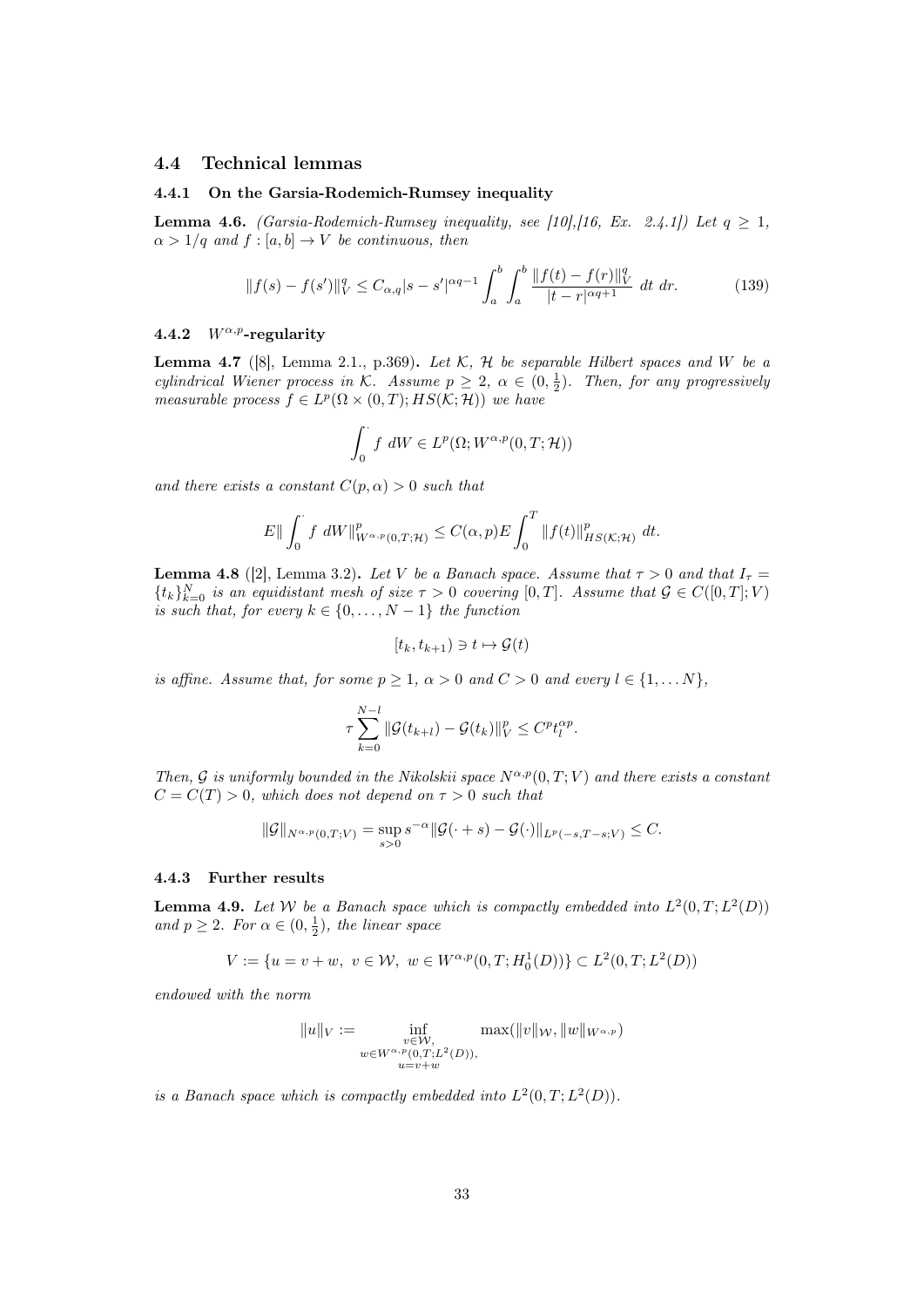## 4.4 Technical lemmas

### 4.4.1 On the Garsia-Rodemich-Rumsey inequality

**Lemma 4.6.** *(Garsia-Rodemich-Rumsey inequality, see [10],[16, Ex. 2.4.1]) Let $q \geq 1$, $\alpha > 1/q$ and $f : [a, b] \to V$ be continuous, then*

$$\|f(s) - f(s')\|_V^q \leq C_{\alpha,q} |s - s'|^{\alpha q - 1} \int_a^b \int_a^b \frac{\|f(t) - f(r)\|_V^q}{|t - r|^{\alpha q + 1}} \, dt \, dr. \tag{139}$$

### 4.4.2 $W^{\alpha,p}$-regularity

**Lemma 4.7** ([8], Lemma 2.1., p.369)**.** *Let $\mathcal{K}$, $\mathcal{H}$ be separable Hilbert spaces and $W$ be a cylindrical Wiener process in $\mathcal{K}$. Assume $p \geq 2$, $\alpha \in (0, \frac{1}{2})$. Then, for any progressively measurable process $f \in L^p(\Omega \times (0, T); HS(\mathcal{K}; \mathcal{H}))$ we have*

$$\int_0^\cdot f \, dW \in L^p(\Omega; W^{\alpha,p}(0, T; \mathcal{H}))$$

*and there exists a constant $C(p, \alpha) > 0$ such that*

$$E\| \int_0^\cdot f \, dW\|_{W^{\alpha,p}(0,T;\mathcal{H})}^p \leq C(\alpha, p) E \int_0^T \|f(t)\|_{HS(\mathcal{K};\mathcal{H})}^p \, dt.$$

**Lemma 4.8** ([2], Lemma 3.2)**.** *Let $V$ be a Banach space. Assume that $\tau > 0$ and that $I_\tau = \{t_k\}_{k=0}^N$ is an equidistant mesh of size $\tau > 0$ covering $[0, T]$. Assume that $\mathcal{G} \in C([0, T]; V)$ is such that, for every $k \in \{0, \dots, N - 1\}$ the function*

$$[t_k, t_{k+1}) \ni t \mapsto \mathcal{G}(t)$$

*is affine. Assume that, for some $p \geq 1$, $\alpha > 0$ and $C > 0$ and every $l \in \{1, \dots N\}$,*

$$\tau \sum_{k=0}^{N-l} \|\mathcal{G}(t_{k+l}) - \mathcal{G}(t_k)\|_V^p \leq C^p t_l^{\alpha p}.$$

*Then, $\mathcal{G}$ is uniformly bounded in the Nikolskii space $N^{\alpha,p}(0, T; V)$ and there exists a constant $C = C(T) > 0$, which does not depend on $\tau > 0$ such that*

$$\|\mathcal{G}\|_{N^{\alpha,p}(0,T;V)} = \sup_{s>0} s^{-\alpha} \|\mathcal{G}(\cdot + s) - \mathcal{G}(\cdot)\|_{L^p(-s,T-s;V)} \leq C.$$

### 4.4.3 Further results

**Lemma 4.9.** *Let $\mathcal{W}$ be a Banach space which is compactly embedded into $L^2(0, T; L^2(D))$ and $p \geq 2$. For $\alpha \in (0, \frac{1}{2})$, the linear space*

$$V := \{u = v + w, \ v \in \mathcal{W}, \ w \in W^{\alpha,p}(0, T; H_0^1(D))\} \subset L^2(0, T; L^2(D))$$

*endowed with the norm*

$$\|u\|_V := \inf_{\substack{v \in \mathcal{W}, \\ w \in W^{\alpha,p}(0,T;L^2(D)), \\ u = v + w}} \max(\|v\|_{\mathcal{W}}, \|w\|_{W^{\alpha,p}})$$

*is a Banach space which is compactly embedded into $L^2(0, T; L^2(D))$.*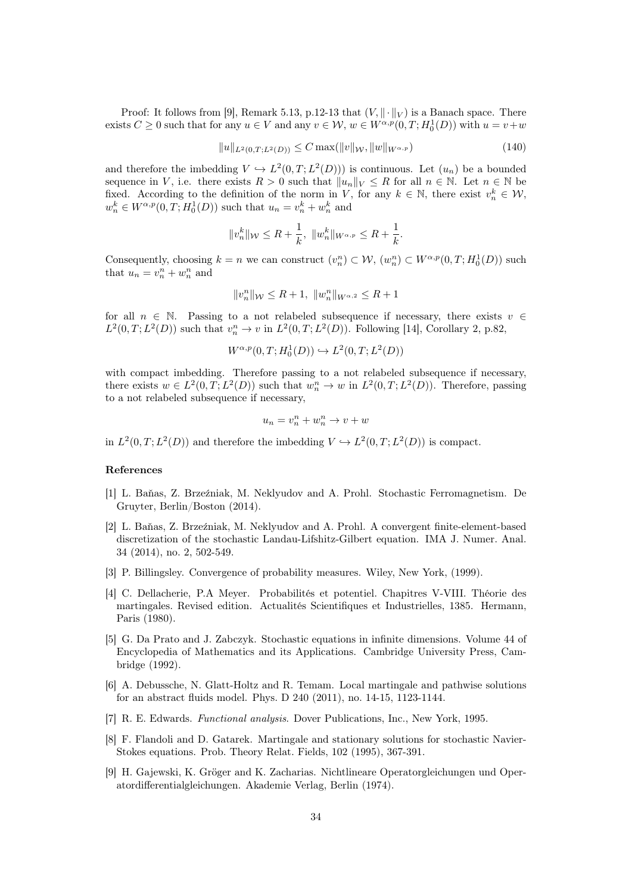Proof: It follows from [9], Remark 5.13, p.12-13 that $(V, \|\cdot\|_V)$ is a Banach space. There exists $C \geq 0$ such that for any $u \in V$ and any $v \in \mathcal{W}$, $w \in W^{\alpha,p}(0,T;H_0^1(D))$ with $u = v+w$

$$\|u\|_{L^2(0,T;L^2(D))} \leq C \max(\|v\|_{\mathcal{W}}, \|w\|_{W^{\alpha,p}}) \tag{140}$$

and therefore the imbedding $V \hookrightarrow L^2(0,T;L^2(D)))$ is continuous. Let $(u_n)$ be a bounded sequence in $V$, i.e. there exists $R > 0$ such that $\|u_n\|_V \leq R$ for all $n \in \mathbb{N}$. Let $n \in \mathbb{N}$ be fixed. According to the definition of the norm in $V$, for any $k \in \mathbb{N}$, there exist $v_n^k \in \mathcal{W}$, $w_n^k \in W^{\alpha,p}(0,T;H_0^1(D))$ such that $u_n = v_n^k + w_n^k$ and

$$\|v_n^k\|_{\mathcal{W}} \leq R + \frac{1}{k}, \ \|w_n^k\|_{W^{\alpha,p}} \leq R + \frac{1}{k}.$$

Consequently, choosing $k = n$ we can construct $(v_n^n) \subset \mathcal{W}$, $(w_n^n) \subset W^{\alpha,p}(0,T;H_0^1(D))$ such that $u_n = v_n^n + w_n^n$ and

$$\|v_n^n\|_{\mathcal{W}} \leq R + 1, \ \|w_n^n\|_{W^{\alpha,2}} \leq R + 1$$

for all $n \in \mathbb{N}$. Passing to a not relabeled subsequence if necessary, there exists $v \in L^2(0,T;L^2(D))$ such that $v_n^n \to v$ in $L^2(0,T;L^2(D))$. Following [14], Corollary 2, p.82,

$$W^{\alpha,p}(0,T;H_0^1(D)) \hookrightarrow L^2(0,T;L^2(D))$$

with compact imbedding. Therefore passing to a not relabeled subsequence if necessary, there exists $w \in L^2(0,T;L^2(D))$ such that $w_n^n \to w$ in $L^2(0,T;L^2(D))$. Therefore, passing to a not relabeled subsequence if necessary,

$$u_n = v_n^n + w_n^n \to v + w$$

in $L^2(0,T;L^2(D))$ and therefore the imbedding $V \hookrightarrow L^2(0,T;L^2(D))$ is compact.

## References

[1] L. Baňas, Z. Brzeźniak, M. Neklyudov and A. Prohl. Stochastic Ferromagnetism. De Gruyter, Berlin/Boston (2014).

[2] L. Baňas, Z. Brzeźniak, M. Neklyudov and A. Prohl. A convergent finite-element-based discretization of the stochastic Landau-Lifshitz-Gilbert equation. IMA J. Numer. Anal. 34 (2014), no. 2, 502-549.

[3] P. Billingsley. Convergence of probability measures. Wiley, New York, (1999).

[4] C. Dellacherie, P.A Meyer. Probabilités et potentiel. Chapitres V-VIII. Théorie des martingales. Revised edition. Actualités Scientifiques et Industrielles, 1385. Hermann, Paris (1980).

[5] G. Da Prato and J. Zabczyk. Stochastic equations in infinite dimensions. Volume 44 of Encyclopedia of Mathematics and its Applications. Cambridge University Press, Cambridge (1992).

[6] A. Debussche, N. Glatt-Holtz and R. Temam. Local martingale and pathwise solutions for an abstract fluids model. Phys. D 240 (2011), no. 14-15, 1123-1144.

[7] R. E. Edwards. *Functional analysis*. Dover Publications, Inc., New York, 1995.

[8] F. Flandoli and D. Gatarek. Martingale and stationary solutions for stochastic Navier-Stokes equations. Prob. Theory Relat. Fields, 102 (1995), 367-391.

[9] H. Gajewski, K. Gröger and K. Zacharias. Nichtlineare Operatorgleichungen und Operatordifferentialgleichungen. Akademie Verlag, Berlin (1974).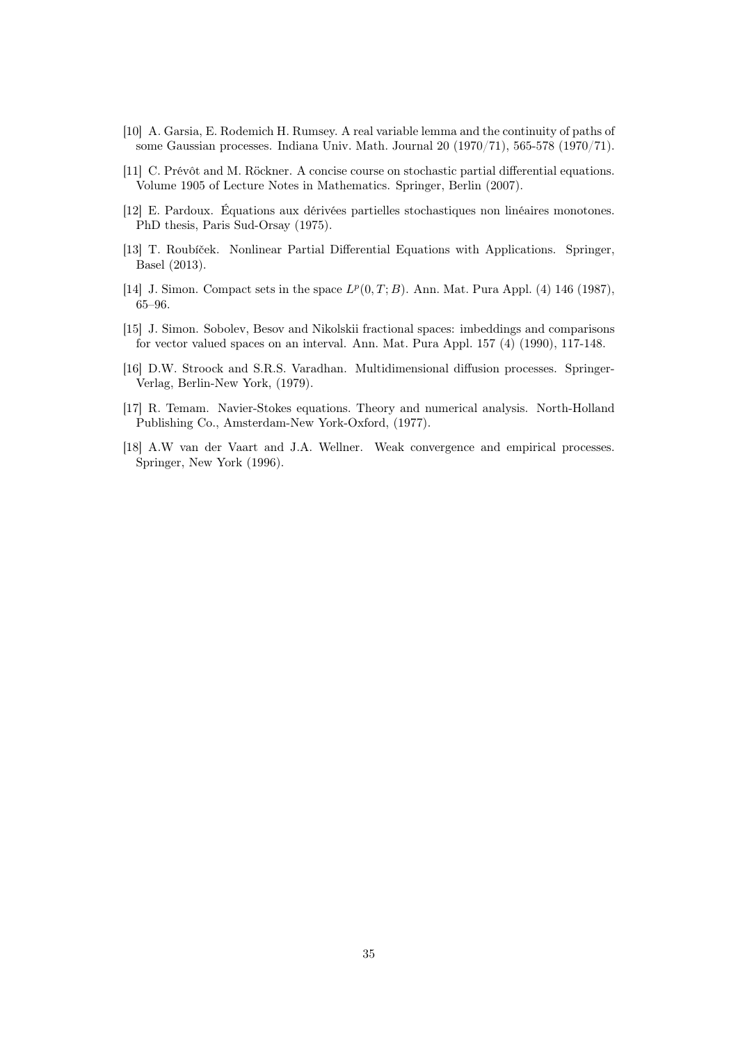[10] A. Garsia, E. Rodemich H. Rumsey. A real variable lemma and the continuity of paths of some Gaussian processes. Indiana Univ. Math. Journal 20 (1970/71), 565-578 (1970/71).

[11] C. Prévôt and M. Röckner. A concise course on stochastic partial differential equations. Volume 1905 of Lecture Notes in Mathematics. Springer, Berlin (2007).

[12] E. Pardoux. Équations aux dérivées partielles stochastiques non linéaires monotones. PhD thesis, Paris Sud-Orsay (1975).

[13] T. Roubíček. Nonlinear Partial Differential Equations with Applications. Springer, Basel (2013).

[14] J. Simon. Compact sets in the space $L^p(0,T;B)$. Ann. Mat. Pura Appl. (4) 146 (1987), 65–96.

[15] J. Simon. Sobolev, Besov and Nikolskii fractional spaces: imbeddings and comparisons for vector valued spaces on an interval. Ann. Mat. Pura Appl. 157 (4) (1990), 117-148.

[16] D.W. Stroock and S.R.S. Varadhan. Multidimensional diffusion processes. Springer-Verlag, Berlin-New York, (1979).

[17] R. Temam. Navier-Stokes equations. Theory and numerical analysis. North-Holland Publishing Co., Amsterdam-New York-Oxford, (1977).

[18] A.W van der Vaart and J.A. Wellner. Weak convergence and empirical processes. Springer, New York (1996).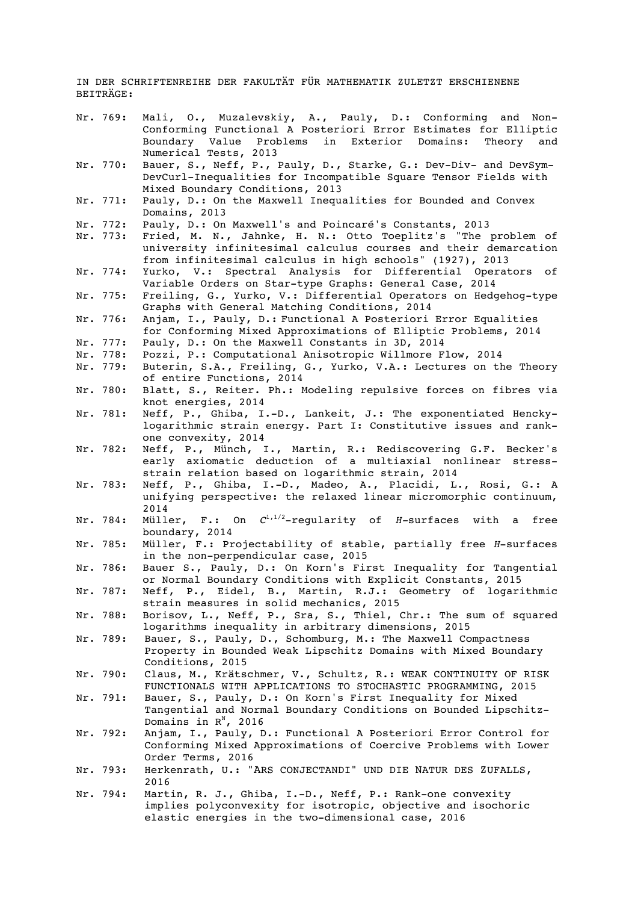IN DER SCHRIFTENREIHE DER FAKULTÄT FÜR MATHEMATIK ZULETZT ERSCHIENENE BEITRÄGE:

- Nr. 769: Mali, O., Muzalevskiy, A., Pauly, D.: Conforming and Non-Conforming Functional A Posteriori Error Estimates for Elliptic Boundary Value Problems in Exterior Domains: Theory and Numerical Tests, 2013
- Nr. 770: Bauer, S., Neff, P., Pauly, D., Starke, G.: Dev-Div- and DevSym-DevCurl-Inequalities for Incompatible Square Tensor Fields with Mixed Boundary Conditions, 2013
- Nr. 771: Pauly, D.: On the Maxwell Inequalities for Bounded and Convex Domains, 2013
- Nr. 772: Pauly, D.: On Maxwell's and Poincaré's Constants, 2013
- Nr. 773: Fried, M. N., Jahnke, H. N.: Otto Toeplitz's "The problem of university infinitesimal calculus courses and their demarcation from infinitesimal calculus in high schools" (1927), 2013
- Nr. 774: Yurko, V.: Spectral Analysis for Differential Operators of Variable Orders on Star-type Graphs: General Case, 2014
- Nr. 775: Freiling, G., Yurko, V.: Differential Operators on Hedgehog-type Graphs with General Matching Conditions, 2014
- Nr. 776: Anjam, I., Pauly, D.: Functional A Posteriori Error Equalities for Conforming Mixed Approximations of Elliptic Problems, 2014
- Nr. 777: Pauly, D.: On the Maxwell Constants in 3D, 2014
- Nr. 778: Pozzi, P.: Computational Anisotropic Willmore Flow, 2014
- Nr. 779: Buterin, S.A., Freiling, G., Yurko, V.A.: Lectures on the Theory of entire Functions, 2014
- Nr. 780: Blatt, S., Reiter. Ph.: Modeling repulsive forces on fibres via knot energies, 2014
- Nr. 781: Neff, P., Ghiba, I.-D., Lankeit, J.: The exponentiated Hencky-logarithmic strain energy. Part I: Constitutive issues and rank-one convexity, 2014
- Nr. 782: Neff, P., Münch, I., Martin, R.: Rediscovering G.F. Becker's early axiomatic deduction of a multiaxial nonlinear stress-strain relation based on logarithmic strain, 2014
- Nr. 783: Neff, P., Ghiba, I.-D., Madeo, A., Placidi, L., Rosi, G.: A unifying perspective: the relaxed linear micromorphic continuum, 2014
- Nr. 784: Müller, F.: On $C^{1,1/2}$-regularity of $H$-surfaces with a free boundary, 2014
- Nr. 785: Müller, F.: Projectability of stable, partially free $H$-surfaces in the non-perpendicular case, 2015
- Nr. 786: Bauer S., Pauly, D.: On Korn's First Inequality for Tangential or Normal Boundary Conditions with Explicit Constants, 2015
- Nr. 787: Neff, P., Eidel, B., Martin, R.J.: Geometry of logarithmic strain measures in solid mechanics, 2015
- Nr. 788: Borisov, L., Neff, P., Sra, S., Thiel, Chr.: The sum of squared logarithms inequality in arbitrary dimensions, 2015
- Nr. 789: Bauer, S., Pauly, D., Schomburg, M.: The Maxwell Compactness Property in Bounded Weak Lipschitz Domains with Mixed Boundary Conditions, 2015
- Nr. 790: Claus, M., Krätschmer, V., Schultz, R.: WEAK CONTINUITY OF RISK FUNCTIONALS WITH APPLICATIONS TO STOCHASTIC PROGRAMMING, 2015
- Nr. 791: Bauer, S., Pauly, D.: On Korn's First Inequality for Mixed Tangential and Normal Boundary Conditions on Bounded Lipschitz-Domains in $R^N$, 2016
- Nr. 792: Anjam, I., Pauly, D.: Functional A Posteriori Error Control for Conforming Mixed Approximations of Coercive Problems with Lower Order Terms, 2016
- Nr. 793: Herkenrath, U.: "ARS CONJECTANDI" UND DIE NATUR DES ZUFALLS, 2016
- Nr. 794: Martin, R. J., Ghiba, I.-D., Neff, P.: Rank-one convexity implies polyconvexity for isotropic, objective and isochoric elastic energies in the two-dimensional case, 2016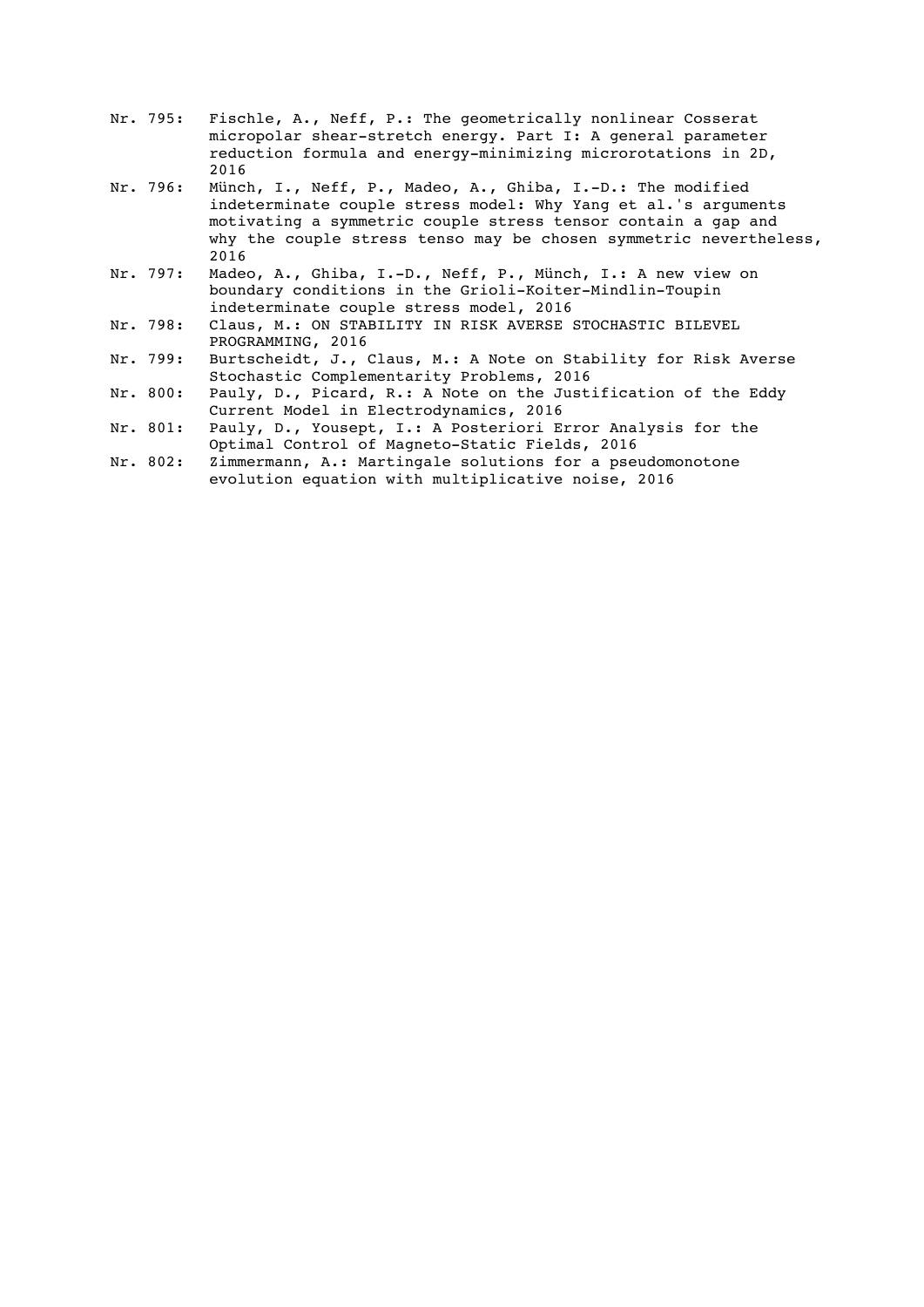Nr. 795: Fischle, A., Neff, P.: The geometrically nonlinear Cosserat micropolar shear-stretch energy. Part I: A general parameter reduction formula and energy-minimizing microrotations in 2D, 2016

Nr. 796: Münch, I., Neff, P., Madeo, A., Ghiba, I.-D.: The modified indeterminate couple stress model: Why Yang et al.'s arguments motivating a symmetric couple stress tensor contain a gap and why the couple stress tenso may be chosen symmetric nevertheless, 2016

Nr. 797: Madeo, A., Ghiba, I.-D., Neff, P., Münch, I.: A new view on boundary conditions in the Grioli-Koiter-Mindlin-Toupin indeterminate couple stress model, 2016

Nr. 798: Claus, M.: ON STABILITY IN RISK AVERSE STOCHASTIC BILEVEL PROGRAMMING, 2016

Nr. 799: Burtscheidt, J., Claus, M.: A Note on Stability for Risk Averse Stochastic Complementarity Problems, 2016

Nr. 800: Pauly, D., Picard, R.: A Note on the Justification of the Eddy Current Model in Electrodynamics, 2016

Nr. 801: Pauly, D., Yousept, I.: A Posteriori Error Analysis for the Optimal Control of Magneto-Static Fields, 2016

Nr. 802: Zimmermann, A.: Martingale solutions for a pseudomonotone evolution equation with multiplicative noise, 2016